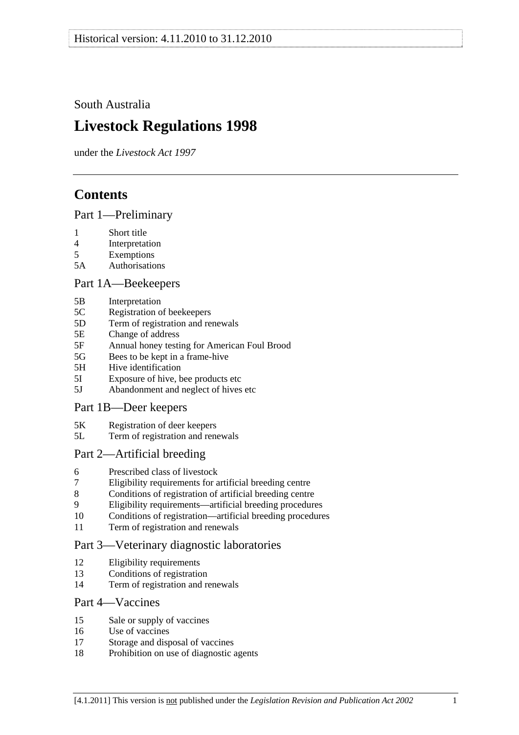South Australia

# Livestock Regulations 1998

under the *Livestock Act 1997*

## Contents

### Part 1—Preliminary

1 Short title
4 Interpretation
5 Exemptions
5A Authorisations

### Part 1A—Beekeepers

5B Interpretation
5C Registration of beekeepers
5D Term of registration and renewals
5E Change of address
5F Annual honey testing for American Foul Brood
5G Bees to be kept in a frame-hive
5H Hive identification
5I Exposure of hive, bee products etc
5J Abandonment and neglect of hives etc

### Part 1B—Deer keepers

5K Registration of deer keepers
5L Term of registration and renewals

### Part 2—Artificial breeding

6 Prescribed class of livestock
7 Eligibility requirements for artificial breeding centre
8 Conditions of registration of artificial breeding centre
9 Eligibility requirements—artificial breeding procedures
10 Conditions of registration—artificial breeding procedures
11 Term of registration and renewals

### Part 3—Veterinary diagnostic laboratories

12 Eligibility requirements
13 Conditions of registration
14 Term of registration and renewals

### Part 4—Vaccines

15 Sale or supply of vaccines
16 Use of vaccines
17 Storage and disposal of vaccines
18 Prohibition on use of diagnostic agents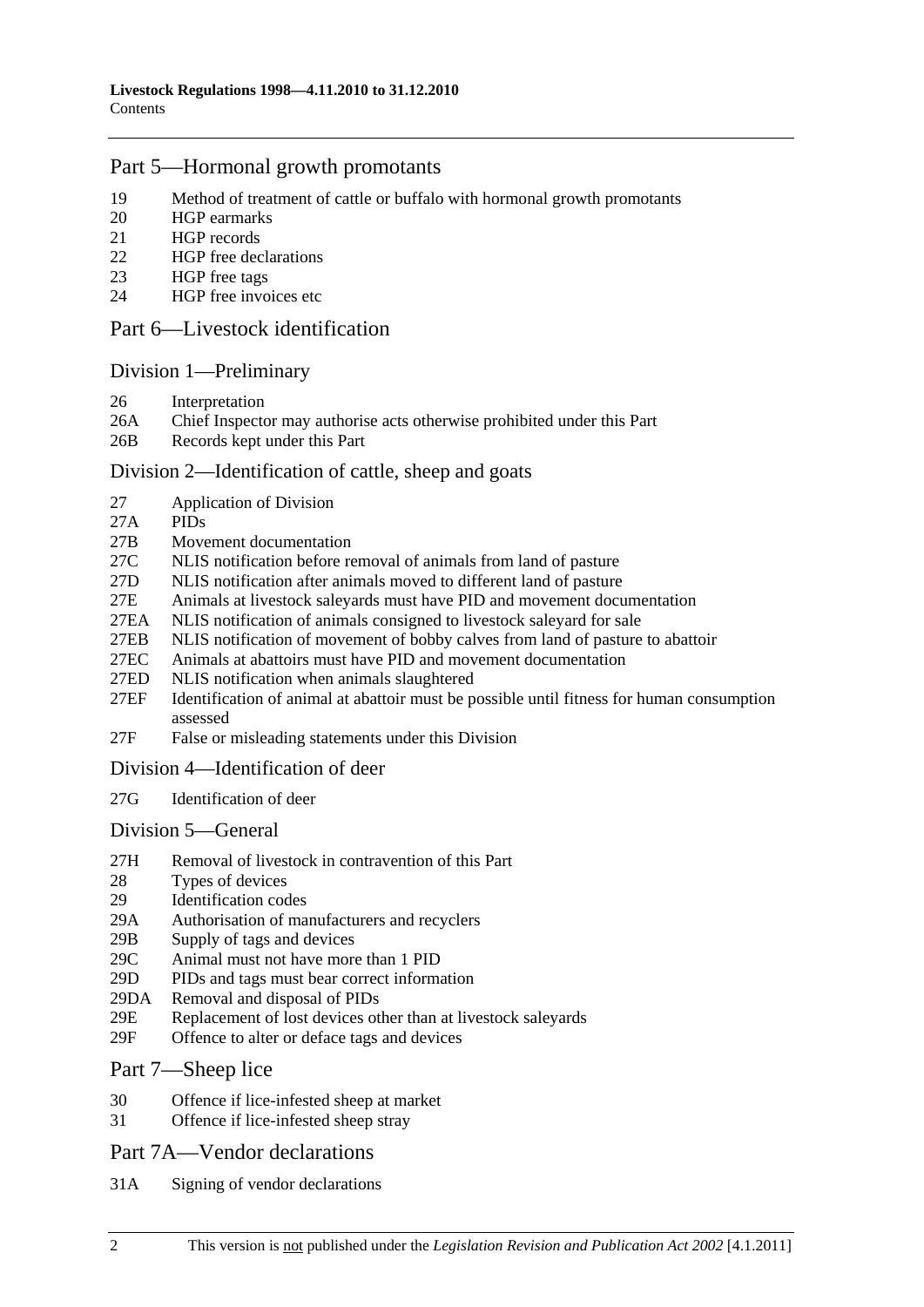## Part 5—Hormonal growth promotants

19 Method of treatment of cattle or buffalo with hormonal growth promotants
20 HGP earmarks
21 HGP records
22 HGP free declarations
23 HGP free tags
24 HGP free invoices etc

## Part 6—Livestock identification

### Division 1—Preliminary

26 Interpretation
26A Chief Inspector may authorise acts otherwise prohibited under this Part
26B Records kept under this Part

### Division 2—Identification of cattle, sheep and goats

27 Application of Division
27A PIDs
27B Movement documentation
27C NLIS notification before removal of animals from land of pasture
27D NLIS notification after animals moved to different land of pasture
27E Animals at livestock saleyards must have PID and movement documentation
27EA NLIS notification of animals consigned to livestock saleyard for sale
27EB NLIS notification of movement of bobby calves from land of pasture to abattoir
27EC Animals at abattoirs must have PID and movement documentation
27ED NLIS notification when animals slaughtered
27EF Identification of animal at abattoir must be possible until fitness for human consumption assessed
27F False or misleading statements under this Division

### Division 4—Identification of deer

27G Identification of deer

### Division 5—General

27H Removal of livestock in contravention of this Part
28 Types of devices
29 Identification codes
29A Authorisation of manufacturers and recyclers
29B Supply of tags and devices
29C Animal must not have more than 1 PID
29D PIDs and tags must bear correct information
29DA Removal and disposal of PIDs
29E Replacement of lost devices other than at livestock saleyards
29F Offence to alter or deface tags and devices

## Part 7—Sheep lice

30 Offence if lice-infested sheep at market
31 Offence if lice-infested sheep stray

## Part 7A—Vendor declarations

31A Signing of vendor declarations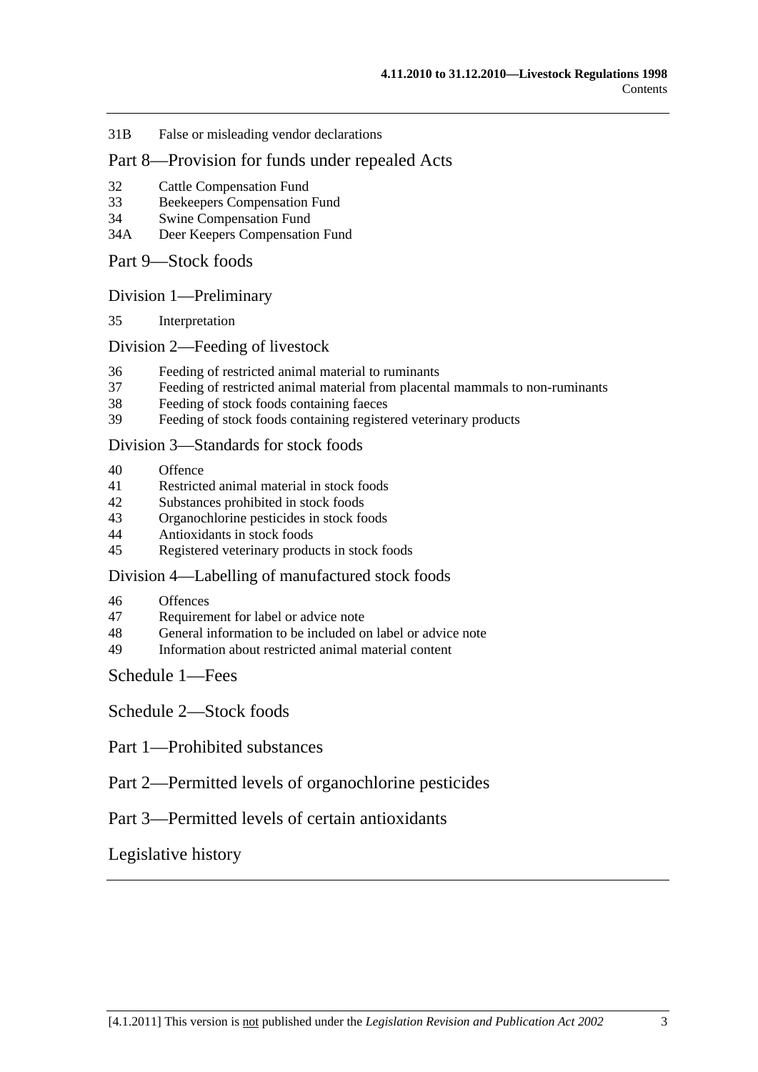31B False or misleading vendor declarations

## Part 8—Provision for funds under repealed Acts

32 Cattle Compensation Fund
33 Beekeepers Compensation Fund
34 Swine Compensation Fund
34A Deer Keepers Compensation Fund

## Part 9—Stock foods

### Division 1—Preliminary

35 Interpretation

### Division 2—Feeding of livestock

36 Feeding of restricted animal material to ruminants
37 Feeding of restricted animal material from placental mammals to non-ruminants
38 Feeding of stock foods containing faeces
39 Feeding of stock foods containing registered veterinary products

### Division 3—Standards for stock foods

40 Offence
41 Restricted animal material in stock foods
42 Substances prohibited in stock foods
43 Organochlorine pesticides in stock foods
44 Antioxidants in stock foods
45 Registered veterinary products in stock foods

### Division 4—Labelling of manufactured stock foods

46 Offences
47 Requirement for label or advice note
48 General information to be included on label or advice note
49 Information about restricted animal material content

## Schedule 1—Fees

## Schedule 2—Stock foods

## Part 1—Prohibited substances

## Part 2—Permitted levels of organochlorine pesticides

## Part 3—Permitted levels of certain antioxidants

## Legislative history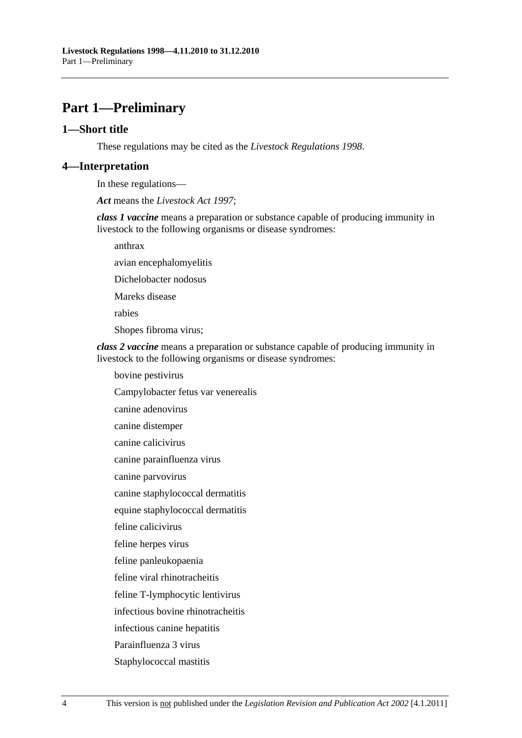# Part 1—Preliminary

## 1—Short title

These regulations may be cited as the *Livestock Regulations 1998*.

## 4—Interpretation

In these regulations—

***Act*** means the *Livestock Act 1997*;

***class 1 vaccine*** means a preparation or substance capable of producing immunity in livestock to the following organisms or disease syndromes:

anthrax

avian encephalomyelitis

Dichelobacter nodosus

Mareks disease

rabies

Shopes fibroma virus;

***class 2 vaccine*** means a preparation or substance capable of producing immunity in livestock to the following organisms or disease syndromes:

bovine pestivirus

Campylobacter fetus var venerealis

canine adenovirus

canine distemper

canine calicivirus

canine parainfluenza virus

canine parvovirus

canine staphylococcal dermatitis

equine staphylococcal dermatitis

feline calicivirus

feline herpes virus

feline panleukopaenia

feline viral rhinotracheitis

feline T-lymphocytic lentivirus

infectious bovine rhinotracheitis

infectious canine hepatitis

Parainfluenza 3 virus

Staphylococcal mastitis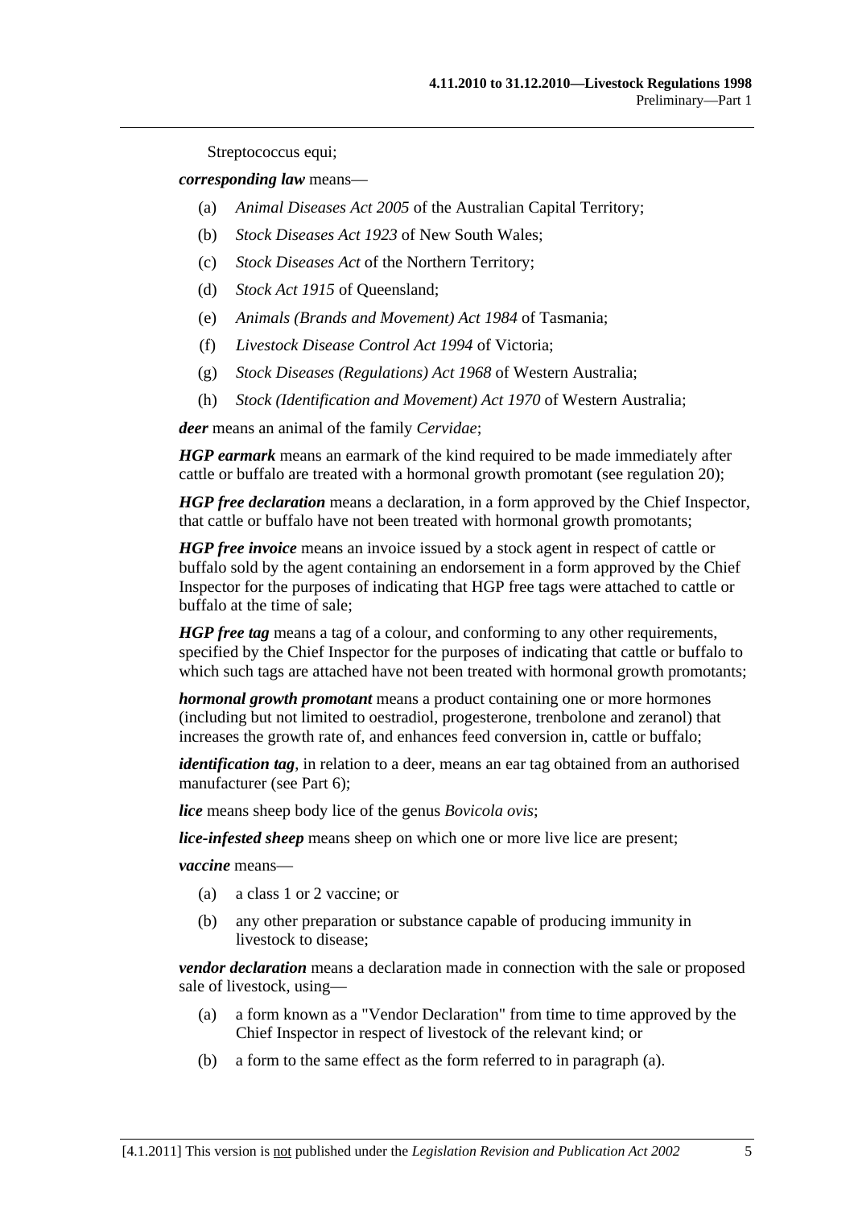Streptococcus equi;

***corresponding law*** means—

(a) *Animal Diseases Act 2005* of the Australian Capital Territory;

(b) *Stock Diseases Act 1923* of New South Wales;

(c) *Stock Diseases Act* of the Northern Territory;

(d) *Stock Act 1915* of Queensland;

(e) *Animals (Brands and Movement) Act 1984* of Tasmania;

(f) *Livestock Disease Control Act 1994* of Victoria;

(g) *Stock Diseases (Regulations) Act 1968* of Western Australia;

(h) *Stock (Identification and Movement) Act 1970* of Western Australia;

***deer*** means an animal of the family *Cervidae*;

***HGP earmark*** means an earmark of the kind required to be made immediately after cattle or buffalo are treated with a hormonal growth promotant (see regulation 20);

***HGP free declaration*** means a declaration, in a form approved by the Chief Inspector, that cattle or buffalo have not been treated with hormonal growth promotants;

***HGP free invoice*** means an invoice issued by a stock agent in respect of cattle or buffalo sold by the agent containing an endorsement in a form approved by the Chief Inspector for the purposes of indicating that HGP free tags were attached to cattle or buffalo at the time of sale;

***HGP free tag*** means a tag of a colour, and conforming to any other requirements, specified by the Chief Inspector for the purposes of indicating that cattle or buffalo to which such tags are attached have not been treated with hormonal growth promotants;

***hormonal growth promotant*** means a product containing one or more hormones (including but not limited to oestradiol, progesterone, trenbolone and zeranol) that increases the growth rate of, and enhances feed conversion in, cattle or buffalo;

***identification tag***, in relation to a deer, means an ear tag obtained from an authorised manufacturer (see Part 6);

***lice*** means sheep body lice of the genus *Bovicola ovis*;

***lice-infested sheep*** means sheep on which one or more live lice are present;

***vaccine*** means—

(a) a class 1 or 2 vaccine; or

(b) any other preparation or substance capable of producing immunity in livestock to disease;

***vendor declaration*** means a declaration made in connection with the sale or proposed sale of livestock, using—

(a) a form known as a "Vendor Declaration" from time to time approved by the Chief Inspector in respect of livestock of the relevant kind; or

(b) a form to the same effect as the form referred to in paragraph (a).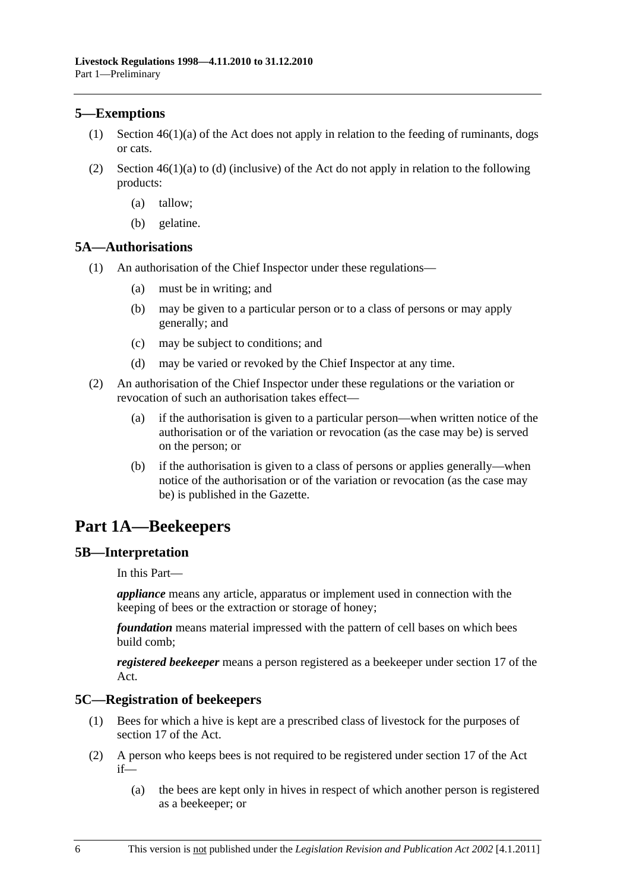## 5—Exemptions

(1) Section 46(1)(a) of the Act does not apply in relation to the feeding of ruminants, dogs or cats.

(2) Section 46(1)(a) to (d) (inclusive) of the Act do not apply in relation to the following products:

(a) tallow;

(b) gelatine.

## 5A—Authorisations

(1) An authorisation of the Chief Inspector under these regulations—

(a) must be in writing; and

(b) may be given to a particular person or to a class of persons or may apply generally; and

(c) may be subject to conditions; and

(d) may be varied or revoked by the Chief Inspector at any time.

(2) An authorisation of the Chief Inspector under these regulations or the variation or revocation of such an authorisation takes effect—

(a) if the authorisation is given to a particular person—when written notice of the authorisation or of the variation or revocation (as the case may be) is served on the person; or

(b) if the authorisation is given to a class of persons or applies generally—when notice of the authorisation or of the variation or revocation (as the case may be) is published in the Gazette.

# Part 1A—Beekeepers

## 5B—Interpretation

In this Part—

***appliance*** means any article, apparatus or implement used in connection with the keeping of bees or the extraction or storage of honey;

***foundation*** means material impressed with the pattern of cell bases on which bees build comb;

***registered beekeeper*** means a person registered as a beekeeper under section 17 of the Act.

## 5C—Registration of beekeepers

(1) Bees for which a hive is kept are a prescribed class of livestock for the purposes of section 17 of the Act.

(2) A person who keeps bees is not required to be registered under section 17 of the Act if—

(a) the bees are kept only in hives in respect of which another person is registered as a beekeeper; or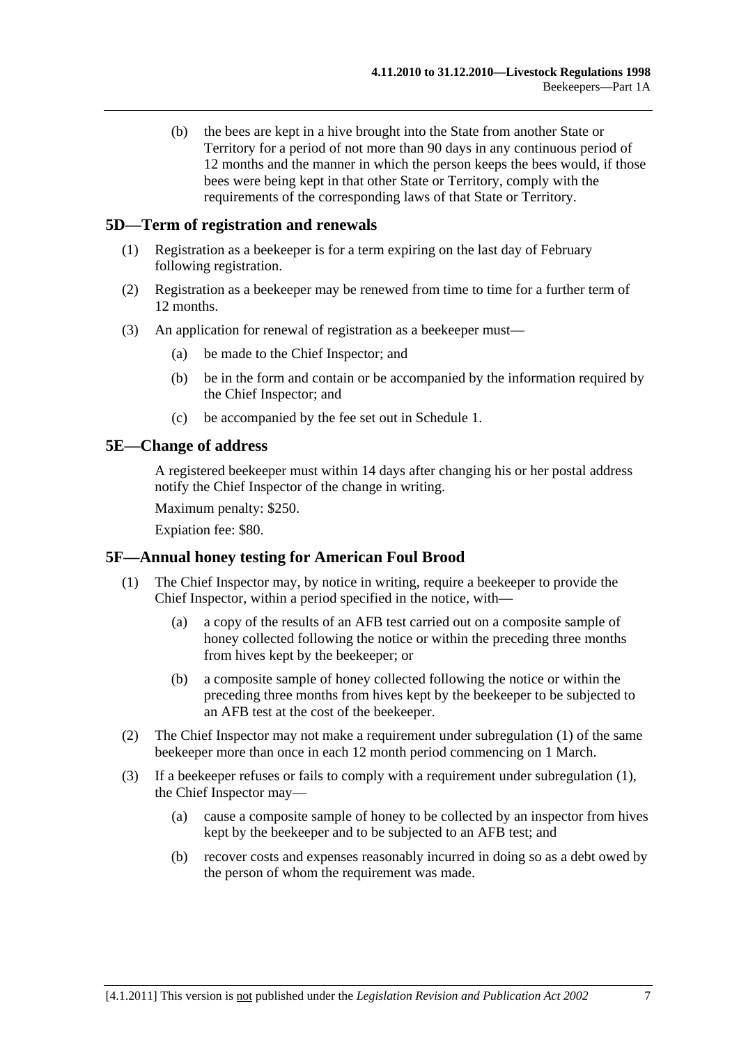(b) the bees are kept in a hive brought into the State from another State or Territory for a period of not more than 90 days in any continuous period of 12 months and the manner in which the person keeps the bees would, if those bees were being kept in that other State or Territory, comply with the requirements of the corresponding laws of that State or Territory.

## 5D—Term of registration and renewals

(1) Registration as a beekeeper is for a term expiring on the last day of February following registration.

(2) Registration as a beekeeper may be renewed from time to time for a further term of 12 months.

(3) An application for renewal of registration as a beekeeper must—

(a) be made to the Chief Inspector; and

(b) be in the form and contain or be accompanied by the information required by the Chief Inspector; and

(c) be accompanied by the fee set out in Schedule 1.

## 5E—Change of address

A registered beekeeper must within 14 days after changing his or her postal address notify the Chief Inspector of the change in writing.

Maximum penalty: $250.

Expiation fee: $80.

## 5F—Annual honey testing for American Foul Brood

(1) The Chief Inspector may, by notice in writing, require a beekeeper to provide the Chief Inspector, within a period specified in the notice, with—

(a) a copy of the results of an AFB test carried out on a composite sample of honey collected following the notice or within the preceding three months from hives kept by the beekeeper; or

(b) a composite sample of honey collected following the notice or within the preceding three months from hives kept by the beekeeper to be subjected to an AFB test at the cost of the beekeeper.

(2) The Chief Inspector may not make a requirement under subregulation (1) of the same beekeeper more than once in each 12 month period commencing on 1 March.

(3) If a beekeeper refuses or fails to comply with a requirement under subregulation (1), the Chief Inspector may—

(a) cause a composite sample of honey to be collected by an inspector from hives kept by the beekeeper and to be subjected to an AFB test; and

(b) recover costs and expenses reasonably incurred in doing so as a debt owed by the person of whom the requirement was made.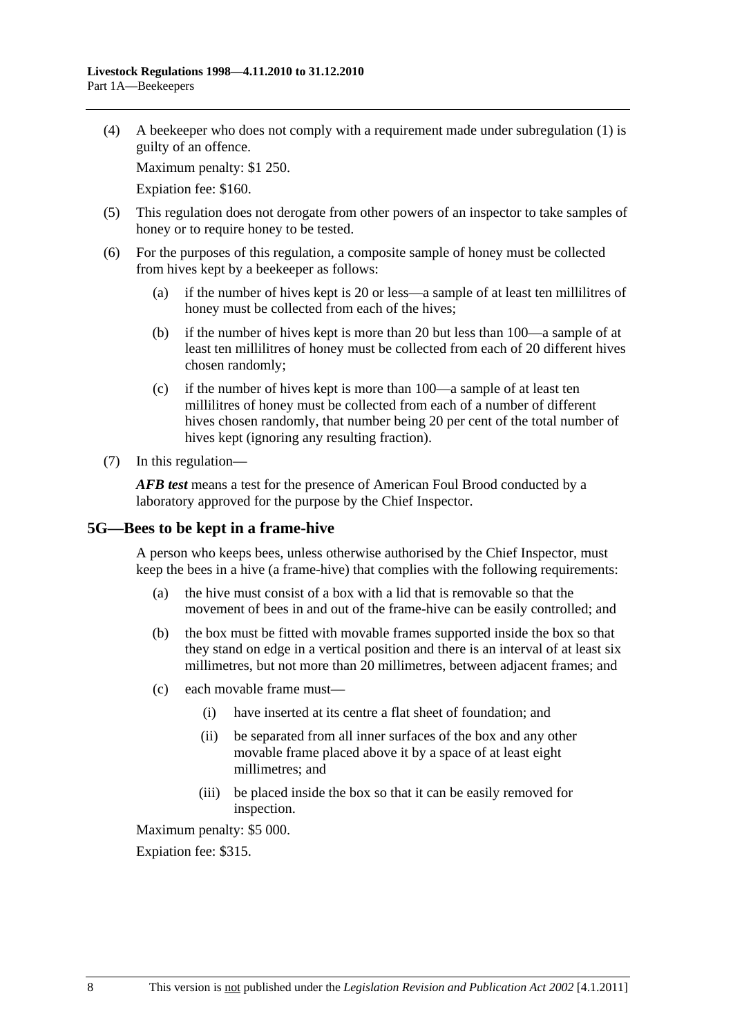(4) A beekeeper who does not comply with a requirement made under subregulation (1) is guilty of an offence.

Maximum penalty: $1 250.

Expiation fee: $160.

(5) This regulation does not derogate from other powers of an inspector to take samples of honey or to require honey to be tested.

(6) For the purposes of this regulation, a composite sample of honey must be collected from hives kept by a beekeeper as follows:

(a) if the number of hives kept is 20 or less—a sample of at least ten millilitres of honey must be collected from each of the hives;

(b) if the number of hives kept is more than 20 but less than 100—a sample of at least ten millilitres of honey must be collected from each of 20 different hives chosen randomly;

(c) if the number of hives kept is more than 100—a sample of at least ten millilitres of honey must be collected from each of a number of different hives chosen randomly, that number being 20 per cent of the total number of hives kept (ignoring any resulting fraction).

(7) In this regulation—

***AFB test*** means a test for the presence of American Foul Brood conducted by a laboratory approved for the purpose by the Chief Inspector.

## 5G—Bees to be kept in a frame-hive

A person who keeps bees, unless otherwise authorised by the Chief Inspector, must keep the bees in a hive (a frame-hive) that complies with the following requirements:

(a) the hive must consist of a box with a lid that is removable so that the movement of bees in and out of the frame-hive can be easily controlled; and

(b) the box must be fitted with movable frames supported inside the box so that they stand on edge in a vertical position and there is an interval of at least six millimetres, but not more than 20 millimetres, between adjacent frames; and

(c) each movable frame must—

(i) have inserted at its centre a flat sheet of foundation; and

(ii) be separated from all inner surfaces of the box and any other movable frame placed above it by a space of at least eight millimetres; and

(iii) be placed inside the box so that it can be easily removed for inspection.

Maximum penalty: $5 000.

Expiation fee: $315.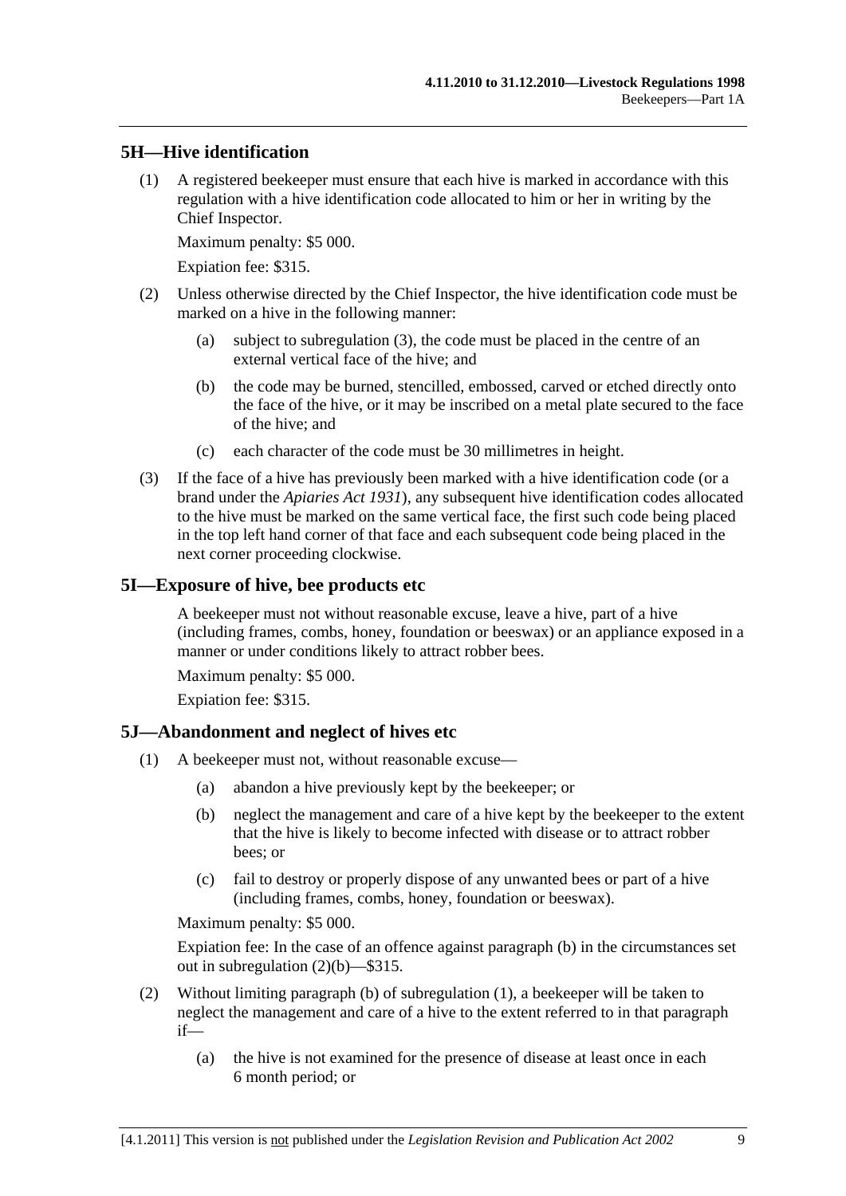## 5H—Hive identification

(1) A registered beekeeper must ensure that each hive is marked in accordance with this regulation with a hive identification code allocated to him or her in writing by the Chief Inspector.

Maximum penalty: $5 000.

Expiation fee: $315.

(2) Unless otherwise directed by the Chief Inspector, the hive identification code must be marked on a hive in the following manner:

(a) subject to subregulation (3), the code must be placed in the centre of an external vertical face of the hive; and

(b) the code may be burned, stencilled, embossed, carved or etched directly onto the face of the hive, or it may be inscribed on a metal plate secured to the face of the hive; and

(c) each character of the code must be 30 millimetres in height.

(3) If the face of a hive has previously been marked with a hive identification code (or a brand under the *Apiaries Act 1931*), any subsequent hive identification codes allocated to the hive must be marked on the same vertical face, the first such code being placed in the top left hand corner of that face and each subsequent code being placed in the next corner proceeding clockwise.

## 5I—Exposure of hive, bee products etc

A beekeeper must not without reasonable excuse, leave a hive, part of a hive (including frames, combs, honey, foundation or beeswax) or an appliance exposed in a manner or under conditions likely to attract robber bees.

Maximum penalty: $5 000.

Expiation fee: $315.

## 5J—Abandonment and neglect of hives etc

(1) A beekeeper must not, without reasonable excuse—

(a) abandon a hive previously kept by the beekeeper; or

(b) neglect the management and care of a hive kept by the beekeeper to the extent that the hive is likely to become infected with disease or to attract robber bees; or

(c) fail to destroy or properly dispose of any unwanted bees or part of a hive (including frames, combs, honey, foundation or beeswax).

Maximum penalty: $5 000.

Expiation fee: In the case of an offence against paragraph (b) in the circumstances set out in subregulation (2)(b)—$315.

(2) Without limiting paragraph (b) of subregulation (1), a beekeeper will be taken to neglect the management and care of a hive to the extent referred to in that paragraph if—

(a) the hive is not examined for the presence of disease at least once in each 6 month period; or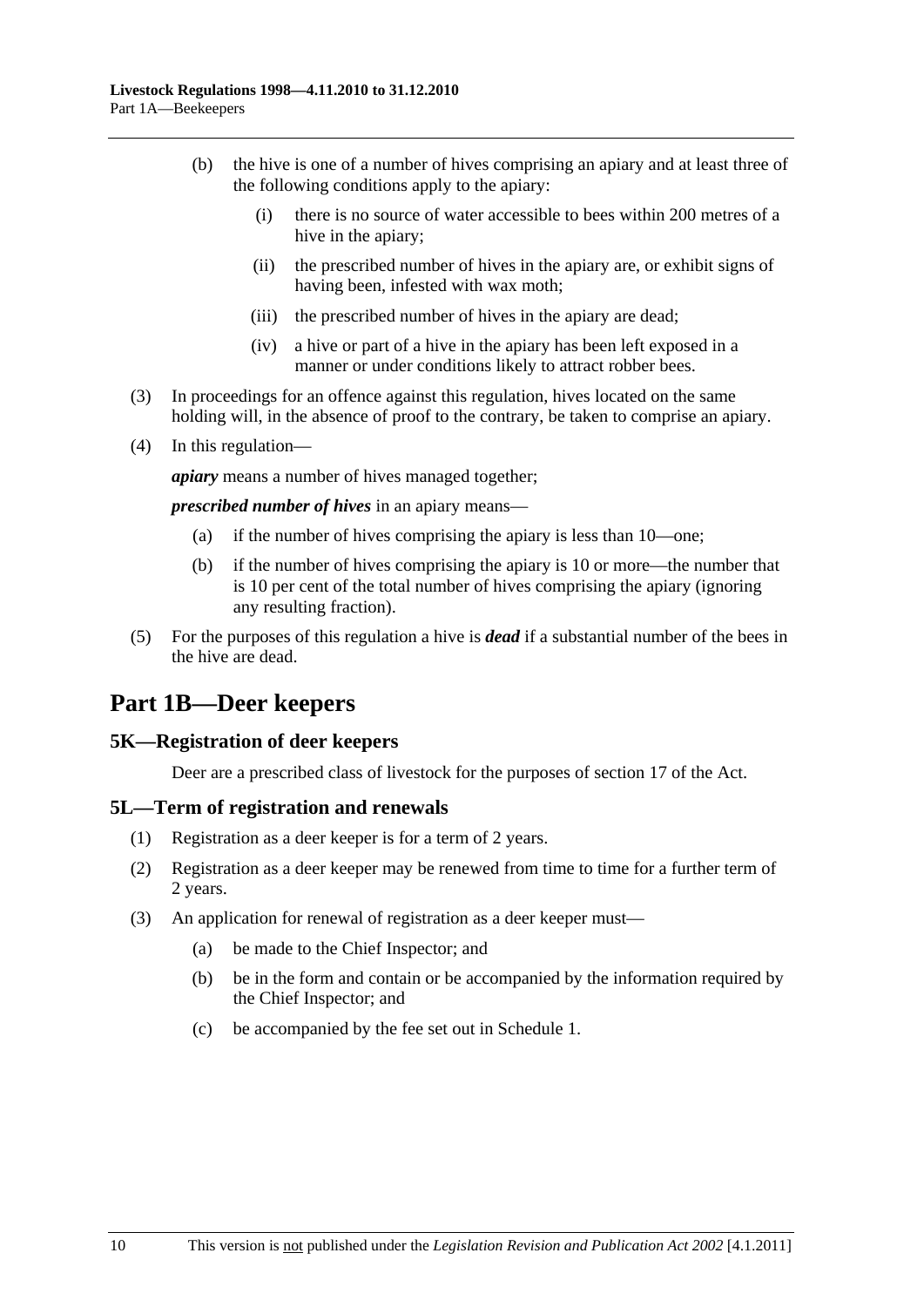(b) the hive is one of a number of hives comprising an apiary and at least three of the following conditions apply to the apiary:

(i) there is no source of water accessible to bees within 200 metres of a hive in the apiary;

(ii) the prescribed number of hives in the apiary are, or exhibit signs of having been, infested with wax moth;

(iii) the prescribed number of hives in the apiary are dead;

(iv) a hive or part of a hive in the apiary has been left exposed in a manner or under conditions likely to attract robber bees.

(3) In proceedings for an offence against this regulation, hives located on the same holding will, in the absence of proof to the contrary, be taken to comprise an apiary.

(4) In this regulation—

***apiary*** means a number of hives managed together;

***prescribed number of hives*** in an apiary means—

(a) if the number of hives comprising the apiary is less than 10—one;

(b) if the number of hives comprising the apiary is 10 or more—the number that is 10 per cent of the total number of hives comprising the apiary (ignoring any resulting fraction).

(5) For the purposes of this regulation a hive is ***dead*** if a substantial number of the bees in the hive are dead.

# Part 1B—Deer keepers

## 5K—Registration of deer keepers

Deer are a prescribed class of livestock for the purposes of section 17 of the Act.

## 5L—Term of registration and renewals

(1) Registration as a deer keeper is for a term of 2 years.

(2) Registration as a deer keeper may be renewed from time to time for a further term of 2 years.

(3) An application for renewal of registration as a deer keeper must—

(a) be made to the Chief Inspector; and

(b) be in the form and contain or be accompanied by the information required by the Chief Inspector; and

(c) be accompanied by the fee set out in Schedule 1.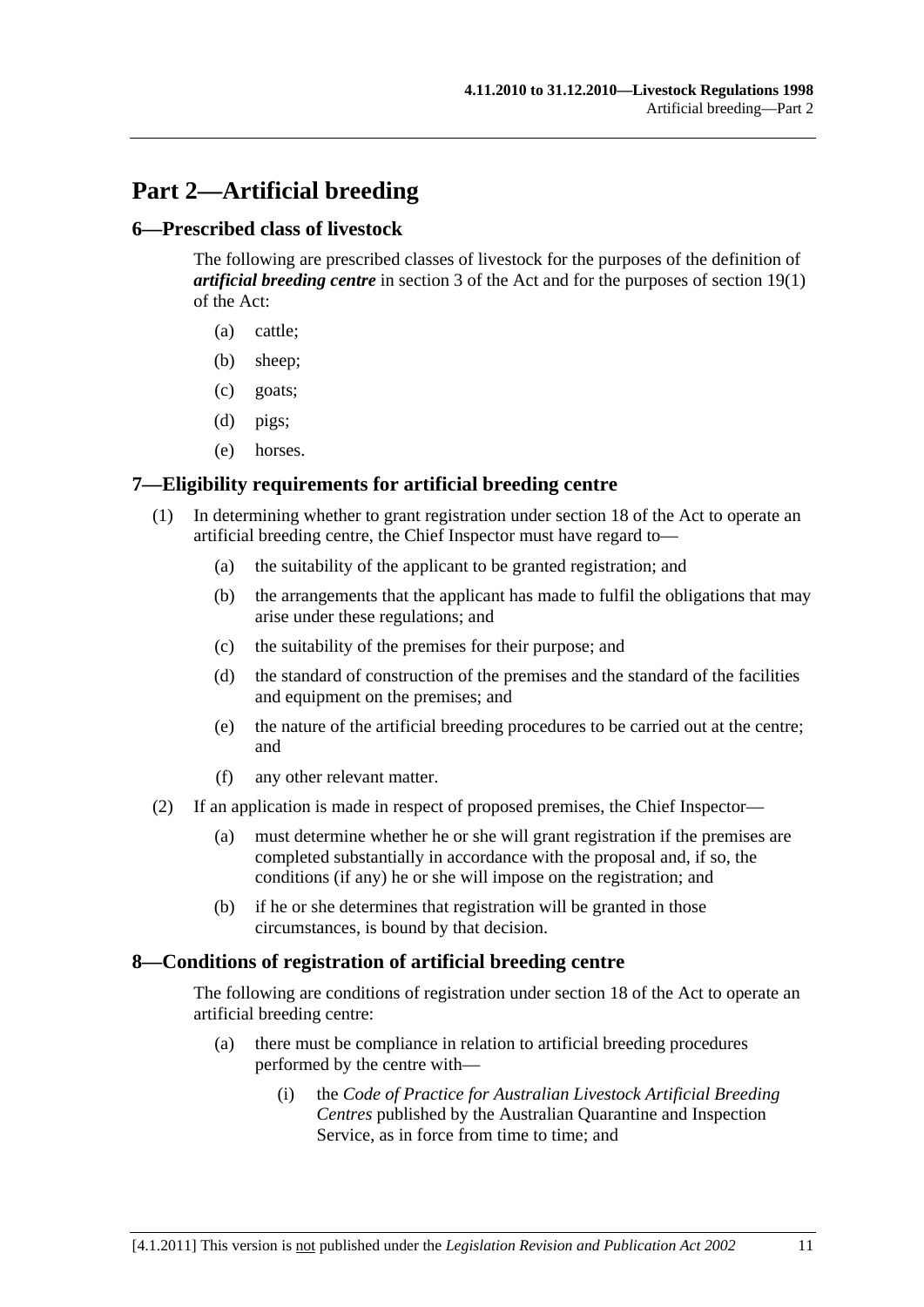# Part 2—Artificial breeding

## 6—Prescribed class of livestock

The following are prescribed classes of livestock for the purposes of the definition of ***artificial breeding centre*** in section 3 of the Act and for the purposes of section 19(1) of the Act:

- (a) cattle;
- (b) sheep;
- (c) goats;
- (d) pigs;
- (e) horses.

## 7—Eligibility requirements for artificial breeding centre

(1) In determining whether to grant registration under section 18 of the Act to operate an artificial breeding centre, the Chief Inspector must have regard to—

- (a) the suitability of the applicant to be granted registration; and
- (b) the arrangements that the applicant has made to fulfil the obligations that may arise under these regulations; and
- (c) the suitability of the premises for their purpose; and
- (d) the standard of construction of the premises and the standard of the facilities and equipment on the premises; and
- (e) the nature of the artificial breeding procedures to be carried out at the centre; and
- (f) any other relevant matter.

(2) If an application is made in respect of proposed premises, the Chief Inspector—

- (a) must determine whether he or she will grant registration if the premises are completed substantially in accordance with the proposal and, if so, the conditions (if any) he or she will impose on the registration; and
- (b) if he or she determines that registration will be granted in those circumstances, is bound by that decision.

## 8—Conditions of registration of artificial breeding centre

The following are conditions of registration under section 18 of the Act to operate an artificial breeding centre:

- (a) there must be compliance in relation to artificial breeding procedures performed by the centre with—
  - (i) the *Code of Practice for Australian Livestock Artificial Breeding Centres* published by the Australian Quarantine and Inspection Service, as in force from time to time; and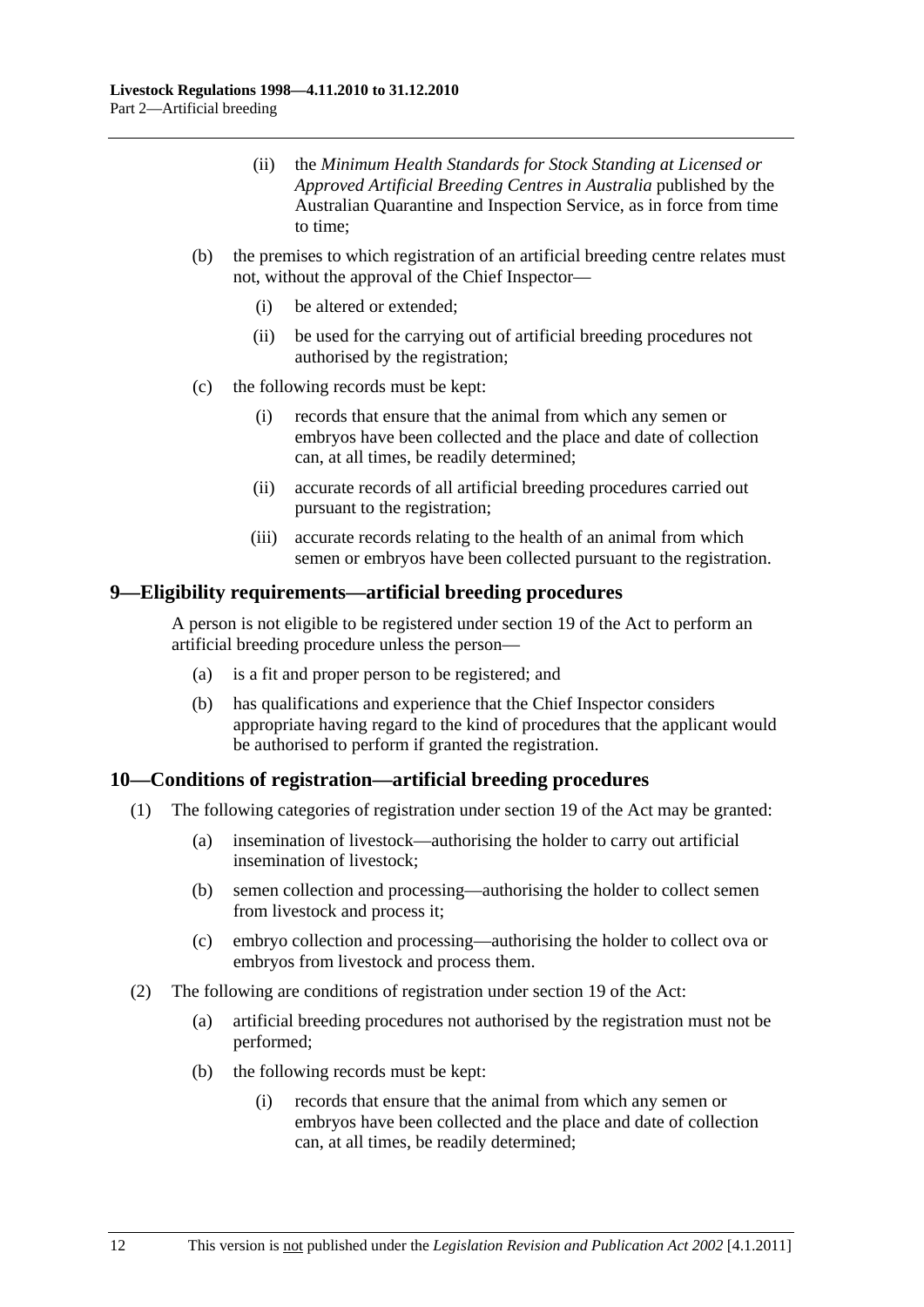(ii) the *Minimum Health Standards for Stock Standing at Licensed or Approved Artificial Breeding Centres in Australia* published by the Australian Quarantine and Inspection Service, as in force from time to time;

(b) the premises to which registration of an artificial breeding centre relates must not, without the approval of the Chief Inspector—

(i) be altered or extended;

(ii) be used for the carrying out of artificial breeding procedures not authorised by the registration;

(c) the following records must be kept:

(i) records that ensure that the animal from which any semen or embryos have been collected and the place and date of collection can, at all times, be readily determined;

(ii) accurate records of all artificial breeding procedures carried out pursuant to the registration;

(iii) accurate records relating to the health of an animal from which semen or embryos have been collected pursuant to the registration.

## 9—Eligibility requirements—artificial breeding procedures

A person is not eligible to be registered under section 19 of the Act to perform an artificial breeding procedure unless the person—

(a) is a fit and proper person to be registered; and

(b) has qualifications and experience that the Chief Inspector considers appropriate having regard to the kind of procedures that the applicant would be authorised to perform if granted the registration.

## 10—Conditions of registration—artificial breeding procedures

(1) The following categories of registration under section 19 of the Act may be granted:

(a) insemination of livestock—authorising the holder to carry out artificial insemination of livestock;

(b) semen collection and processing—authorising the holder to collect semen from livestock and process it;

(c) embryo collection and processing—authorising the holder to collect ova or embryos from livestock and process them.

(2) The following are conditions of registration under section 19 of the Act:

(a) artificial breeding procedures not authorised by the registration must not be performed;

(b) the following records must be kept:

(i) records that ensure that the animal from which any semen or embryos have been collected and the place and date of collection can, at all times, be readily determined;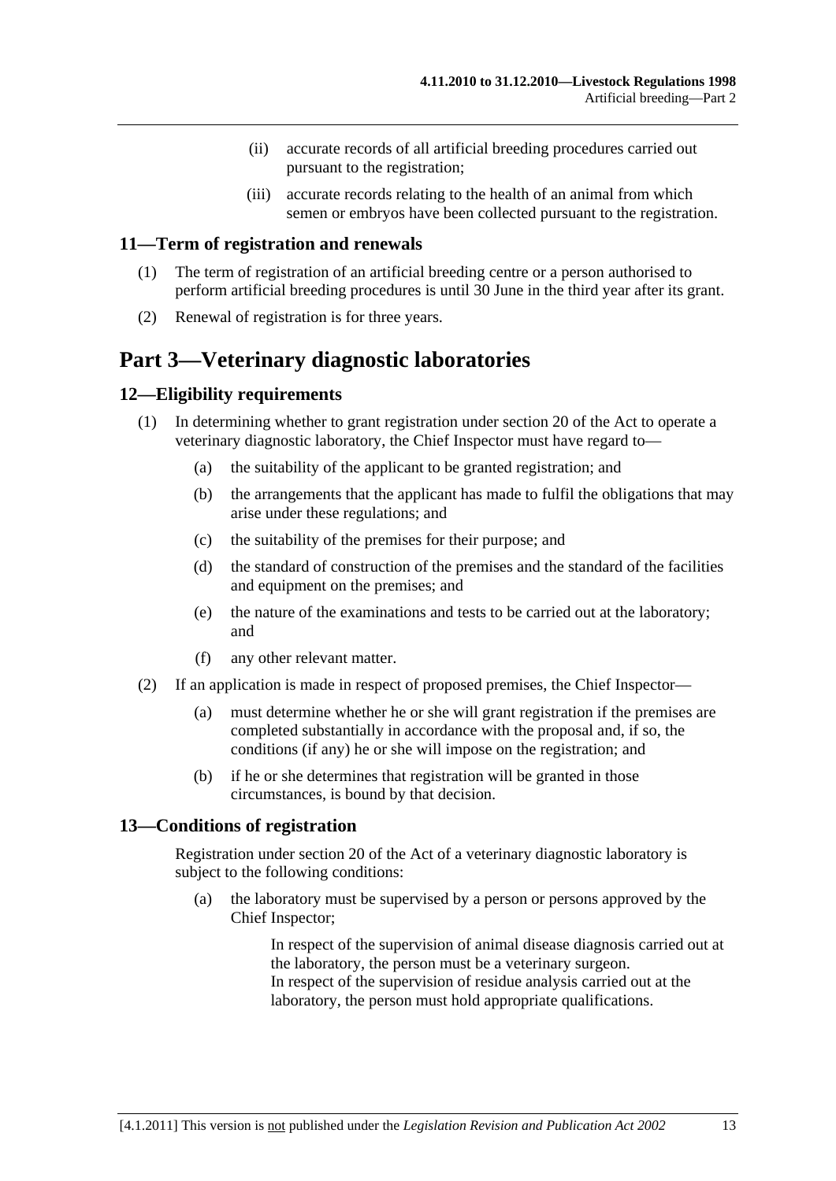(ii) accurate records of all artificial breeding procedures carried out pursuant to the registration;

(iii) accurate records relating to the health of an animal from which semen or embryos have been collected pursuant to the registration.

### 11—Term of registration and renewals

(1) The term of registration of an artificial breeding centre or a person authorised to perform artificial breeding procedures is until 30 June in the third year after its grant.

(2) Renewal of registration is for three years.

## Part 3—Veterinary diagnostic laboratories

### 12—Eligibility requirements

(1) In determining whether to grant registration under section 20 of the Act to operate a veterinary diagnostic laboratory, the Chief Inspector must have regard to—

(a) the suitability of the applicant to be granted registration; and

(b) the arrangements that the applicant has made to fulfil the obligations that may arise under these regulations; and

(c) the suitability of the premises for their purpose; and

(d) the standard of construction of the premises and the standard of the facilities and equipment on the premises; and

(e) the nature of the examinations and tests to be carried out at the laboratory; and

(f) any other relevant matter.

(2) If an application is made in respect of proposed premises, the Chief Inspector—

(a) must determine whether he or she will grant registration if the premises are completed substantially in accordance with the proposal and, if so, the conditions (if any) he or she will impose on the registration; and

(b) if he or she determines that registration will be granted in those circumstances, is bound by that decision.

### 13—Conditions of registration

Registration under section 20 of the Act of a veterinary diagnostic laboratory is subject to the following conditions:

(a) the laboratory must be supervised by a person or persons approved by the Chief Inspector;

In respect of the supervision of animal disease diagnosis carried out at the laboratory, the person must be a veterinary surgeon.
In respect of the supervision of residue analysis carried out at the laboratory, the person must hold appropriate qualifications.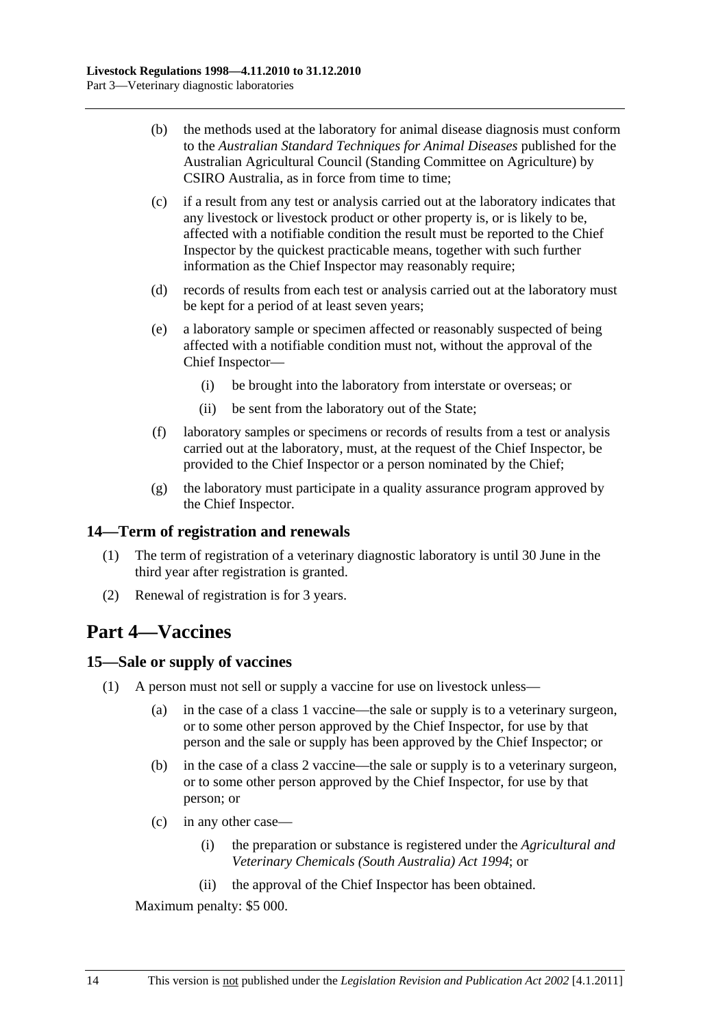(b) the methods used at the laboratory for animal disease diagnosis must conform to the *Australian Standard Techniques for Animal Diseases* published for the Australian Agricultural Council (Standing Committee on Agriculture) by CSIRO Australia, as in force from time to time;

(c) if a result from any test or analysis carried out at the laboratory indicates that any livestock or livestock product or other property is, or is likely to be, affected with a notifiable condition the result must be reported to the Chief Inspector by the quickest practicable means, together with such further information as the Chief Inspector may reasonably require;

(d) records of results from each test or analysis carried out at the laboratory must be kept for a period of at least seven years;

(e) a laboratory sample or specimen affected or reasonably suspected of being affected with a notifiable condition must not, without the approval of the Chief Inspector—

(i) be brought into the laboratory from interstate or overseas; or

(ii) be sent from the laboratory out of the State;

(f) laboratory samples or specimens or records of results from a test or analysis carried out at the laboratory, must, at the request of the Chief Inspector, be provided to the Chief Inspector or a person nominated by the Chief;

(g) the laboratory must participate in a quality assurance program approved by the Chief Inspector.

## 14—Term of registration and renewals

(1) The term of registration of a veterinary diagnostic laboratory is until 30 June in the third year after registration is granted.

(2) Renewal of registration is for 3 years.

# Part 4—Vaccines

## 15—Sale or supply of vaccines

(1) A person must not sell or supply a vaccine for use on livestock unless—

(a) in the case of a class 1 vaccine—the sale or supply is to a veterinary surgeon, or to some other person approved by the Chief Inspector, for use by that person and the sale or supply has been approved by the Chief Inspector; or

(b) in the case of a class 2 vaccine—the sale or supply is to a veterinary surgeon, or to some other person approved by the Chief Inspector, for use by that person; or

(c) in any other case—

(i) the preparation or substance is registered under the *Agricultural and Veterinary Chemicals (South Australia) Act 1994*; or

(ii) the approval of the Chief Inspector has been obtained.

Maximum penalty: $5 000.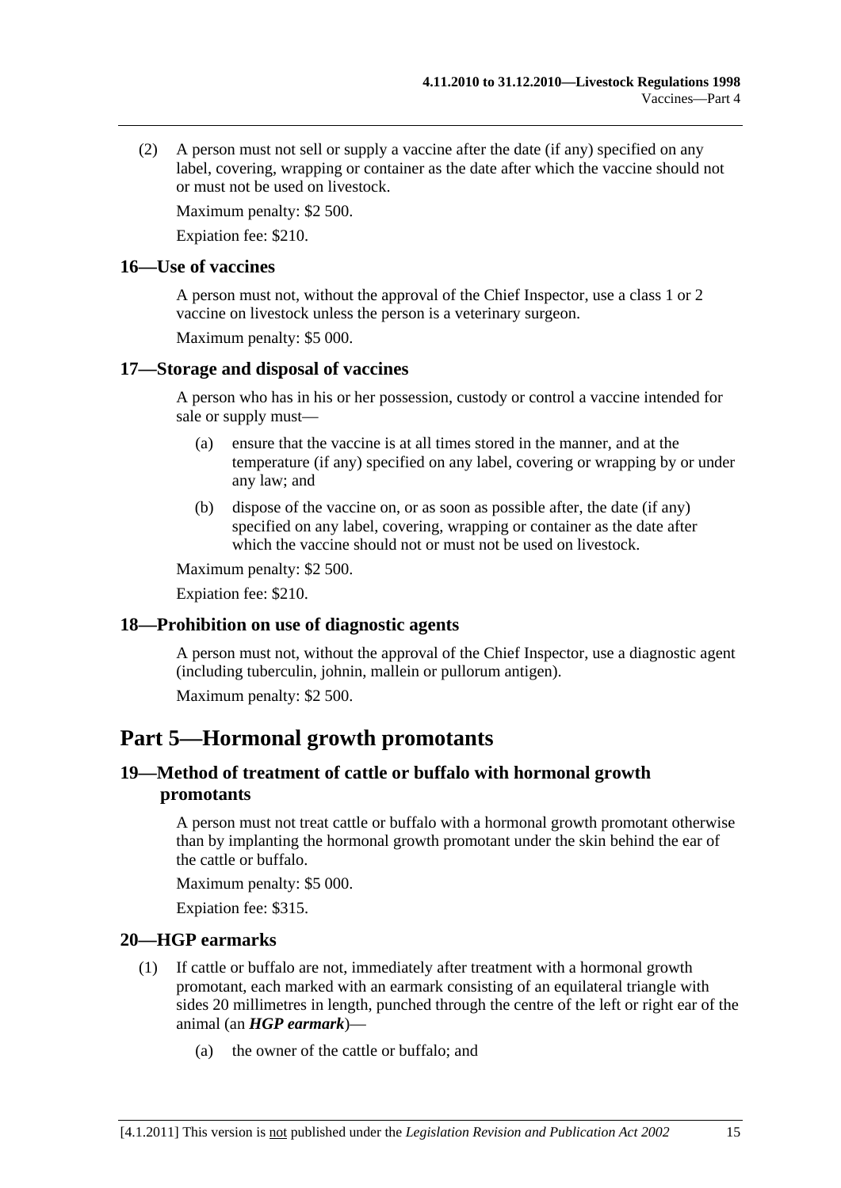(2) A person must not sell or supply a vaccine after the date (if any) specified on any label, covering, wrapping or container as the date after which the vaccine should not or must not be used on livestock.

Maximum penalty: $2 500.

Expiation fee: $210.

### 16—Use of vaccines

A person must not, without the approval of the Chief Inspector, use a class 1 or 2 vaccine on livestock unless the person is a veterinary surgeon.

Maximum penalty: $5 000.

### 17—Storage and disposal of vaccines

A person who has in his or her possession, custody or control a vaccine intended for sale or supply must—

(a) ensure that the vaccine is at all times stored in the manner, and at the temperature (if any) specified on any label, covering or wrapping by or under any law; and

(b) dispose of the vaccine on, or as soon as possible after, the date (if any) specified on any label, covering, wrapping or container as the date after which the vaccine should not or must not be used on livestock.

Maximum penalty: $2 500.

Expiation fee: $210.

### 18—Prohibition on use of diagnostic agents

A person must not, without the approval of the Chief Inspector, use a diagnostic agent (including tuberculin, johnin, mallein or pullorum antigen).

Maximum penalty: $2 500.

## Part 5—Hormonal growth promotants

### 19—Method of treatment of cattle or buffalo with hormonal growth promotants

A person must not treat cattle or buffalo with a hormonal growth promotant otherwise than by implanting the hormonal growth promotant under the skin behind the ear of the cattle or buffalo.

Maximum penalty: $5 000.

Expiation fee: $315.

### 20—HGP earmarks

(1) If cattle or buffalo are not, immediately after treatment with a hormonal growth promotant, each marked with an earmark consisting of an equilateral triangle with sides 20 millimetres in length, punched through the centre of the left or right ear of the animal (an ***HGP earmark***)—

(a) the owner of the cattle or buffalo; and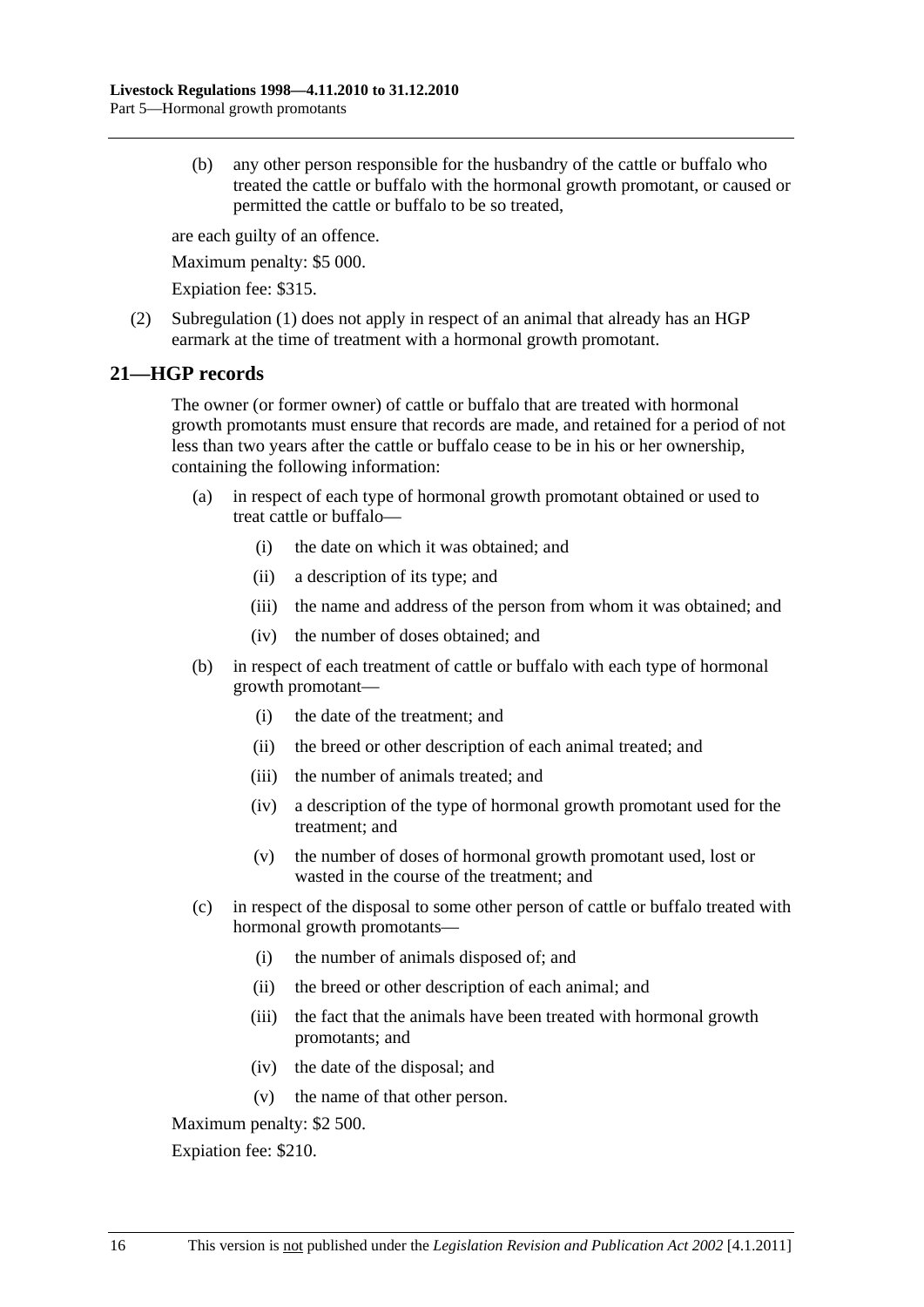(b) any other person responsible for the husbandry of the cattle or buffalo who treated the cattle or buffalo with the hormonal growth promotant, or caused or permitted the cattle or buffalo to be so treated,

are each guilty of an offence.

Maximum penalty: $5 000.

Expiation fee: $315.

(2) Subregulation (1) does not apply in respect of an animal that already has an HGP earmark at the time of treatment with a hormonal growth promotant.

## 21—HGP records

The owner (or former owner) of cattle or buffalo that are treated with hormonal growth promotants must ensure that records are made, and retained for a period of not less than two years after the cattle or buffalo cease to be in his or her ownership, containing the following information:

(a) in respect of each type of hormonal growth promotant obtained or used to treat cattle or buffalo—

(i) the date on which it was obtained; and

(ii) a description of its type; and

(iii) the name and address of the person from whom it was obtained; and

(iv) the number of doses obtained; and

(b) in respect of each treatment of cattle or buffalo with each type of hormonal growth promotant—

(i) the date of the treatment; and

(ii) the breed or other description of each animal treated; and

(iii) the number of animals treated; and

(iv) a description of the type of hormonal growth promotant used for the treatment; and

(v) the number of doses of hormonal growth promotant used, lost or wasted in the course of the treatment; and

(c) in respect of the disposal to some other person of cattle or buffalo treated with hormonal growth promotants—

(i) the number of animals disposed of; and

(ii) the breed or other description of each animal; and

(iii) the fact that the animals have been treated with hormonal growth promotants; and

(iv) the date of the disposal; and

(v) the name of that other person.

Maximum penalty: $2 500.

Expiation fee: $210.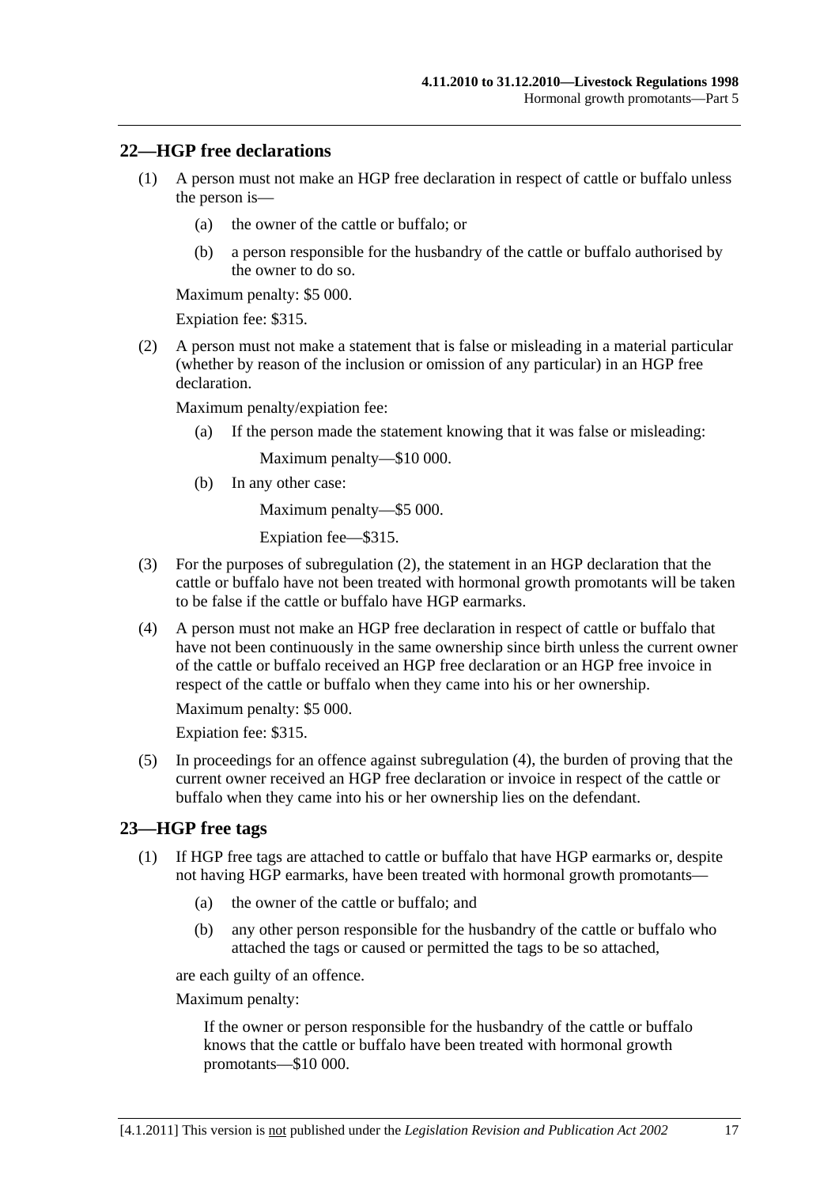## 22—HGP free declarations

(1) A person must not make an HGP free declaration in respect of cattle or buffalo unless the person is—

(a) the owner of the cattle or buffalo; or

(b) a person responsible for the husbandry of the cattle or buffalo authorised by the owner to do so.

Maximum penalty: $5 000.

Expiation fee: $315.

(2) A person must not make a statement that is false or misleading in a material particular (whether by reason of the inclusion or omission of any particular) in an HGP free declaration.

Maximum penalty/expiation fee:

(a) If the person made the statement knowing that it was false or misleading:

Maximum penalty—$10 000.

(b) In any other case:

Maximum penalty—$5 000.

Expiation fee—$315.

(3) For the purposes of subregulation (2), the statement in an HGP declaration that the cattle or buffalo have not been treated with hormonal growth promotants will be taken to be false if the cattle or buffalo have HGP earmarks.

(4) A person must not make an HGP free declaration in respect of cattle or buffalo that have not been continuously in the same ownership since birth unless the current owner of the cattle or buffalo received an HGP free declaration or an HGP free invoice in respect of the cattle or buffalo when they came into his or her ownership.

Maximum penalty: $5 000.

Expiation fee: $315.

(5) In proceedings for an offence against subregulation (4), the burden of proving that the current owner received an HGP free declaration or invoice in respect of the cattle or buffalo when they came into his or her ownership lies on the defendant.

## 23—HGP free tags

(1) If HGP free tags are attached to cattle or buffalo that have HGP earmarks or, despite not having HGP earmarks, have been treated with hormonal growth promotants—

(a) the owner of the cattle or buffalo; and

(b) any other person responsible for the husbandry of the cattle or buffalo who attached the tags or caused or permitted the tags to be so attached,

are each guilty of an offence.

Maximum penalty:

If the owner or person responsible for the husbandry of the cattle or buffalo knows that the cattle or buffalo have been treated with hormonal growth promotants—$10 000.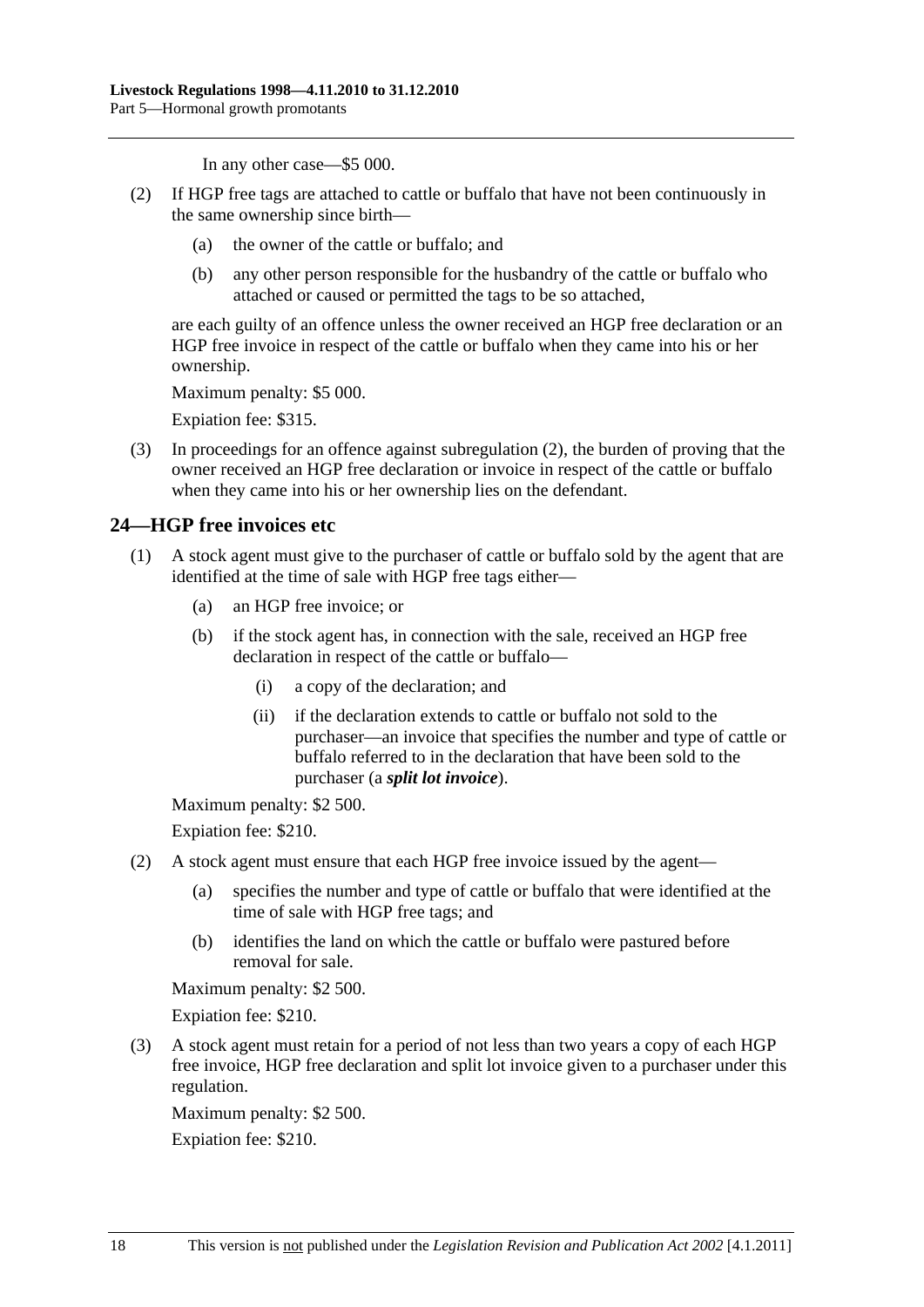In any other case—$5 000.

(2) If HGP free tags are attached to cattle or buffalo that have not been continuously in the same ownership since birth—

(a) the owner of the cattle or buffalo; and

(b) any other person responsible for the husbandry of the cattle or buffalo who attached or caused or permitted the tags to be so attached,

are each guilty of an offence unless the owner received an HGP free declaration or an HGP free invoice in respect of the cattle or buffalo when they came into his or her ownership.

Maximum penalty: $5 000.

Expiation fee: $315.

(3) In proceedings for an offence against subregulation (2), the burden of proving that the owner received an HGP free declaration or invoice in respect of the cattle or buffalo when they came into his or her ownership lies on the defendant.

## 24—HGP free invoices etc

(1) A stock agent must give to the purchaser of cattle or buffalo sold by the agent that are identified at the time of sale with HGP free tags either—

(a) an HGP free invoice; or

(b) if the stock agent has, in connection with the sale, received an HGP free declaration in respect of the cattle or buffalo—

(i) a copy of the declaration; and

(ii) if the declaration extends to cattle or buffalo not sold to the purchaser—an invoice that specifies the number and type of cattle or buffalo referred to in the declaration that have been sold to the purchaser (a ***split lot invoice***).

Maximum penalty: $2 500.

Expiation fee: $210.

(2) A stock agent must ensure that each HGP free invoice issued by the agent—

(a) specifies the number and type of cattle or buffalo that were identified at the time of sale with HGP free tags; and

(b) identifies the land on which the cattle or buffalo were pastured before removal for sale.

Maximum penalty: $2 500.

Expiation fee: $210.

(3) A stock agent must retain for a period of not less than two years a copy of each HGP free invoice, HGP free declaration and split lot invoice given to a purchaser under this regulation.

Maximum penalty: $2 500.

Expiation fee: $210.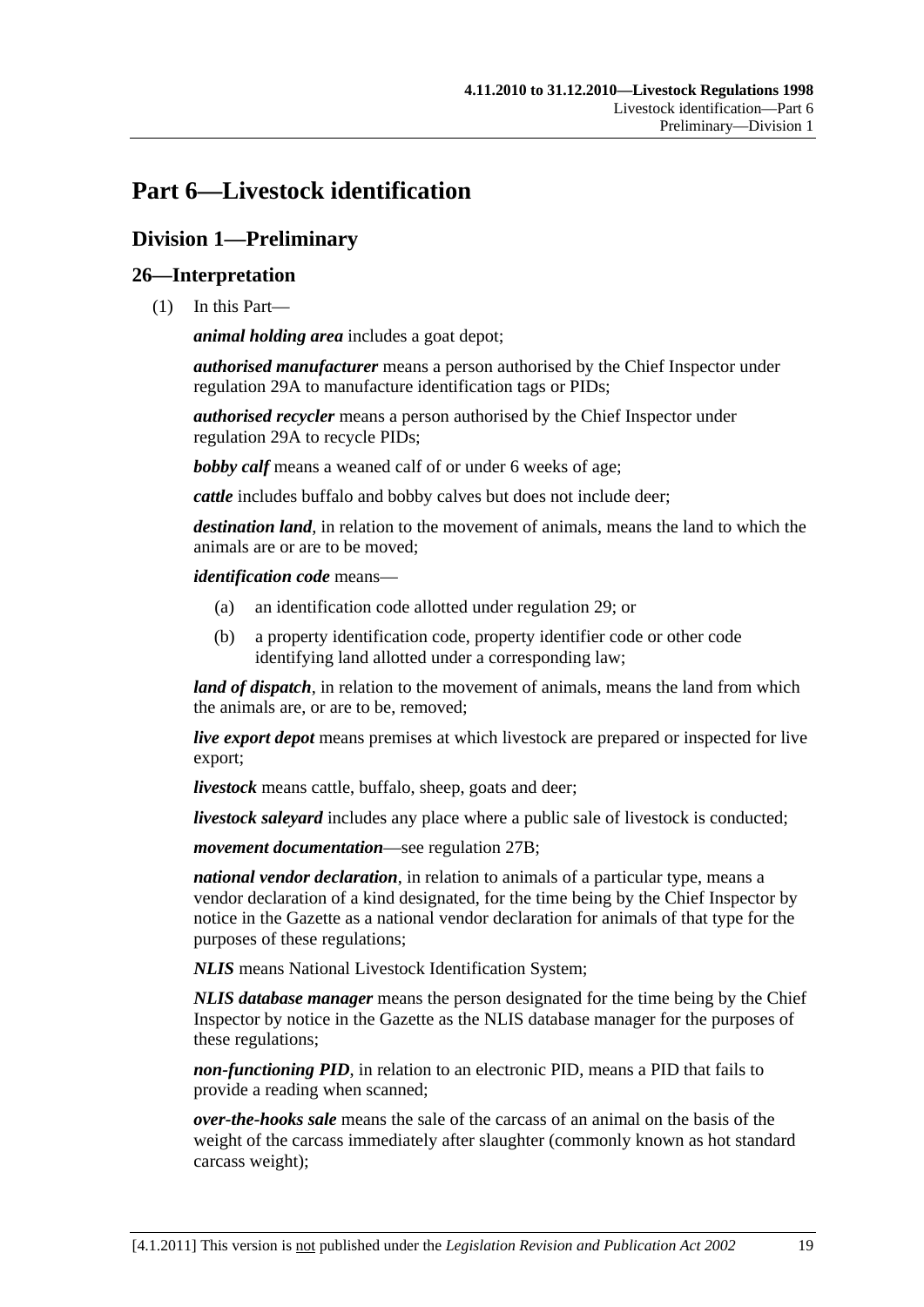# Part 6—Livestock identification

## Division 1—Preliminary

### 26—Interpretation

(1) In this Part—

***animal holding area*** includes a goat depot;

***authorised manufacturer*** means a person authorised by the Chief Inspector under regulation 29A to manufacture identification tags or PIDs;

***authorised recycler*** means a person authorised by the Chief Inspector under regulation 29A to recycle PIDs;

***bobby calf*** means a weaned calf of or under 6 weeks of age;

***cattle*** includes buffalo and bobby calves but does not include deer;

***destination land***, in relation to the movement of animals, means the land to which the animals are or are to be moved;

***identification code*** means—

- (a) an identification code allotted under regulation 29; or
- (b) a property identification code, property identifier code or other code identifying land allotted under a corresponding law;

***land of dispatch***, in relation to the movement of animals, means the land from which the animals are, or are to be, removed;

***live export depot*** means premises at which livestock are prepared or inspected for live export;

***livestock*** means cattle, buffalo, sheep, goats and deer;

***livestock saleyard*** includes any place where a public sale of livestock is conducted;

***movement documentation***—see regulation 27B;

***national vendor declaration***, in relation to animals of a particular type, means a vendor declaration of a kind designated, for the time being by the Chief Inspector by notice in the Gazette as a national vendor declaration for animals of that type for the purposes of these regulations;

***NLIS*** means National Livestock Identification System;

***NLIS database manager*** means the person designated for the time being by the Chief Inspector by notice in the Gazette as the NLIS database manager for the purposes of these regulations;

***non-functioning PID***, in relation to an electronic PID, means a PID that fails to provide a reading when scanned;

***over-the-hooks sale*** means the sale of the carcass of an animal on the basis of the weight of the carcass immediately after slaughter (commonly known as hot standard carcass weight);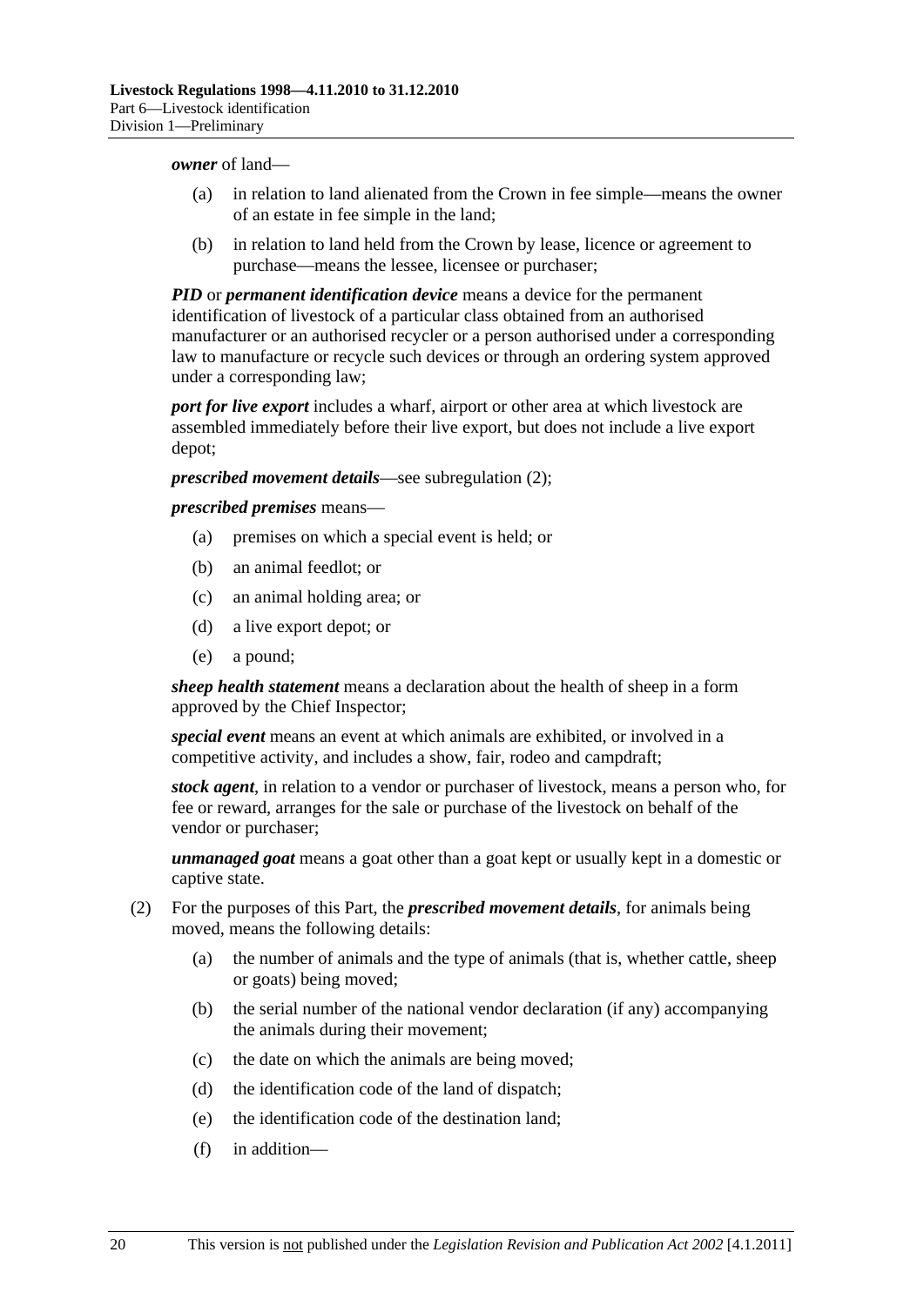***owner*** of land—

(a) in relation to land alienated from the Crown in fee simple—means the owner of an estate in fee simple in the land;

(b) in relation to land held from the Crown by lease, licence or agreement to purchase—means the lessee, licensee or purchaser;

***PID*** or ***permanent identification device*** means a device for the permanent identification of livestock of a particular class obtained from an authorised manufacturer or an authorised recycler or a person authorised under a corresponding law to manufacture or recycle such devices or through an ordering system approved under a corresponding law;

***port for live export*** includes a wharf, airport or other area at which livestock are assembled immediately before their live export, but does not include a live export depot;

***prescribed movement details***—see subregulation (2);

***prescribed premises*** means—

(a) premises on which a special event is held; or

(b) an animal feedlot; or

(c) an animal holding area; or

(d) a live export depot; or

(e) a pound;

***sheep health statement*** means a declaration about the health of sheep in a form approved by the Chief Inspector;

***special event*** means an event at which animals are exhibited, or involved in a competitive activity, and includes a show, fair, rodeo and campdraft;

***stock agent***, in relation to a vendor or purchaser of livestock, means a person who, for fee or reward, arranges for the sale or purchase of the livestock on behalf of the vendor or purchaser;

***unmanaged goat*** means a goat other than a goat kept or usually kept in a domestic or captive state.

(2) For the purposes of this Part, the ***prescribed movement details***, for animals being moved, means the following details:

(a) the number of animals and the type of animals (that is, whether cattle, sheep or goats) being moved;

(b) the serial number of the national vendor declaration (if any) accompanying the animals during their movement;

(c) the date on which the animals are being moved;

(d) the identification code of the land of dispatch;

(e) the identification code of the destination land;

(f) in addition—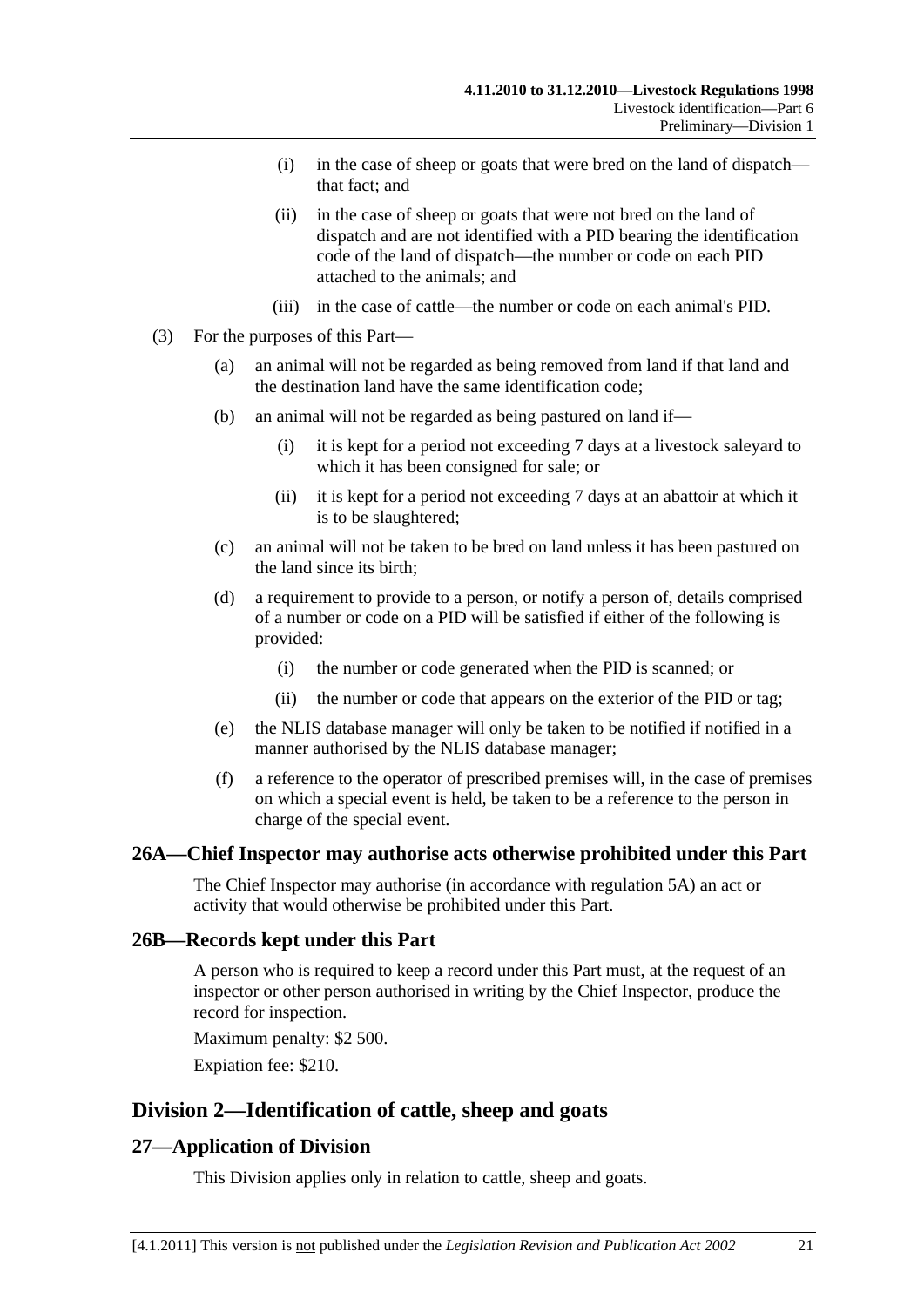(i) in the case of sheep or goats that were bred on the land of dispatch—that fact; and

(ii) in the case of sheep or goats that were not bred on the land of dispatch and are not identified with a PID bearing the identification code of the land of dispatch—the number or code on each PID attached to the animals; and

(iii) in the case of cattle—the number or code on each animal's PID.

(3) For the purposes of this Part—

(a) an animal will not be regarded as being removed from land if that land and the destination land have the same identification code;

(b) an animal will not be regarded as being pastured on land if—

(i) it is kept for a period not exceeding 7 days at a livestock saleyard to which it has been consigned for sale; or

(ii) it is kept for a period not exceeding 7 days at an abattoir at which it is to be slaughtered;

(c) an animal will not be taken to be bred on land unless it has been pastured on the land since its birth;

(d) a requirement to provide to a person, or notify a person of, details comprised of a number or code on a PID will be satisfied if either of the following is provided:

(i) the number or code generated when the PID is scanned; or

(ii) the number or code that appears on the exterior of the PID or tag;

(e) the NLIS database manager will only be taken to be notified if notified in a manner authorised by the NLIS database manager;

(f) a reference to the operator of prescribed premises will, in the case of premises on which a special event is held, be taken to be a reference to the person in charge of the special event.

### 26A—Chief Inspector may authorise acts otherwise prohibited under this Part

The Chief Inspector may authorise (in accordance with regulation 5A) an act or activity that would otherwise be prohibited under this Part.

### 26B—Records kept under this Part

A person who is required to keep a record under this Part must, at the request of an inspector or other person authorised in writing by the Chief Inspector, produce the record for inspection.

Maximum penalty: $2 500.

Expiation fee: $210.

## Division 2—Identification of cattle, sheep and goats

### 27—Application of Division

This Division applies only in relation to cattle, sheep and goats.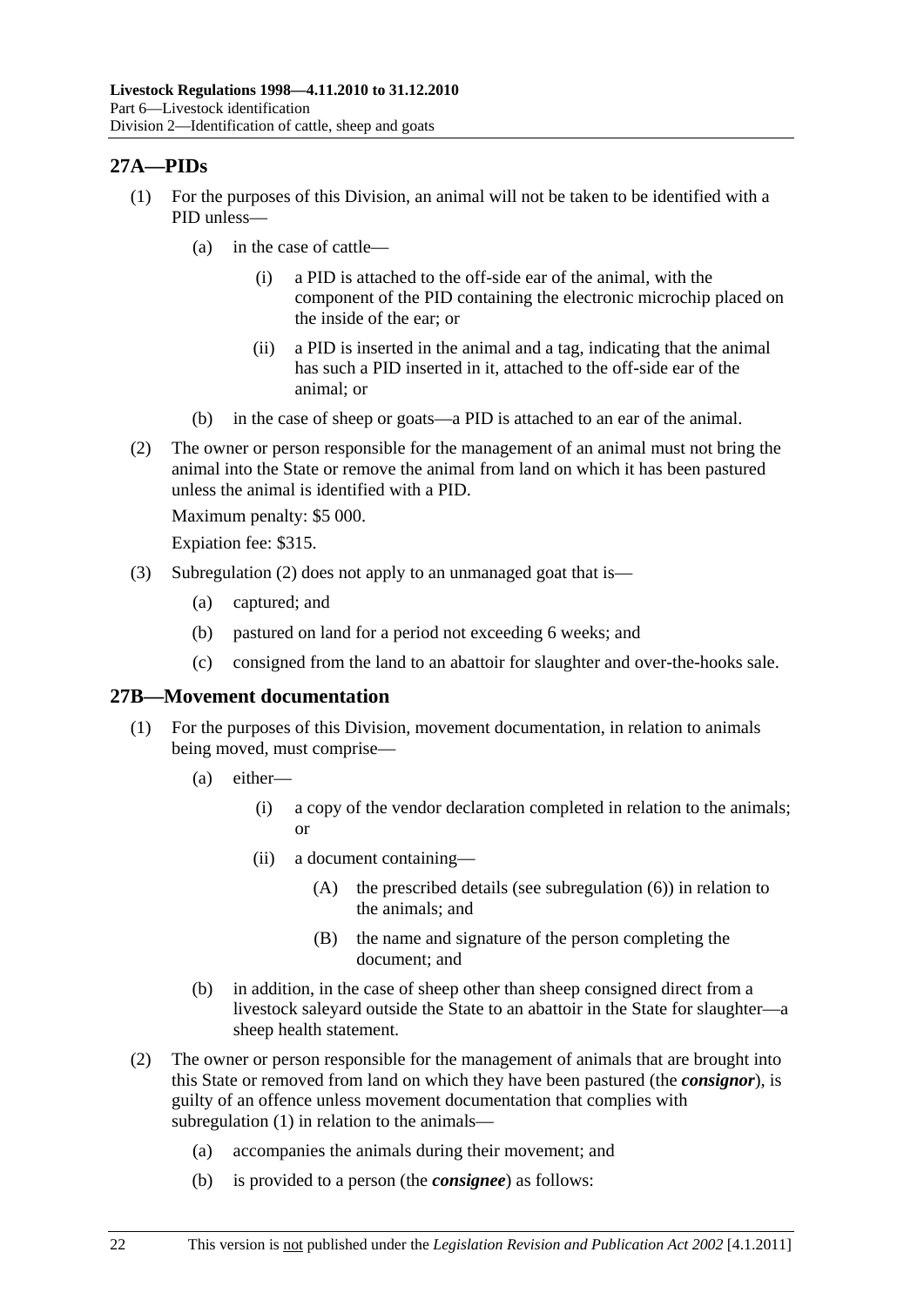## 27A—PIDs

(1) For the purposes of this Division, an animal will not be taken to be identified with a PID unless—

(a) in the case of cattle—

(i) a PID is attached to the off-side ear of the animal, with the component of the PID containing the electronic microchip placed on the inside of the ear; or

(ii) a PID is inserted in the animal and a tag, indicating that the animal has such a PID inserted in it, attached to the off-side ear of the animal; or

(b) in the case of sheep or goats—a PID is attached to an ear of the animal.

(2) The owner or person responsible for the management of an animal must not bring the animal into the State or remove the animal from land on which it has been pastured unless the animal is identified with a PID.

Maximum penalty: $5 000.

Expiation fee: $315.

(3) Subregulation (2) does not apply to an unmanaged goat that is—

(a) captured; and

(b) pastured on land for a period not exceeding 6 weeks; and

(c) consigned from the land to an abattoir for slaughter and over-the-hooks sale.

## 27B—Movement documentation

(1) For the purposes of this Division, movement documentation, in relation to animals being moved, must comprise—

(a) either—

(i) a copy of the vendor declaration completed in relation to the animals; or

(ii) a document containing—

(A) the prescribed details (see subregulation (6)) in relation to the animals; and

(B) the name and signature of the person completing the document; and

(b) in addition, in the case of sheep other than sheep consigned direct from a livestock saleyard outside the State to an abattoir in the State for slaughter—a sheep health statement.

(2) The owner or person responsible for the management of animals that are brought into this State or removed from land on which they have been pastured (the ***consignor***), is guilty of an offence unless movement documentation that complies with subregulation (1) in relation to the animals—

(a) accompanies the animals during their movement; and

(b) is provided to a person (the ***consignee***) as follows: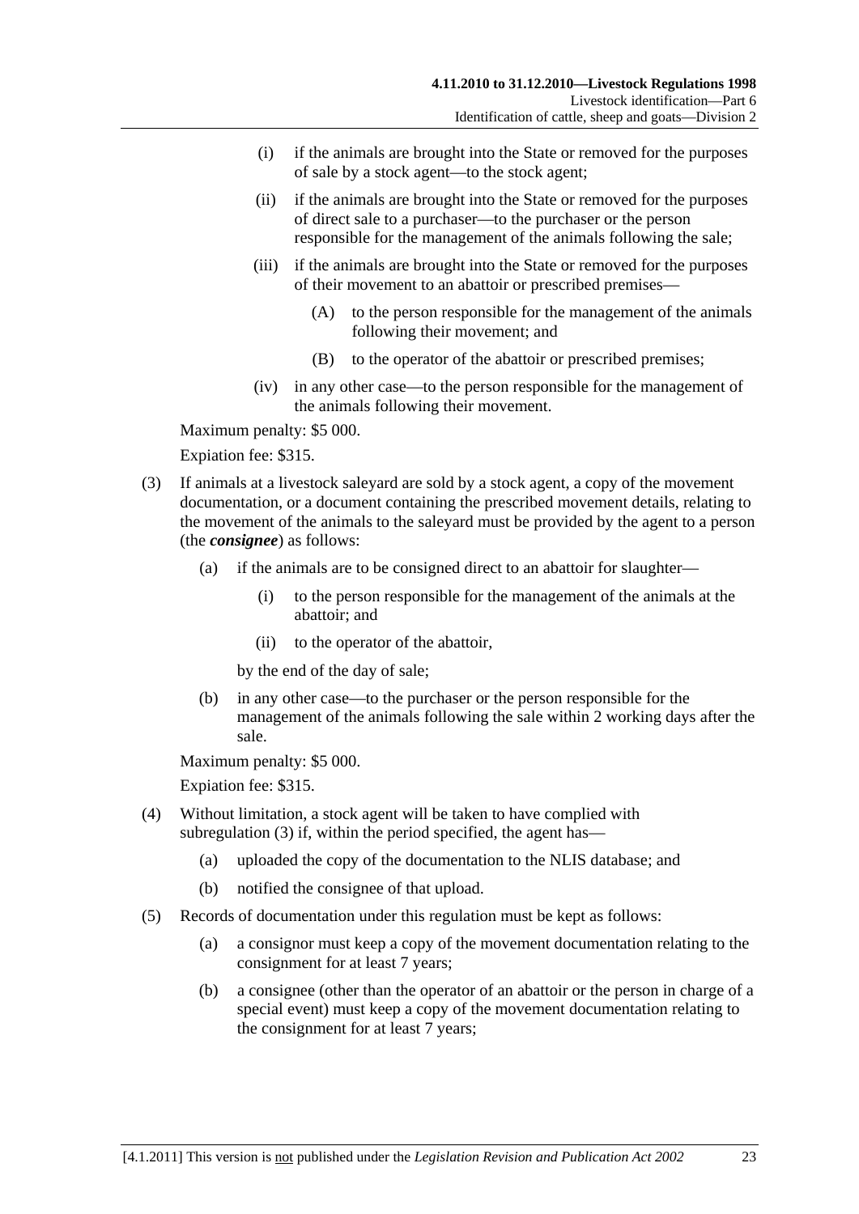(i) if the animals are brought into the State or removed for the purposes of sale by a stock agent—to the stock agent;

(ii) if the animals are brought into the State or removed for the purposes of direct sale to a purchaser—to the purchaser or the person responsible for the management of the animals following the sale;

(iii) if the animals are brought into the State or removed for the purposes of their movement to an abattoir or prescribed premises—

(A) to the person responsible for the management of the animals following their movement; and

(B) to the operator of the abattoir or prescribed premises;

(iv) in any other case—to the person responsible for the management of the animals following their movement.

Maximum penalty: $5 000.

Expiation fee: $315.

(3) If animals at a livestock saleyard are sold by a stock agent, a copy of the movement documentation, or a document containing the prescribed movement details, relating to the movement of the animals to the saleyard must be provided by the agent to a person (the ***consignee***) as follows:

(a) if the animals are to be consigned direct to an abattoir for slaughter—

(i) to the person responsible for the management of the animals at the abattoir; and

(ii) to the operator of the abattoir,

by the end of the day of sale;

(b) in any other case—to the purchaser or the person responsible for the management of the animals following the sale within 2 working days after the sale.

Maximum penalty: $5 000.

Expiation fee: $315.

(4) Without limitation, a stock agent will be taken to have complied with subregulation (3) if, within the period specified, the agent has—

(a) uploaded the copy of the documentation to the NLIS database; and

(b) notified the consignee of that upload.

(5) Records of documentation under this regulation must be kept as follows:

(a) a consignor must keep a copy of the movement documentation relating to the consignment for at least 7 years;

(b) a consignee (other than the operator of an abattoir or the person in charge of a special event) must keep a copy of the movement documentation relating to the consignment for at least 7 years;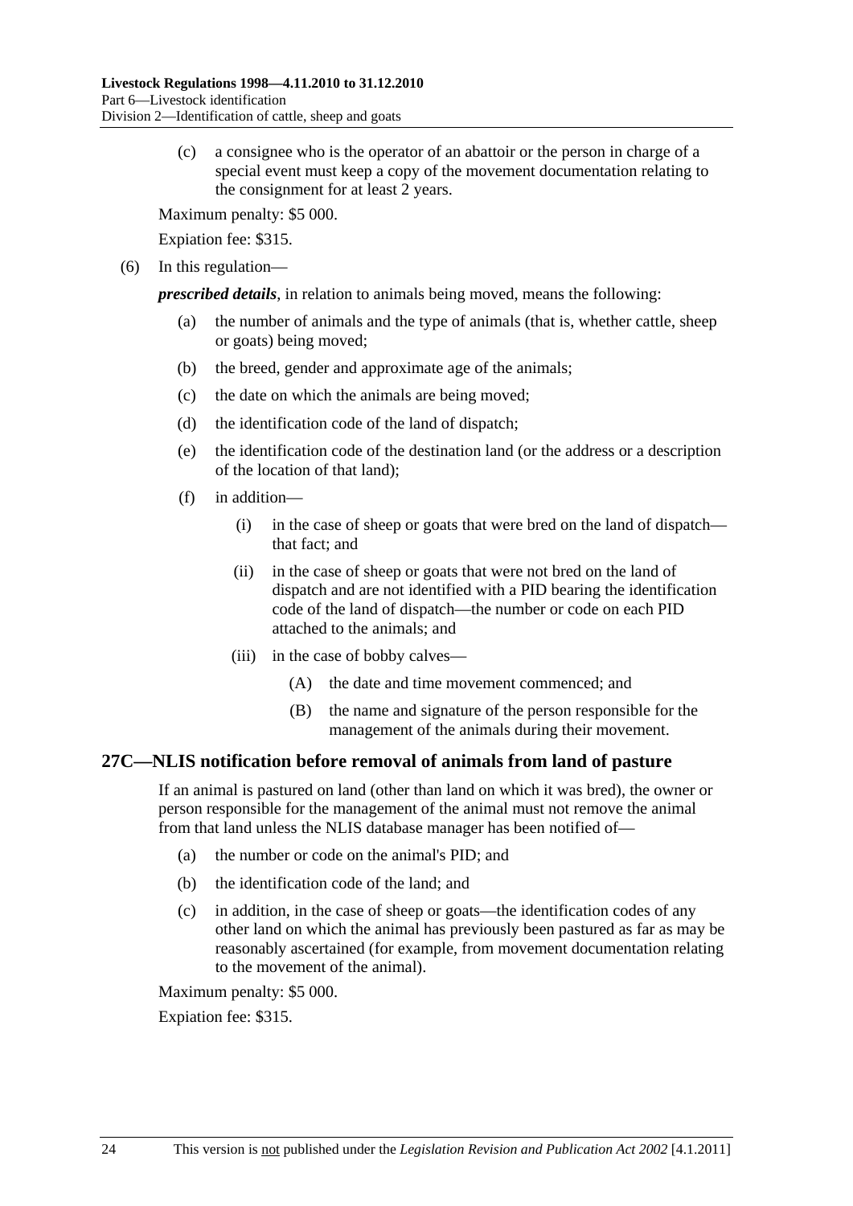(c) a consignee who is the operator of an abattoir or the person in charge of a special event must keep a copy of the movement documentation relating to the consignment for at least 2 years.

Maximum penalty: $5 000.

Expiation fee: $315.

(6) In this regulation—

***prescribed details***, in relation to animals being moved, means the following:

(a) the number of animals and the type of animals (that is, whether cattle, sheep or goats) being moved;

(b) the breed, gender and approximate age of the animals;

(c) the date on which the animals are being moved;

(d) the identification code of the land of dispatch;

(e) the identification code of the destination land (or the address or a description of the location of that land);

(f) in addition—

(i) in the case of sheep or goats that were bred on the land of dispatch—that fact; and

(ii) in the case of sheep or goats that were not bred on the land of dispatch and are not identified with a PID bearing the identification code of the land of dispatch—the number or code on each PID attached to the animals; and

(iii) in the case of bobby calves—

(A) the date and time movement commenced; and

(B) the name and signature of the person responsible for the management of the animals during their movement.

## 27C—NLIS notification before removal of animals from land of pasture

If an animal is pastured on land (other than land on which it was bred), the owner or person responsible for the management of the animal must not remove the animal from that land unless the NLIS database manager has been notified of—

(a) the number or code on the animal's PID; and

(b) the identification code of the land; and

(c) in addition, in the case of sheep or goats—the identification codes of any other land on which the animal has previously been pastured as far as may be reasonably ascertained (for example, from movement documentation relating to the movement of the animal).

Maximum penalty: $5 000.

Expiation fee: $315.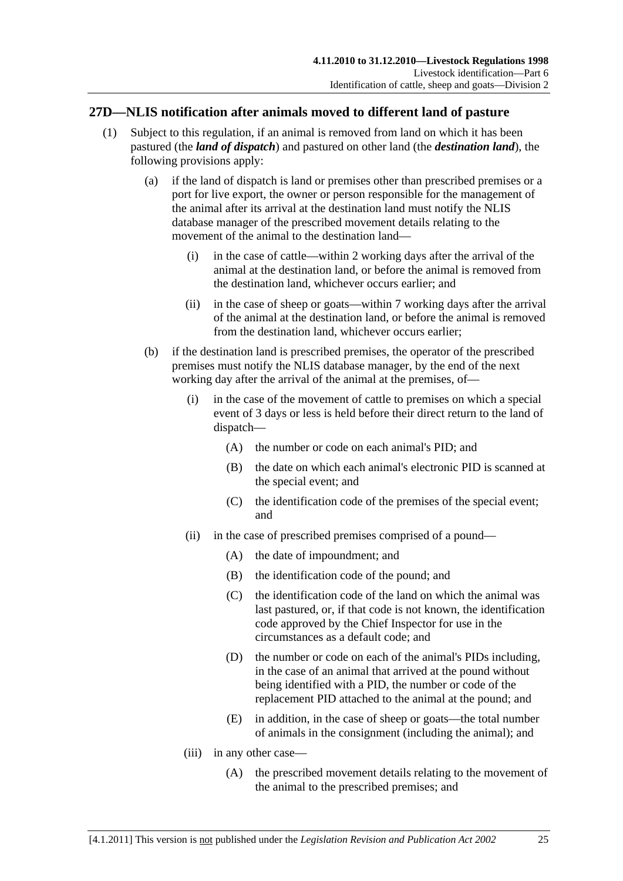## 27D—NLIS notification after animals moved to different land of pasture

(1) Subject to this regulation, if an animal is removed from land on which it has been pastured (the ***land of dispatch***) and pastured on other land (the ***destination land***), the following provisions apply:

(a) if the land of dispatch is land or premises other than prescribed premises or a port for live export, the owner or person responsible for the management of the animal after its arrival at the destination land must notify the NLIS database manager of the prescribed movement details relating to the movement of the animal to the destination land—

(i) in the case of cattle—within 2 working days after the arrival of the animal at the destination land, or before the animal is removed from the destination land, whichever occurs earlier; and

(ii) in the case of sheep or goats—within 7 working days after the arrival of the animal at the destination land, or before the animal is removed from the destination land, whichever occurs earlier;

(b) if the destination land is prescribed premises, the operator of the prescribed premises must notify the NLIS database manager, by the end of the next working day after the arrival of the animal at the premises, of—

(i) in the case of the movement of cattle to premises on which a special event of 3 days or less is held before their direct return to the land of dispatch—

(A) the number or code on each animal's PID; and

(B) the date on which each animal's electronic PID is scanned at the special event; and

(C) the identification code of the premises of the special event; and

(ii) in the case of prescribed premises comprised of a pound—

(A) the date of impoundment; and

(B) the identification code of the pound; and

(C) the identification code of the land on which the animal was last pastured, or, if that code is not known, the identification code approved by the Chief Inspector for use in the circumstances as a default code; and

(D) the number or code on each of the animal's PIDs including, in the case of an animal that arrived at the pound without being identified with a PID, the number or code of the replacement PID attached to the animal at the pound; and

(E) in addition, in the case of sheep or goats—the total number of animals in the consignment (including the animal); and

(iii) in any other case—

(A) the prescribed movement details relating to the movement of the animal to the prescribed premises; and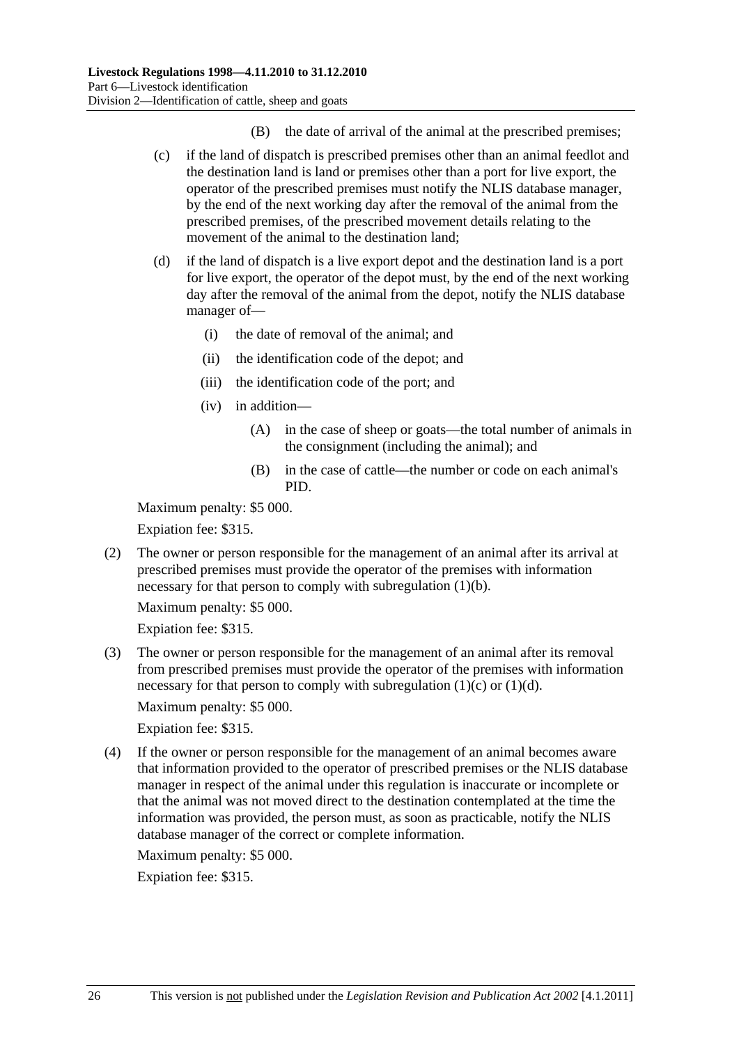(B) the date of arrival of the animal at the prescribed premises;

(c) if the land of dispatch is prescribed premises other than an animal feedlot and the destination land is land or premises other than a port for live export, the operator of the prescribed premises must notify the NLIS database manager, by the end of the next working day after the removal of the animal from the prescribed premises, of the prescribed movement details relating to the movement of the animal to the destination land;

(d) if the land of dispatch is a live export depot and the destination land is a port for live export, the operator of the depot must, by the end of the next working day after the removal of the animal from the depot, notify the NLIS database manager of—

(i) the date of removal of the animal; and

(ii) the identification code of the depot; and

(iii) the identification code of the port; and

(iv) in addition—

(A) in the case of sheep or goats—the total number of animals in the consignment (including the animal); and

(B) in the case of cattle—the number or code on each animal's PID.

Maximum penalty: $5 000.

Expiation fee: $315.

(2) The owner or person responsible for the management of an animal after its arrival at prescribed premises must provide the operator of the premises with information necessary for that person to comply with subregulation (1)(b).

Maximum penalty: $5 000.

Expiation fee: $315.

(3) The owner or person responsible for the management of an animal after its removal from prescribed premises must provide the operator of the premises with information necessary for that person to comply with subregulation (1)(c) or (1)(d).

Maximum penalty: $5 000.

Expiation fee: $315.

(4) If the owner or person responsible for the management of an animal becomes aware that information provided to the operator of prescribed premises or the NLIS database manager in respect of the animal under this regulation is inaccurate or incomplete or that the animal was not moved direct to the destination contemplated at the time the information was provided, the person must, as soon as practicable, notify the NLIS database manager of the correct or complete information.

Maximum penalty: $5 000.

Expiation fee: $315.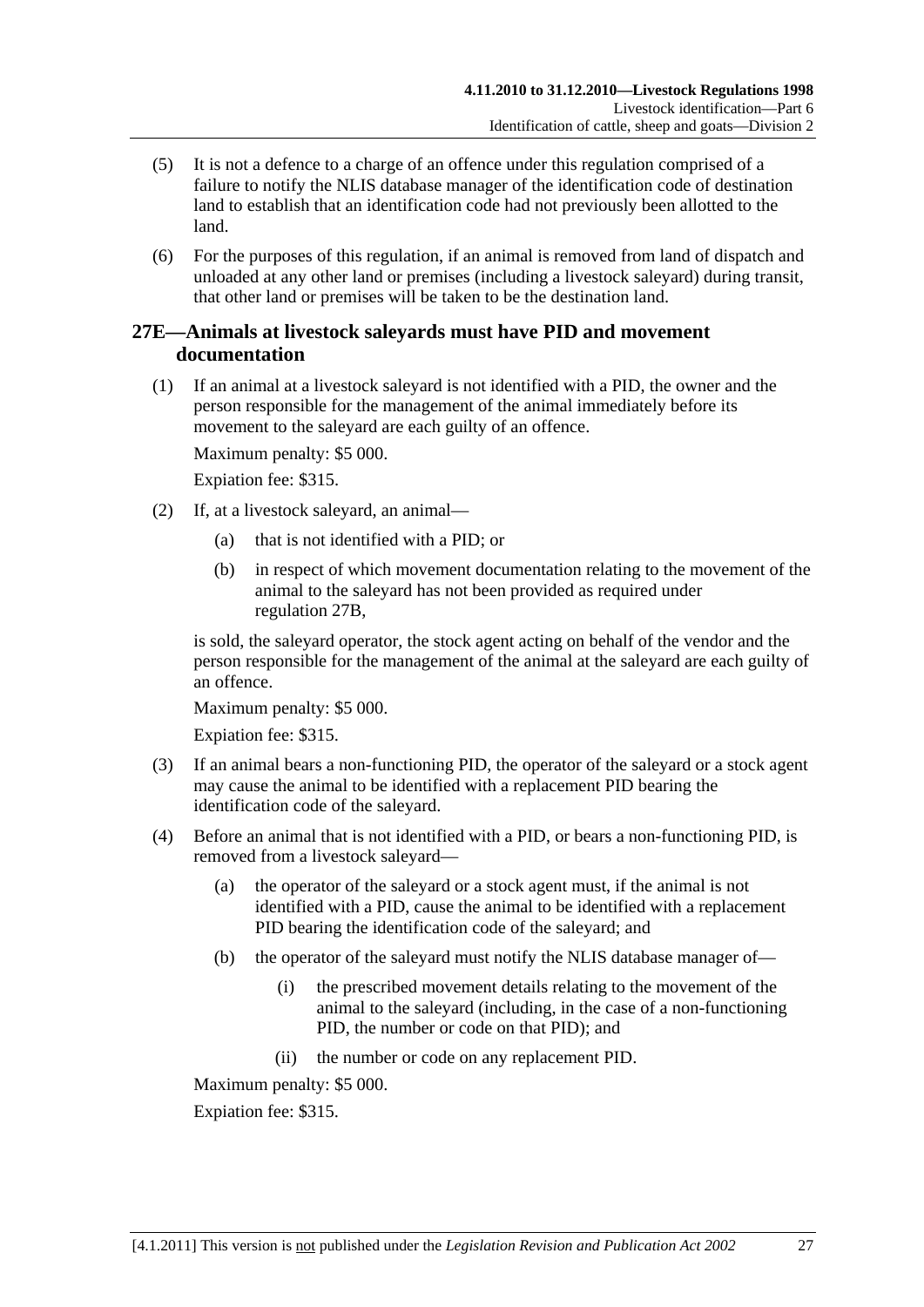(5) It is not a defence to a charge of an offence under this regulation comprised of a failure to notify the NLIS database manager of the identification code of destination land to establish that an identification code had not previously been allotted to the land.

(6) For the purposes of this regulation, if an animal is removed from land of dispatch and unloaded at any other land or premises (including a livestock saleyard) during transit, that other land or premises will be taken to be the destination land.

## 27E—Animals at livestock saleyards must have PID and movement documentation

(1) If an animal at a livestock saleyard is not identified with a PID, the owner and the person responsible for the management of the animal immediately before its movement to the saleyard are each guilty of an offence.

Maximum penalty: $5 000.

Expiation fee: $315.

(2) If, at a livestock saleyard, an animal—

(a) that is not identified with a PID; or

(b) in respect of which movement documentation relating to the movement of the animal to the saleyard has not been provided as required under regulation 27B,

is sold, the saleyard operator, the stock agent acting on behalf of the vendor and the person responsible for the management of the animal at the saleyard are each guilty of an offence.

Maximum penalty: $5 000.

Expiation fee: $315.

(3) If an animal bears a non-functioning PID, the operator of the saleyard or a stock agent may cause the animal to be identified with a replacement PID bearing the identification code of the saleyard.

(4) Before an animal that is not identified with a PID, or bears a non-functioning PID, is removed from a livestock saleyard—

(a) the operator of the saleyard or a stock agent must, if the animal is not identified with a PID, cause the animal to be identified with a replacement PID bearing the identification code of the saleyard; and

(b) the operator of the saleyard must notify the NLIS database manager of—

(i) the prescribed movement details relating to the movement of the animal to the saleyard (including, in the case of a non-functioning PID, the number or code on that PID); and

(ii) the number or code on any replacement PID.

Maximum penalty: $5 000.

Expiation fee: $315.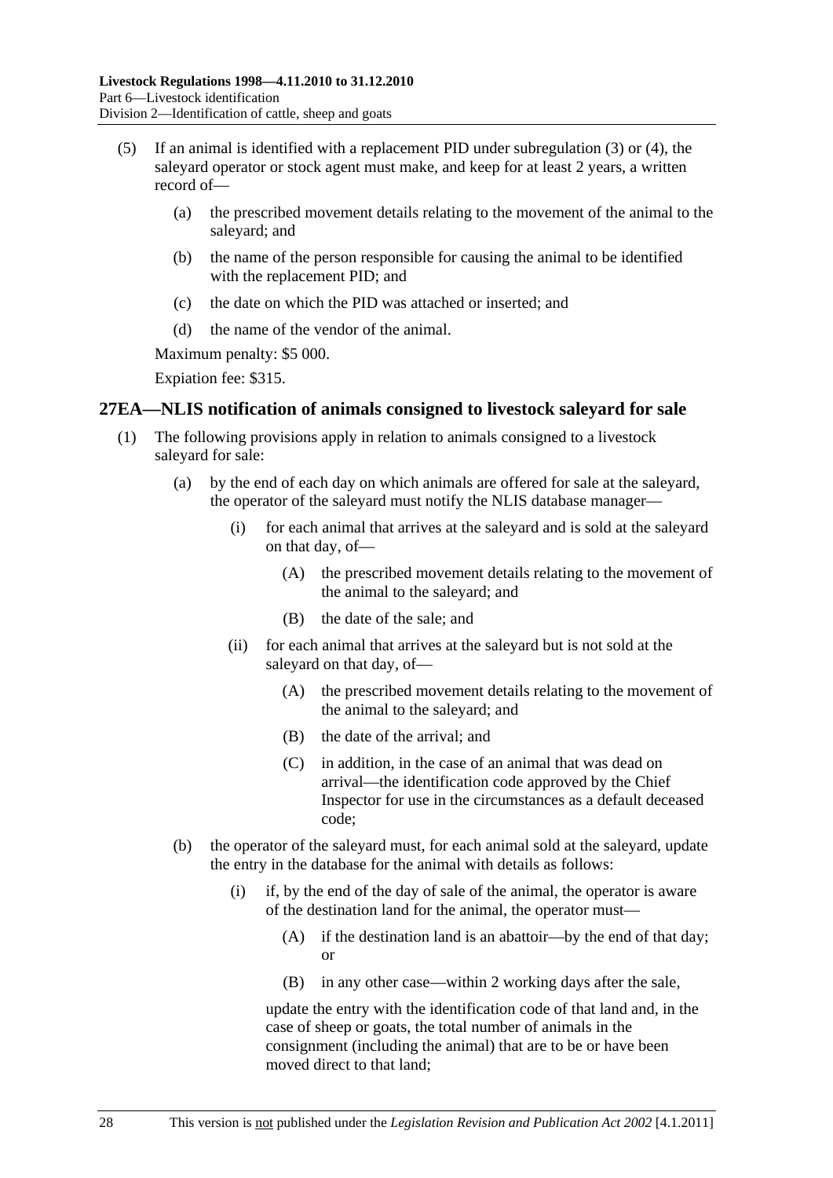(5) If an animal is identified with a replacement PID under subregulation (3) or (4), the saleyard operator or stock agent must make, and keep for at least 2 years, a written record of—

(a) the prescribed movement details relating to the movement of the animal to the saleyard; and

(b) the name of the person responsible for causing the animal to be identified with the replacement PID; and

(c) the date on which the PID was attached or inserted; and

(d) the name of the vendor of the animal.

Maximum penalty: $5 000.

Expiation fee: $315.

## 27EA—NLIS notification of animals consigned to livestock saleyard for sale

(1) The following provisions apply in relation to animals consigned to a livestock saleyard for sale:

(a) by the end of each day on which animals are offered for sale at the saleyard, the operator of the saleyard must notify the NLIS database manager—

(i) for each animal that arrives at the saleyard and is sold at the saleyard on that day, of—

(A) the prescribed movement details relating to the movement of the animal to the saleyard; and

(B) the date of the sale; and

(ii) for each animal that arrives at the saleyard but is not sold at the saleyard on that day, of—

(A) the prescribed movement details relating to the movement of the animal to the saleyard; and

(B) the date of the arrival; and

(C) in addition, in the case of an animal that was dead on arrival—the identification code approved by the Chief Inspector for use in the circumstances as a default deceased code;

(b) the operator of the saleyard must, for each animal sold at the saleyard, update the entry in the database for the animal with details as follows:

(i) if, by the end of the day of sale of the animal, the operator is aware of the destination land for the animal, the operator must—

(A) if the destination land is an abattoir—by the end of that day; or

(B) in any other case—within 2 working days after the sale,

update the entry with the identification code of that land and, in the case of sheep or goats, the total number of animals in the consignment (including the animal) that are to be or have been moved direct to that land;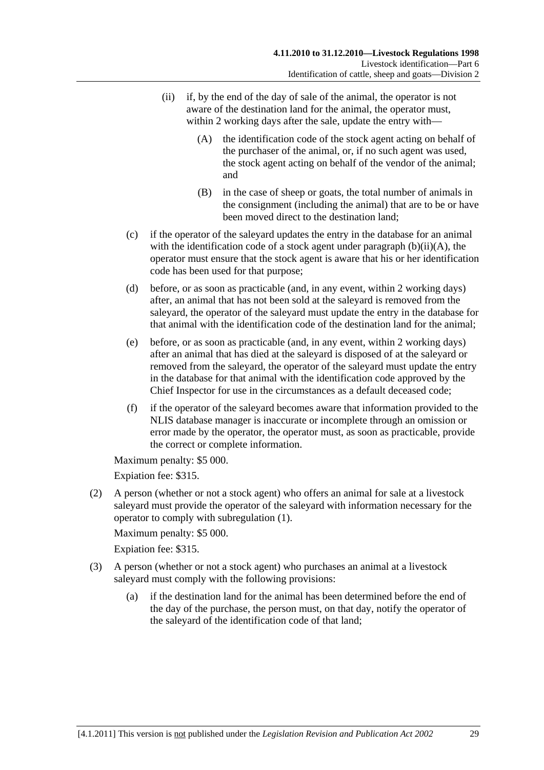(ii) if, by the end of the day of sale of the animal, the operator is not aware of the destination land for the animal, the operator must, within 2 working days after the sale, update the entry with—

(A) the identification code of the stock agent acting on behalf of the purchaser of the animal, or, if no such agent was used, the stock agent acting on behalf of the vendor of the animal; and

(B) in the case of sheep or goats, the total number of animals in the consignment (including the animal) that are to be or have been moved direct to the destination land;

(c) if the operator of the saleyard updates the entry in the database for an animal with the identification code of a stock agent under paragraph (b)(ii)(A), the operator must ensure that the stock agent is aware that his or her identification code has been used for that purpose;

(d) before, or as soon as practicable (and, in any event, within 2 working days) after, an animal that has not been sold at the saleyard is removed from the saleyard, the operator of the saleyard must update the entry in the database for that animal with the identification code of the destination land for the animal;

(e) before, or as soon as practicable (and, in any event, within 2 working days) after an animal that has died at the saleyard is disposed of at the saleyard or removed from the saleyard, the operator of the saleyard must update the entry in the database for that animal with the identification code approved by the Chief Inspector for use in the circumstances as a default deceased code;

(f) if the operator of the saleyard becomes aware that information provided to the NLIS database manager is inaccurate or incomplete through an omission or error made by the operator, the operator must, as soon as practicable, provide the correct or complete information.

Maximum penalty: $5 000.

Expiation fee: $315.

(2) A person (whether or not a stock agent) who offers an animal for sale at a livestock saleyard must provide the operator of the saleyard with information necessary for the operator to comply with subregulation (1).

Maximum penalty: $5 000.

Expiation fee: $315.

(3) A person (whether or not a stock agent) who purchases an animal at a livestock saleyard must comply with the following provisions:

(a) if the destination land for the animal has been determined before the end of the day of the purchase, the person must, on that day, notify the operator of the saleyard of the identification code of that land;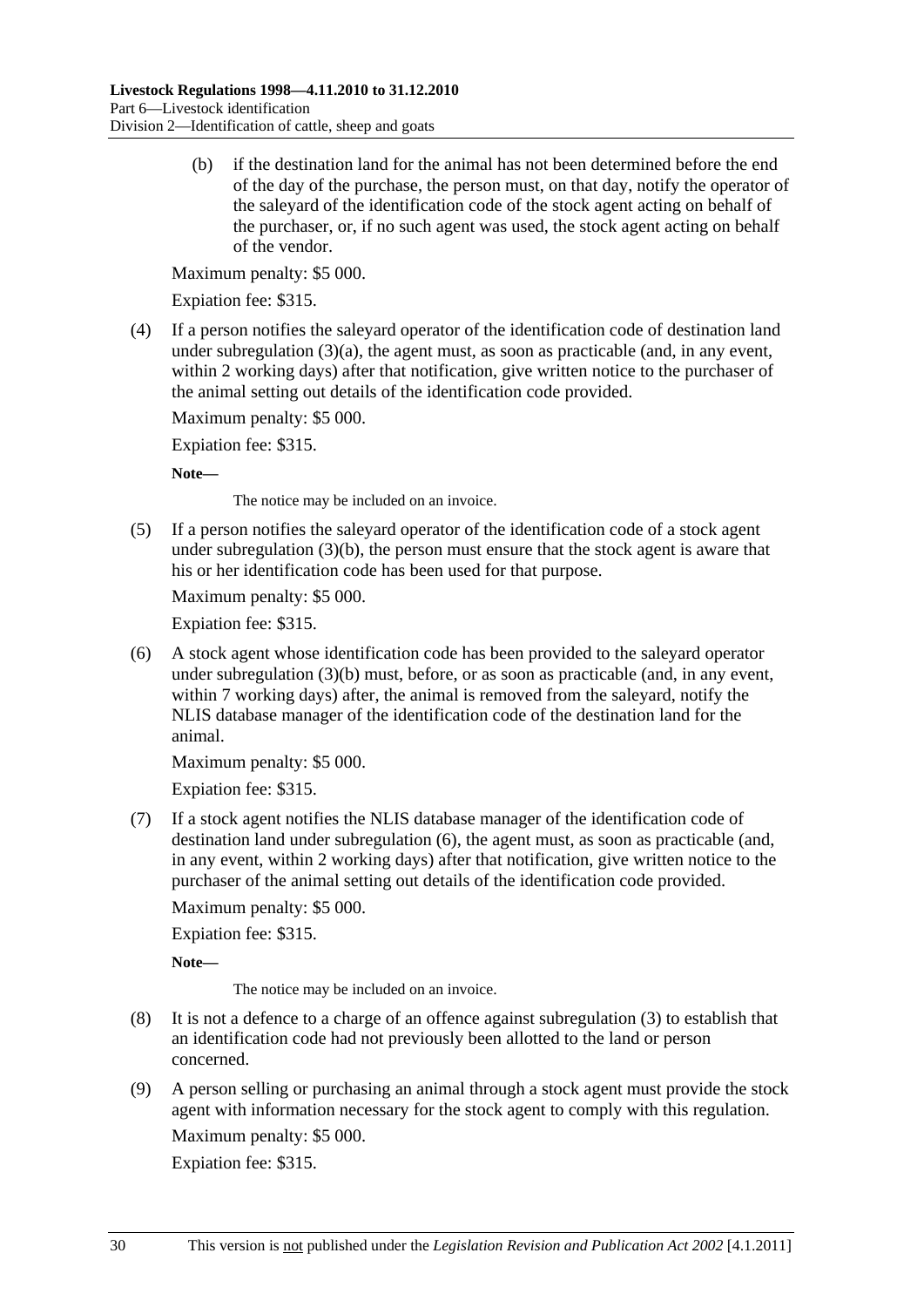(b) if the destination land for the animal has not been determined before the end of the day of the purchase, the person must, on that day, notify the operator of the saleyard of the identification code of the stock agent acting on behalf of the purchaser, or, if no such agent was used, the stock agent acting on behalf of the vendor.

Maximum penalty: $5 000.

Expiation fee: $315.

(4) If a person notifies the saleyard operator of the identification code of destination land under subregulation (3)(a), the agent must, as soon as practicable (and, in any event, within 2 working days) after that notification, give written notice to the purchaser of the animal setting out details of the identification code provided.

Maximum penalty: $5 000.

Expiation fee: $315.

**Note—**

The notice may be included on an invoice.

(5) If a person notifies the saleyard operator of the identification code of a stock agent under subregulation (3)(b), the person must ensure that the stock agent is aware that his or her identification code has been used for that purpose.

Maximum penalty: $5 000.

Expiation fee: $315.

(6) A stock agent whose identification code has been provided to the saleyard operator under subregulation (3)(b) must, before, or as soon as practicable (and, in any event, within 7 working days) after, the animal is removed from the saleyard, notify the NLIS database manager of the identification code of the destination land for the animal.

Maximum penalty: $5 000.

Expiation fee: $315.

(7) If a stock agent notifies the NLIS database manager of the identification code of destination land under subregulation (6), the agent must, as soon as practicable (and, in any event, within 2 working days) after that notification, give written notice to the purchaser of the animal setting out details of the identification code provided.

Maximum penalty: $5 000.

Expiation fee: $315.

**Note—**

The notice may be included on an invoice.

(8) It is not a defence to a charge of an offence against subregulation (3) to establish that an identification code had not previously been allotted to the land or person concerned.

(9) A person selling or purchasing an animal through a stock agent must provide the stock agent with information necessary for the stock agent to comply with this regulation.

Maximum penalty: $5 000.

Expiation fee: $315.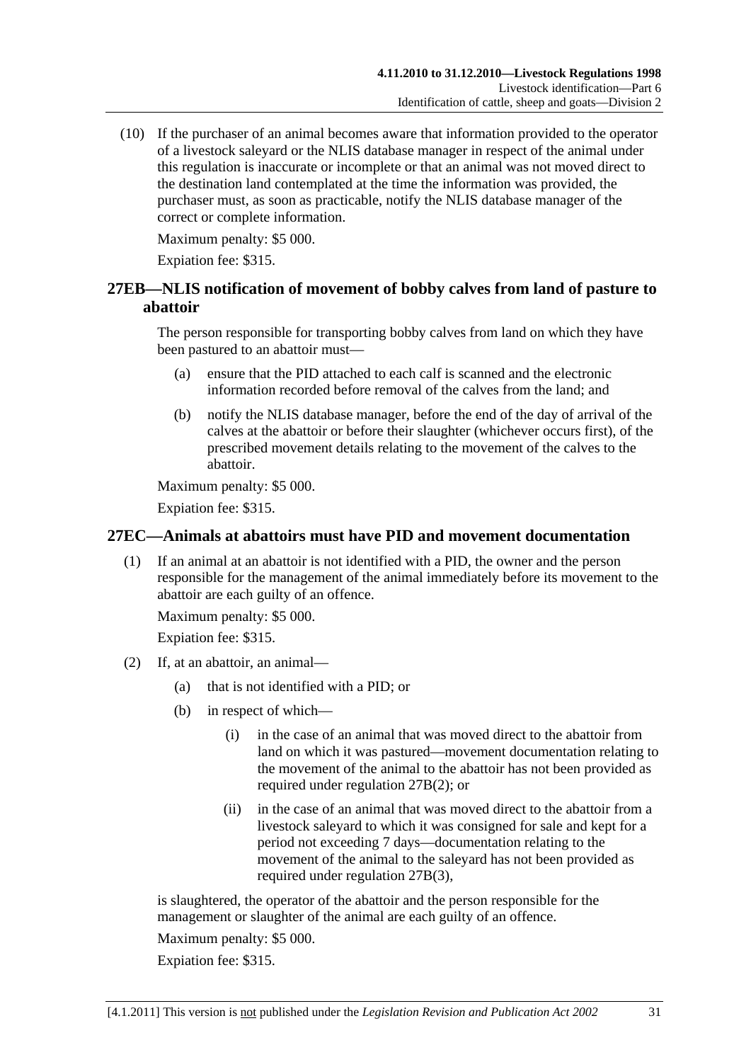(10) If the purchaser of an animal becomes aware that information provided to the operator of a livestock saleyard or the NLIS database manager in respect of the animal under this regulation is inaccurate or incomplete or that an animal was not moved direct to the destination land contemplated at the time the information was provided, the purchaser must, as soon as practicable, notify the NLIS database manager of the correct or complete information.

Maximum penalty: $5 000.

Expiation fee: $315.

## 27EB—NLIS notification of movement of bobby calves from land of pasture to abattoir

The person responsible for transporting bobby calves from land on which they have been pastured to an abattoir must—

(a) ensure that the PID attached to each calf is scanned and the electronic information recorded before removal of the calves from the land; and

(b) notify the NLIS database manager, before the end of the day of arrival of the calves at the abattoir or before their slaughter (whichever occurs first), of the prescribed movement details relating to the movement of the calves to the abattoir.

Maximum penalty: $5 000.

Expiation fee: $315.

## 27EC—Animals at abattoirs must have PID and movement documentation

(1) If an animal at an abattoir is not identified with a PID, the owner and the person responsible for the management of the animal immediately before its movement to the abattoir are each guilty of an offence.

Maximum penalty: $5 000.

Expiation fee: $315.

(2) If, at an abattoir, an animal—

(a) that is not identified with a PID; or

(b) in respect of which—

(i) in the case of an animal that was moved direct to the abattoir from land on which it was pastured—movement documentation relating to the movement of the animal to the abattoir has not been provided as required under regulation 27B(2); or

(ii) in the case of an animal that was moved direct to the abattoir from a livestock saleyard to which it was consigned for sale and kept for a period not exceeding 7 days—documentation relating to the movement of the animal to the saleyard has not been provided as required under regulation 27B(3),

is slaughtered, the operator of the abattoir and the person responsible for the management or slaughter of the animal are each guilty of an offence.

Maximum penalty: $5 000.

Expiation fee: $315.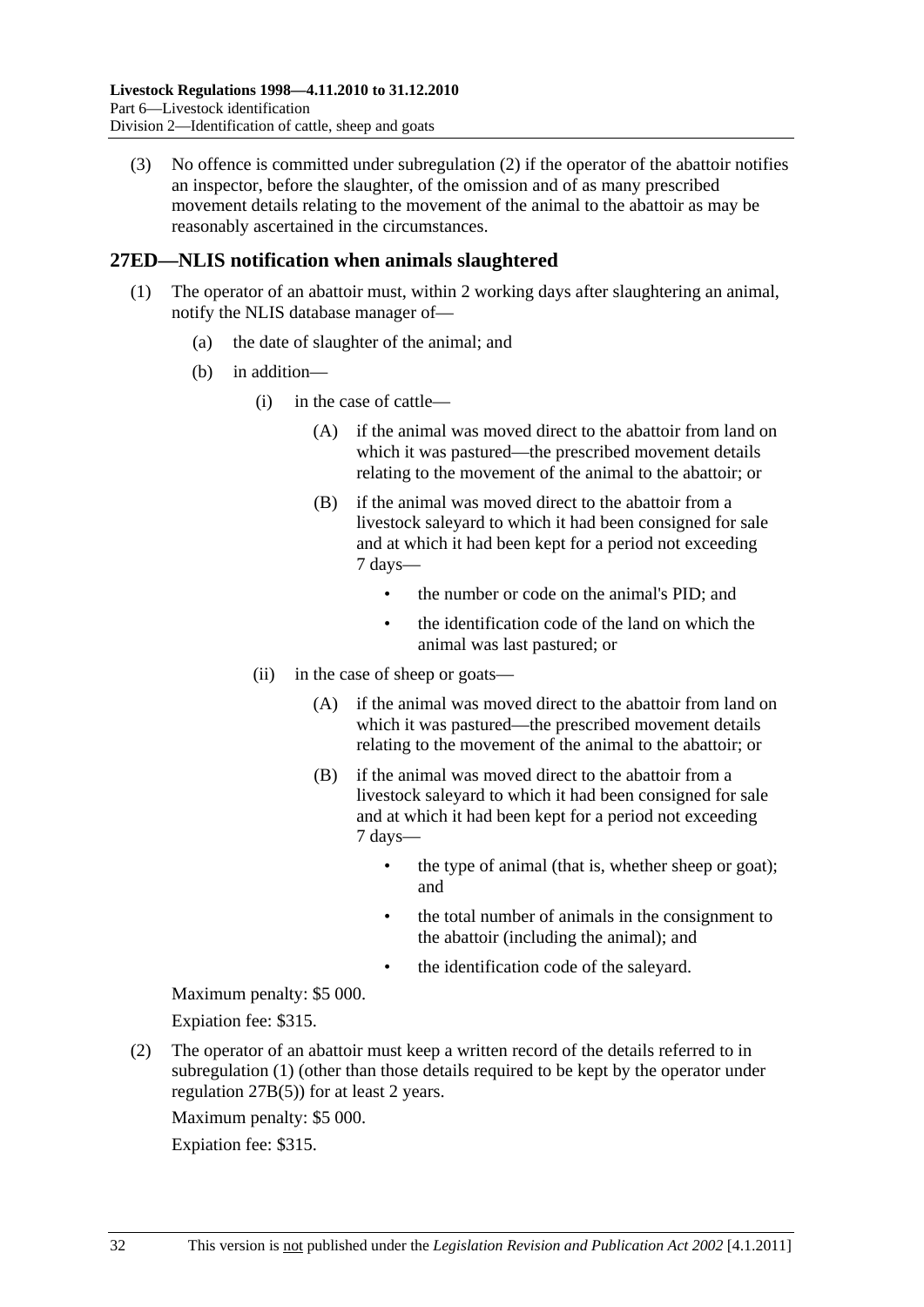(3) No offence is committed under subregulation (2) if the operator of the abattoir notifies an inspector, before the slaughter, of the omission and of as many prescribed movement details relating to the movement of the animal to the abattoir as may be reasonably ascertained in the circumstances.

## 27ED—NLIS notification when animals slaughtered

(1) The operator of an abattoir must, within 2 working days after slaughtering an animal, notify the NLIS database manager of—

- (a) the date of slaughter of the animal; and
- (b) in addition—
  - (i) in the case of cattle—
    - (A) if the animal was moved direct to the abattoir from land on which it was pastured—the prescribed movement details relating to the movement of the animal to the abattoir; or
    - (B) if the animal was moved direct to the abattoir from a livestock saleyard to which it had been consigned for sale and at which it had been kept for a period not exceeding 7 days—
      - the number or code on the animal's PID; and
      - the identification code of the land on which the animal was last pastured; or
  - (ii) in the case of sheep or goats—
    - (A) if the animal was moved direct to the abattoir from land on which it was pastured—the prescribed movement details relating to the movement of the animal to the abattoir; or
    - (B) if the animal was moved direct to the abattoir from a livestock saleyard to which it had been consigned for sale and at which it had been kept for a period not exceeding 7 days—
      - the type of animal (that is, whether sheep or goat); and
      - the total number of animals in the consignment to the abattoir (including the animal); and
      - the identification code of the saleyard.

Maximum penalty: $5 000.

Expiation fee: $315.

(2) The operator of an abattoir must keep a written record of the details referred to in subregulation (1) (other than those details required to be kept by the operator under regulation 27B(5)) for at least 2 years.

Maximum penalty: $5 000.

Expiation fee: $315.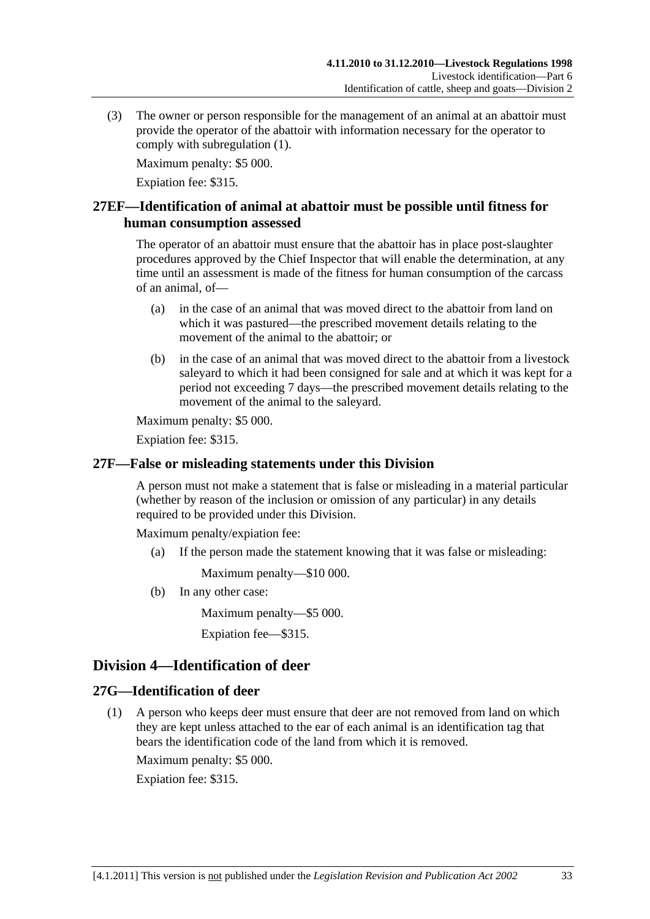(3) The owner or person responsible for the management of an animal at an abattoir must provide the operator of the abattoir with information necessary for the operator to comply with subregulation (1).

Maximum penalty: $5 000.

Expiation fee: $315.

## 27EF—Identification of animal at abattoir must be possible until fitness for human consumption assessed

The operator of an abattoir must ensure that the abattoir has in place post-slaughter procedures approved by the Chief Inspector that will enable the determination, at any time until an assessment is made of the fitness for human consumption of the carcass of an animal, of—

(a) in the case of an animal that was moved direct to the abattoir from land on which it was pastured—the prescribed movement details relating to the movement of the animal to the abattoir; or

(b) in the case of an animal that was moved direct to the abattoir from a livestock saleyard to which it had been consigned for sale and at which it was kept for a period not exceeding 7 days—the prescribed movement details relating to the movement of the animal to the saleyard.

Maximum penalty: $5 000.

Expiation fee: $315.

## 27F—False or misleading statements under this Division

A person must not make a statement that is false or misleading in a material particular (whether by reason of the inclusion or omission of any particular) in any details required to be provided under this Division.

Maximum penalty/expiation fee:

(a) If the person made the statement knowing that it was false or misleading:

Maximum penalty—$10 000.

(b) In any other case:

Maximum penalty—$5 000.

Expiation fee—$315.

# Division 4—Identification of deer

## 27G—Identification of deer

(1) A person who keeps deer must ensure that deer are not removed from land on which they are kept unless attached to the ear of each animal is an identification tag that bears the identification code of the land from which it is removed.

Maximum penalty: $5 000.

Expiation fee: $315.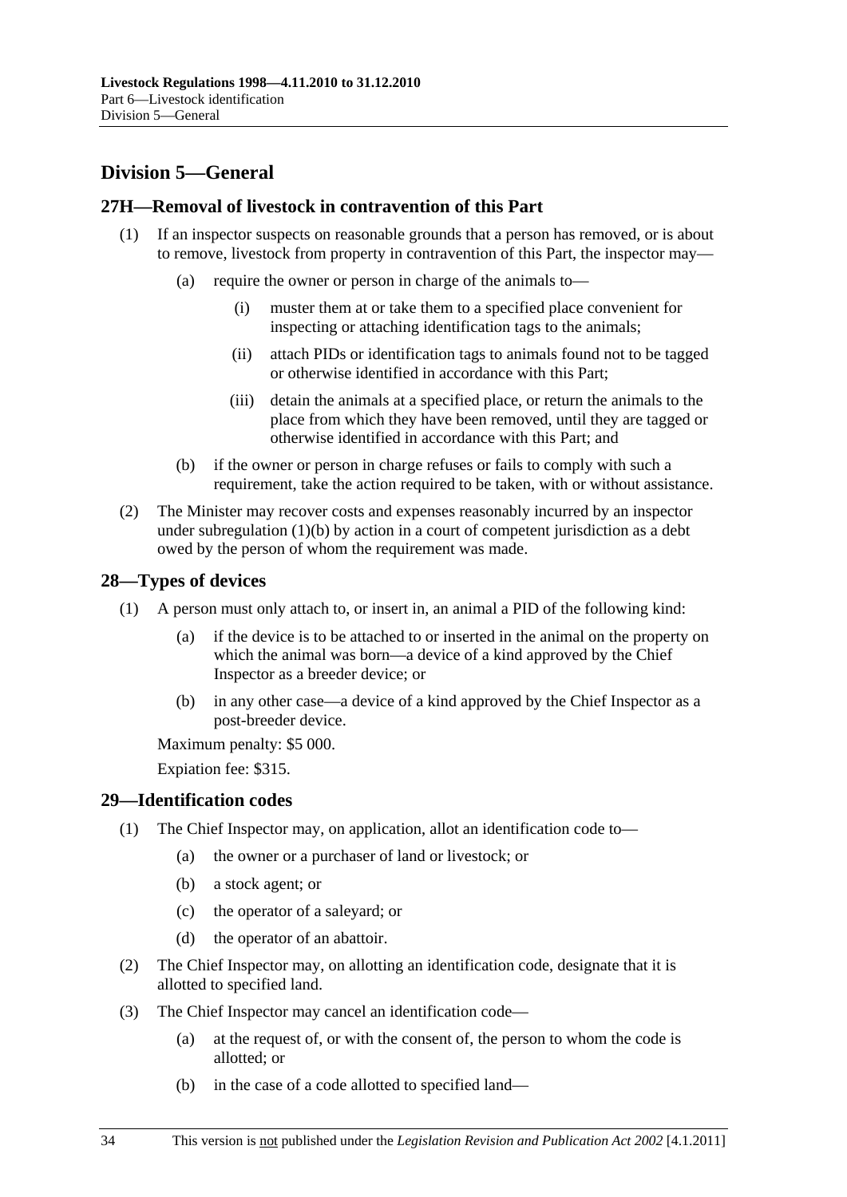## Division 5—General

### 27H—Removal of livestock in contravention of this Part

(1) If an inspector suspects on reasonable grounds that a person has removed, or is about to remove, livestock from property in contravention of this Part, the inspector may—

(a) require the owner or person in charge of the animals to—

(i) muster them at or take them to a specified place convenient for inspecting or attaching identification tags to the animals;

(ii) attach PIDs or identification tags to animals found not to be tagged or otherwise identified in accordance with this Part;

(iii) detain the animals at a specified place, or return the animals to the place from which they have been removed, until they are tagged or otherwise identified in accordance with this Part; and

(b) if the owner or person in charge refuses or fails to comply with such a requirement, take the action required to be taken, with or without assistance.

(2) The Minister may recover costs and expenses reasonably incurred by an inspector under subregulation (1)(b) by action in a court of competent jurisdiction as a debt owed by the person of whom the requirement was made.

### 28—Types of devices

(1) A person must only attach to, or insert in, an animal a PID of the following kind:

(a) if the device is to be attached to or inserted in the animal on the property on which the animal was born—a device of a kind approved by the Chief Inspector as a breeder device; or

(b) in any other case—a device of a kind approved by the Chief Inspector as a post-breeder device.

Maximum penalty: $5 000.

Expiation fee: $315.

### 29—Identification codes

(1) The Chief Inspector may, on application, allot an identification code to—

(a) the owner or a purchaser of land or livestock; or

(b) a stock agent; or

(c) the operator of a saleyard; or

(d) the operator of an abattoir.

(2) The Chief Inspector may, on allotting an identification code, designate that it is allotted to specified land.

(3) The Chief Inspector may cancel an identification code—

(a) at the request of, or with the consent of, the person to whom the code is allotted; or

(b) in the case of a code allotted to specified land—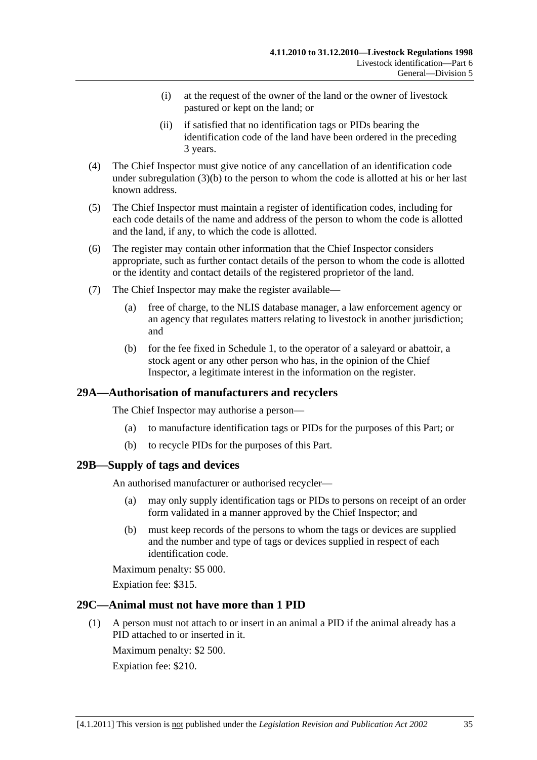(i) at the request of the owner of the land or the owner of livestock pastured or kept on the land; or

(ii) if satisfied that no identification tags or PIDs bearing the identification code of the land have been ordered in the preceding 3 years.

(4) The Chief Inspector must give notice of any cancellation of an identification code under subregulation (3)(b) to the person to whom the code is allotted at his or her last known address.

(5) The Chief Inspector must maintain a register of identification codes, including for each code details of the name and address of the person to whom the code is allotted and the land, if any, to which the code is allotted.

(6) The register may contain other information that the Chief Inspector considers appropriate, such as further contact details of the person to whom the code is allotted or the identity and contact details of the registered proprietor of the land.

(7) The Chief Inspector may make the register available—

(a) free of charge, to the NLIS database manager, a law enforcement agency or an agency that regulates matters relating to livestock in another jurisdiction; and

(b) for the fee fixed in Schedule 1, to the operator of a saleyard or abattoir, a stock agent or any other person who has, in the opinion of the Chief Inspector, a legitimate interest in the information on the register.

## 29A—Authorisation of manufacturers and recyclers

The Chief Inspector may authorise a person—

(a) to manufacture identification tags or PIDs for the purposes of this Part; or

(b) to recycle PIDs for the purposes of this Part.

## 29B—Supply of tags and devices

An authorised manufacturer or authorised recycler—

(a) may only supply identification tags or PIDs to persons on receipt of an order form validated in a manner approved by the Chief Inspector; and

(b) must keep records of the persons to whom the tags or devices are supplied and the number and type of tags or devices supplied in respect of each identification code.

Maximum penalty: $5 000.

Expiation fee: $315.

## 29C—Animal must not have more than 1 PID

(1) A person must not attach to or insert in an animal a PID if the animal already has a PID attached to or inserted in it.

Maximum penalty: $2 500.

Expiation fee: $210.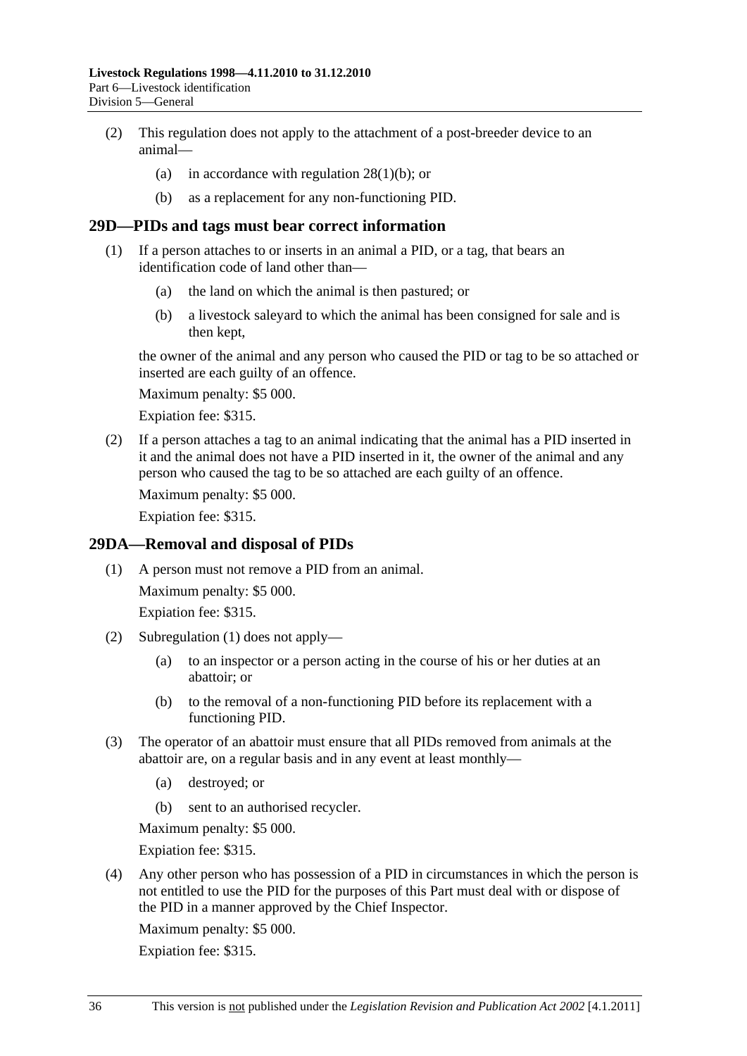(2) This regulation does not apply to the attachment of a post-breeder device to an animal—

(a) in accordance with regulation 28(1)(b); or

(b) as a replacement for any non-functioning PID.

## 29D—PIDs and tags must bear correct information

(1) If a person attaches to or inserts in an animal a PID, or a tag, that bears an identification code of land other than—

(a) the land on which the animal is then pastured; or

(b) a livestock saleyard to which the animal has been consigned for sale and is then kept,

the owner of the animal and any person who caused the PID or tag to be so attached or inserted are each guilty of an offence.

Maximum penalty: $5 000.

Expiation fee: $315.

(2) If a person attaches a tag to an animal indicating that the animal has a PID inserted in it and the animal does not have a PID inserted in it, the owner of the animal and any person who caused the tag to be so attached are each guilty of an offence.

Maximum penalty: $5 000.

Expiation fee: $315.

## 29DA—Removal and disposal of PIDs

(1) A person must not remove a PID from an animal.

Maximum penalty: $5 000.

Expiation fee: $315.

(2) Subregulation (1) does not apply—

(a) to an inspector or a person acting in the course of his or her duties at an abattoir; or

(b) to the removal of a non-functioning PID before its replacement with a functioning PID.

(3) The operator of an abattoir must ensure that all PIDs removed from animals at the abattoir are, on a regular basis and in any event at least monthly—

(a) destroyed; or

(b) sent to an authorised recycler.

Maximum penalty: $5 000.

Expiation fee: $315.

(4) Any other person who has possession of a PID in circumstances in which the person is not entitled to use the PID for the purposes of this Part must deal with or dispose of the PID in a manner approved by the Chief Inspector.

Maximum penalty: $5 000.

Expiation fee: $315.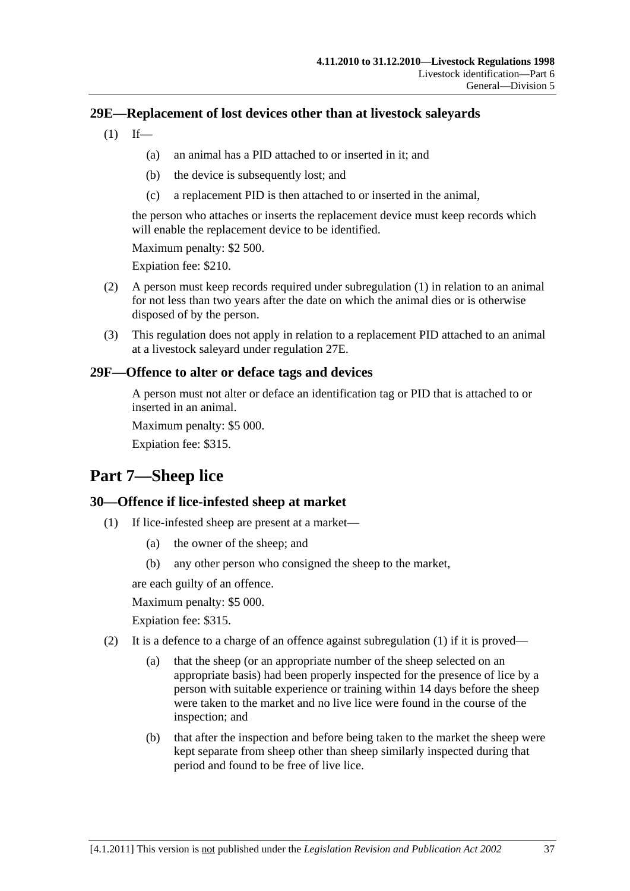### 29E—Replacement of lost devices other than at livestock saleyards

(1) If—

(a) an animal has a PID attached to or inserted in it; and

(b) the device is subsequently lost; and

(c) a replacement PID is then attached to or inserted in the animal,

the person who attaches or inserts the replacement device must keep records which will enable the replacement device to be identified.

Maximum penalty: $2 500.

Expiation fee: $210.

(2) A person must keep records required under subregulation (1) in relation to an animal for not less than two years after the date on which the animal dies or is otherwise disposed of by the person.

(3) This regulation does not apply in relation to a replacement PID attached to an animal at a livestock saleyard under regulation 27E.

### 29F—Offence to alter or deface tags and devices

A person must not alter or deface an identification tag or PID that is attached to or inserted in an animal.

Maximum penalty: $5 000.

Expiation fee: $315.

## Part 7—Sheep lice

### 30—Offence if lice-infested sheep at market

(1) If lice-infested sheep are present at a market—

(a) the owner of the sheep; and

(b) any other person who consigned the sheep to the market,

are each guilty of an offence.

Maximum penalty: $5 000.

Expiation fee: $315.

(2) It is a defence to a charge of an offence against subregulation (1) if it is proved—

(a) that the sheep (or an appropriate number of the sheep selected on an appropriate basis) had been properly inspected for the presence of lice by a person with suitable experience or training within 14 days before the sheep were taken to the market and no live lice were found in the course of the inspection; and

(b) that after the inspection and before being taken to the market the sheep were kept separate from sheep other than sheep similarly inspected during that period and found to be free of live lice.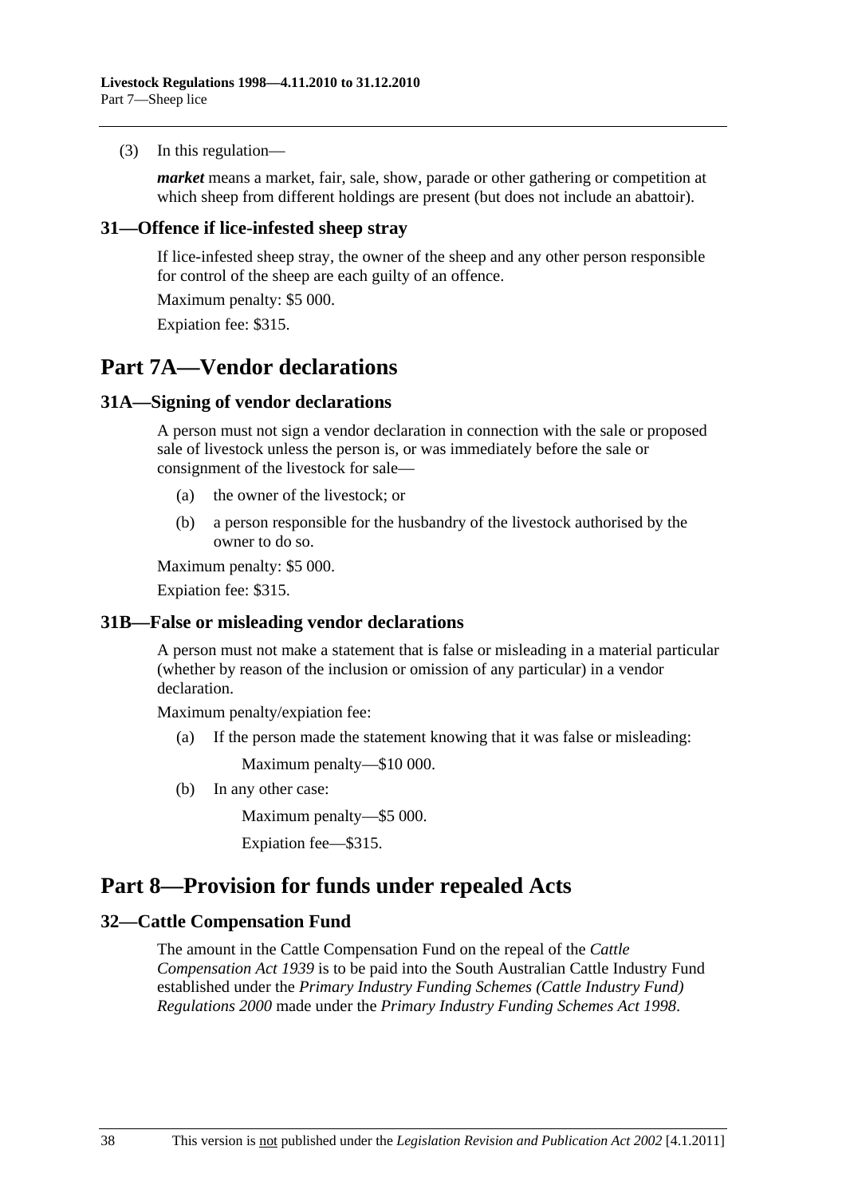(3) In this regulation—

***market*** means a market, fair, sale, show, parade or other gathering or competition at which sheep from different holdings are present (but does not include an abattoir).

### 31—Offence if lice-infested sheep stray

If lice-infested sheep stray, the owner of the sheep and any other person responsible for control of the sheep are each guilty of an offence.

Maximum penalty: $5 000.

Expiation fee: $315.

## Part 7A—Vendor declarations

### 31A—Signing of vendor declarations

A person must not sign a vendor declaration in connection with the sale or proposed sale of livestock unless the person is, or was immediately before the sale or consignment of the livestock for sale—

(a) the owner of the livestock; or

(b) a person responsible for the husbandry of the livestock authorised by the owner to do so.

Maximum penalty: $5 000.

Expiation fee: $315.

### 31B—False or misleading vendor declarations

A person must not make a statement that is false or misleading in a material particular (whether by reason of the inclusion or omission of any particular) in a vendor declaration.

Maximum penalty/expiation fee:

(a) If the person made the statement knowing that it was false or misleading:

Maximum penalty—$10 000.

(b) In any other case:

Maximum penalty—$5 000.

Expiation fee—$315.

## Part 8—Provision for funds under repealed Acts

### 32—Cattle Compensation Fund

The amount in the Cattle Compensation Fund on the repeal of the *Cattle Compensation Act 1939* is to be paid into the South Australian Cattle Industry Fund established under the *Primary Industry Funding Schemes (Cattle Industry Fund) Regulations 2000* made under the *Primary Industry Funding Schemes Act 1998*.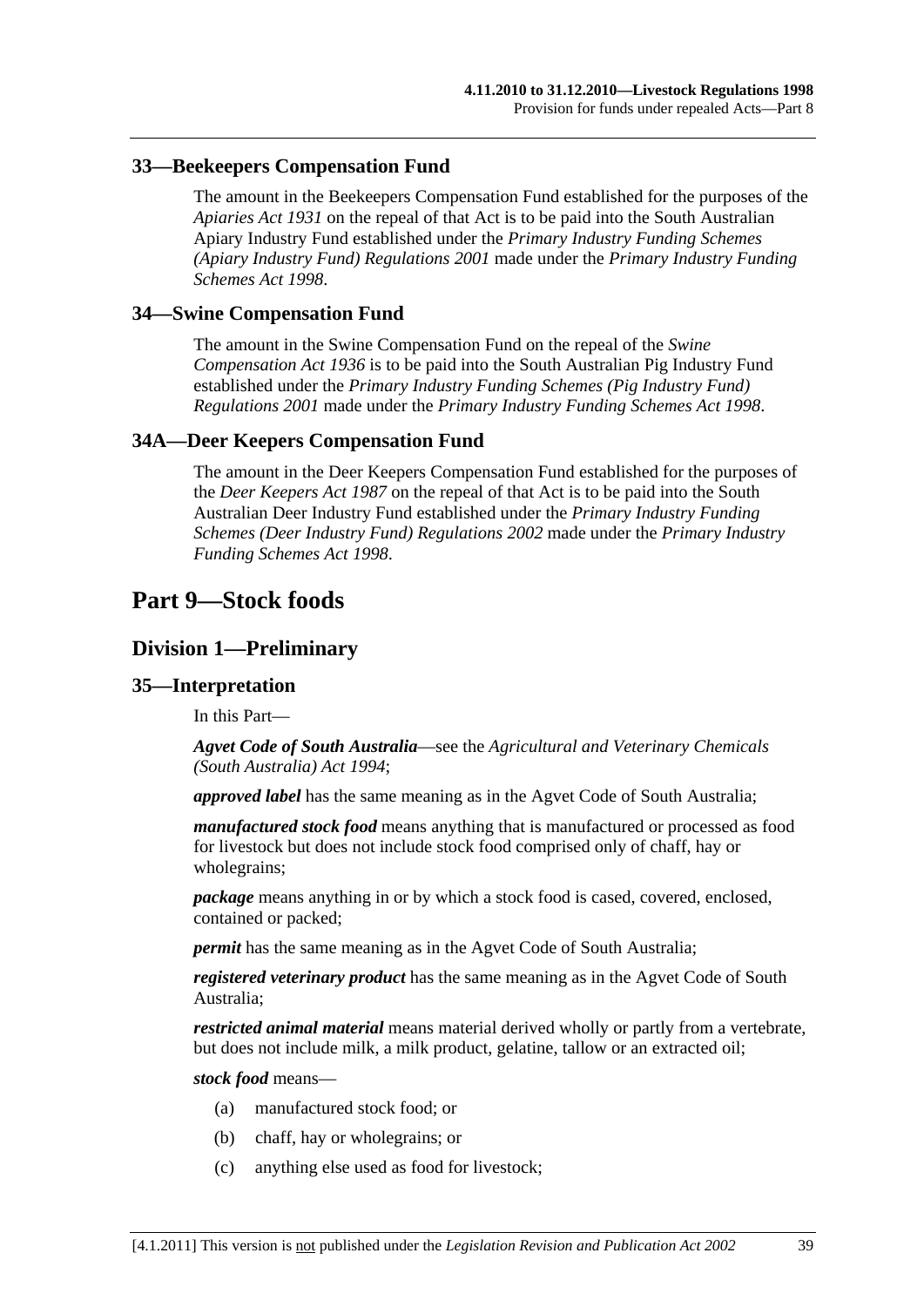### 33—Beekeepers Compensation Fund

The amount in the Beekeepers Compensation Fund established for the purposes of the *Apiaries Act 1931* on the repeal of that Act is to be paid into the South Australian Apiary Industry Fund established under the *Primary Industry Funding Schemes (Apiary Industry Fund) Regulations 2001* made under the *Primary Industry Funding Schemes Act 1998*.

### 34—Swine Compensation Fund

The amount in the Swine Compensation Fund on the repeal of the *Swine Compensation Act 1936* is to be paid into the South Australian Pig Industry Fund established under the *Primary Industry Funding Schemes (Pig Industry Fund) Regulations 2001* made under the *Primary Industry Funding Schemes Act 1998*.

### 34A—Deer Keepers Compensation Fund

The amount in the Deer Keepers Compensation Fund established for the purposes of the *Deer Keepers Act 1987* on the repeal of that Act is to be paid into the South Australian Deer Industry Fund established under the *Primary Industry Funding Schemes (Deer Industry Fund) Regulations 2002* made under the *Primary Industry Funding Schemes Act 1998*.

# Part 9—Stock foods

## Division 1—Preliminary

### 35—Interpretation

In this Part—

***Agvet Code of South Australia***—see the *Agricultural and Veterinary Chemicals (South Australia) Act 1994*;

***approved label*** has the same meaning as in the Agvet Code of South Australia;

***manufactured stock food*** means anything that is manufactured or processed as food for livestock but does not include stock food comprised only of chaff, hay or wholegrains;

***package*** means anything in or by which a stock food is cased, covered, enclosed, contained or packed;

***permit*** has the same meaning as in the Agvet Code of South Australia;

***registered veterinary product*** has the same meaning as in the Agvet Code of South Australia;

***restricted animal material*** means material derived wholly or partly from a vertebrate, but does not include milk, a milk product, gelatine, tallow or an extracted oil;

***stock food*** means—

(a) manufactured stock food; or

(b) chaff, hay or wholegrains; or

(c) anything else used as food for livestock;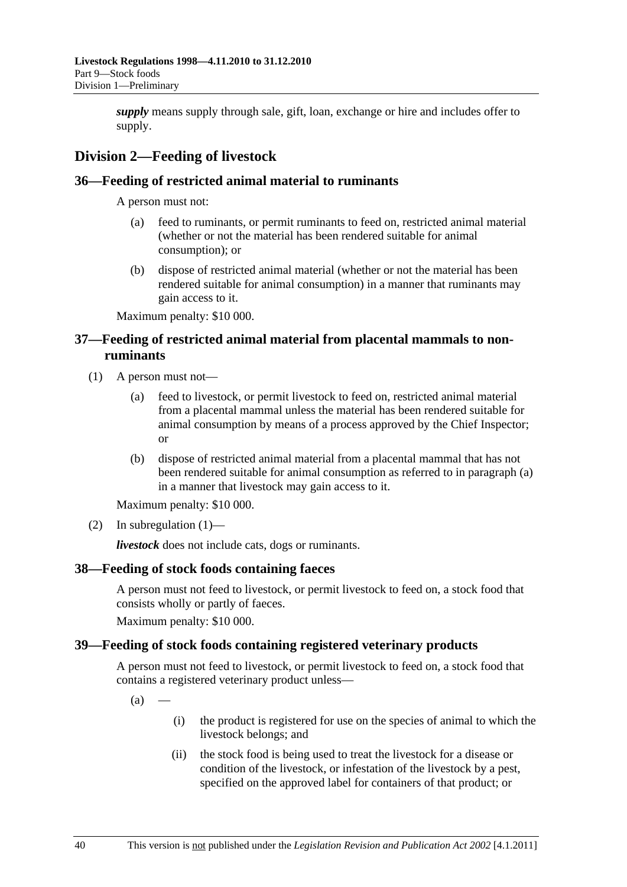***supply*** means supply through sale, gift, loan, exchange or hire and includes offer to supply.

## Division 2—Feeding of livestock

### 36—Feeding of restricted animal material to ruminants

A person must not:

(a) feed to ruminants, or permit ruminants to feed on, restricted animal material (whether or not the material has been rendered suitable for animal consumption); or

(b) dispose of restricted animal material (whether or not the material has been rendered suitable for animal consumption) in a manner that ruminants may gain access to it.

Maximum penalty: $10 000.

### 37—Feeding of restricted animal material from placental mammals to non-ruminants

(1) A person must not—

(a) feed to livestock, or permit livestock to feed on, restricted animal material from a placental mammal unless the material has been rendered suitable for animal consumption by means of a process approved by the Chief Inspector; or

(b) dispose of restricted animal material from a placental mammal that has not been rendered suitable for animal consumption as referred to in paragraph (a) in a manner that livestock may gain access to it.

Maximum penalty: $10 000.

(2) In subregulation (1)—

***livestock*** does not include cats, dogs or ruminants.

### 38—Feeding of stock foods containing faeces

A person must not feed to livestock, or permit livestock to feed on, a stock food that consists wholly or partly of faeces.

Maximum penalty: $10 000.

### 39—Feeding of stock foods containing registered veterinary products

A person must not feed to livestock, or permit livestock to feed on, a stock food that contains a registered veterinary product unless—

(a) —

(i) the product is registered for use on the species of animal to which the livestock belongs; and

(ii) the stock food is being used to treat the livestock for a disease or condition of the livestock, or infestation of the livestock by a pest, specified on the approved label for containers of that product; or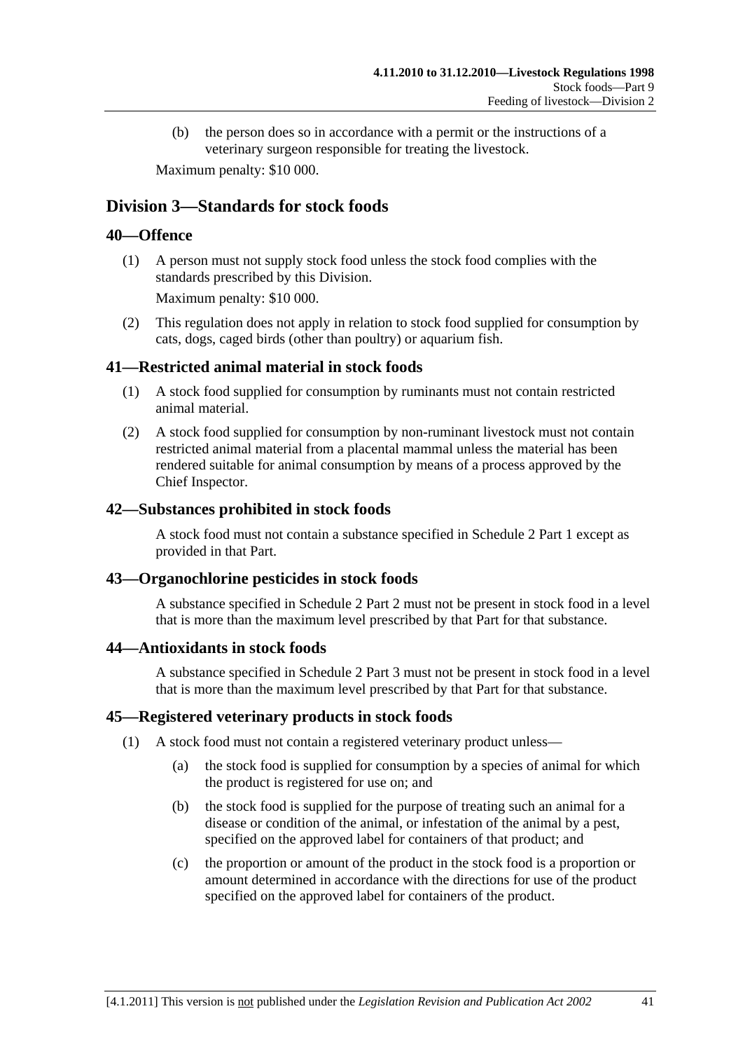(b) the person does so in accordance with a permit or the instructions of a veterinary surgeon responsible for treating the livestock.

Maximum penalty: $10 000.

## Division 3—Standards for stock foods

### 40—Offence

(1) A person must not supply stock food unless the stock food complies with the standards prescribed by this Division.

Maximum penalty: $10 000.

(2) This regulation does not apply in relation to stock food supplied for consumption by cats, dogs, caged birds (other than poultry) or aquarium fish.

### 41—Restricted animal material in stock foods

(1) A stock food supplied for consumption by ruminants must not contain restricted animal material.

(2) A stock food supplied for consumption by non-ruminant livestock must not contain restricted animal material from a placental mammal unless the material has been rendered suitable for animal consumption by means of a process approved by the Chief Inspector.

### 42—Substances prohibited in stock foods

A stock food must not contain a substance specified in Schedule 2 Part 1 except as provided in that Part.

### 43—Organochlorine pesticides in stock foods

A substance specified in Schedule 2 Part 2 must not be present in stock food in a level that is more than the maximum level prescribed by that Part for that substance.

### 44—Antioxidants in stock foods

A substance specified in Schedule 2 Part 3 must not be present in stock food in a level that is more than the maximum level prescribed by that Part for that substance.

### 45—Registered veterinary products in stock foods

(1) A stock food must not contain a registered veterinary product unless—

(a) the stock food is supplied for consumption by a species of animal for which the product is registered for use on; and

(b) the stock food is supplied for the purpose of treating such an animal for a disease or condition of the animal, or infestation of the animal by a pest, specified on the approved label for containers of that product; and

(c) the proportion or amount of the product in the stock food is a proportion or amount determined in accordance with the directions for use of the product specified on the approved label for containers of the product.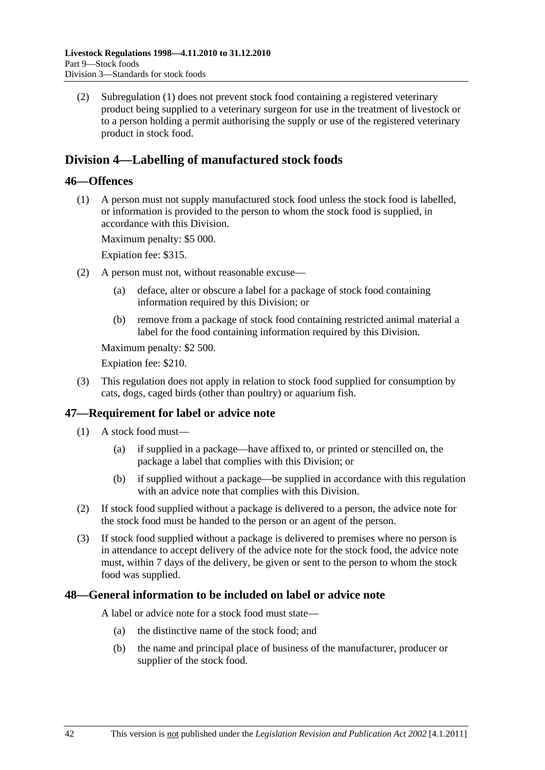(2) Subregulation (1) does not prevent stock food containing a registered veterinary product being supplied to a veterinary surgeon for use in the treatment of livestock or to a person holding a permit authorising the supply or use of the registered veterinary product in stock food.

## Division 4—Labelling of manufactured stock foods

### 46—Offences

(1) A person must not supply manufactured stock food unless the stock food is labelled, or information is provided to the person to whom the stock food is supplied, in accordance with this Division.

Maximum penalty: $5 000.

Expiation fee: $315.

(2) A person must not, without reasonable excuse—

(a) deface, alter or obscure a label for a package of stock food containing information required by this Division; or

(b) remove from a package of stock food containing restricted animal material a label for the food containing information required by this Division.

Maximum penalty: $2 500.

Expiation fee: $210.

(3) This regulation does not apply in relation to stock food supplied for consumption by cats, dogs, caged birds (other than poultry) or aquarium fish.

### 47—Requirement for label or advice note

(1) A stock food must—

(a) if supplied in a package—have affixed to, or printed or stencilled on, the package a label that complies with this Division; or

(b) if supplied without a package—be supplied in accordance with this regulation with an advice note that complies with this Division.

(2) If stock food supplied without a package is delivered to a person, the advice note for the stock food must be handed to the person or an agent of the person.

(3) If stock food supplied without a package is delivered to premises where no person is in attendance to accept delivery of the advice note for the stock food, the advice note must, within 7 days of the delivery, be given or sent to the person to whom the stock food was supplied.

### 48—General information to be included on label or advice note

A label or advice note for a stock food must state—

(a) the distinctive name of the stock food; and

(b) the name and principal place of business of the manufacturer, producer or supplier of the stock food.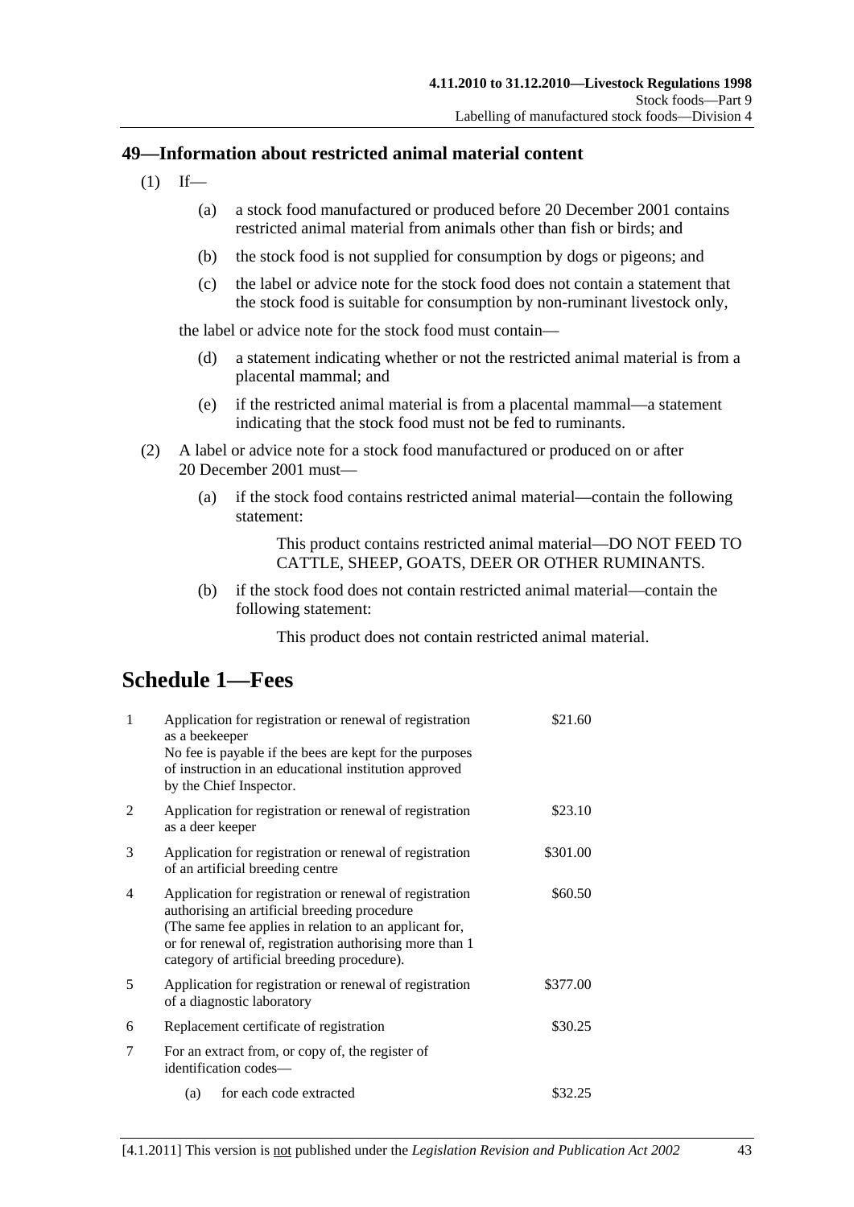## 49—Information about restricted animal material content

(1) If—

(a) a stock food manufactured or produced before 20 December 2001 contains restricted animal material from animals other than fish or birds; and

(b) the stock food is not supplied for consumption by dogs or pigeons; and

(c) the label or advice note for the stock food does not contain a statement that the stock food is suitable for consumption by non-ruminant livestock only,

the label or advice note for the stock food must contain—

(d) a statement indicating whether or not the restricted animal material is from a placental mammal; and

(e) if the restricted animal material is from a placental mammal—a statement indicating that the stock food must not be fed to ruminants.

(2) A label or advice note for a stock food manufactured or produced on or after 20 December 2001 must—

(a) if the stock food contains restricted animal material—contain the following statement:

> This product contains restricted animal material—DO NOT FEED TO CATTLE, SHEEP, GOATS, DEER OR OTHER RUMINANTS.

(b) if the stock food does not contain restricted animal material—contain the following statement:

> This product does not contain restricted animal material.

# Schedule 1—Fees

| | | |
|---|---|---|
| 1 | Application for registration or renewal of registration as a beekeeper<br>No fee is payable if the bees are kept for the purposes of instruction in an educational institution approved by the Chief Inspector. | $21.60 |
| 2 | Application for registration or renewal of registration as a deer keeper | $23.10 |
| 3 | Application for registration or renewal of registration of an artificial breeding centre | $301.00 |
| 4 | Application for registration or renewal of registration authorising an artificial breeding procedure<br>(The same fee applies in relation to an applicant for, or for renewal of, registration authorising more than 1 category of artificial breeding procedure). | $60.50 |
| 5 | Application for registration or renewal of registration of a diagnostic laboratory | $377.00 |
| 6 | Replacement certificate of registration | $30.25 |
| 7 | For an extract from, or copy of, the register of identification codes— | |
| | (a) for each code extracted | $32.25 |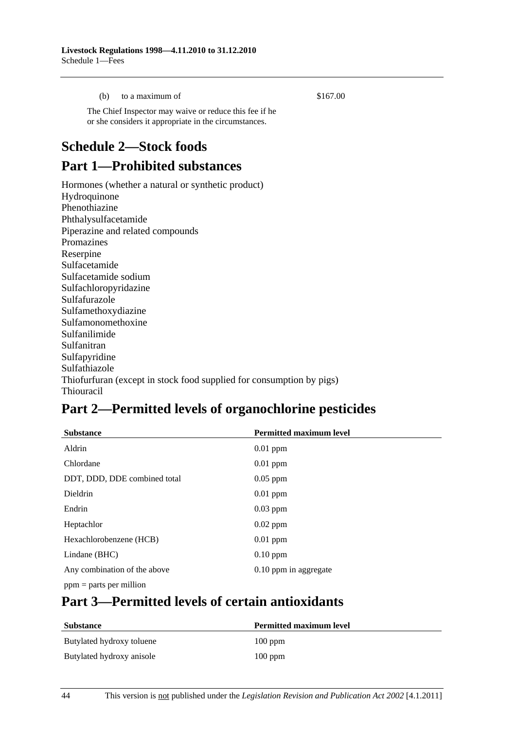(b) to a maximum of $167.00

The Chief Inspector may waive or reduce this fee if he or she considers it appropriate in the circumstances.

# Schedule 2—Stock foods

## Part 1—Prohibited substances

Hormones (whether a natural or synthetic product)
Hydroquinone
Phenothiazine
Phthalysulfacetamide
Piperazine and related compounds
Promazines
Reserpine
Sulfacetamide
Sulfacetamide sodium
Sulfachloropyridazine
Sulfafurazole
Sulfamethoxydiazine
Sulfamonomethoxine
Sulfanilimide
Sulfanitran
Sulfapyridine
Sulfathiazole
Thiofurfuran (except in stock food supplied for consumption by pigs)
Thiouracil

## Part 2—Permitted levels of organochlorine pesticides

| Substance | Permitted maximum level |
|---|---|
| Aldrin | 0.01 ppm |
| Chlordane | 0.01 ppm |
| DDT, DDD, DDE combined total | 0.05 ppm |
| Dieldrin | 0.01 ppm |
| Endrin | 0.03 ppm |
| Heptachlor | 0.02 ppm |
| Hexachlorobenzene (HCB) | 0.01 ppm |
| Lindane (BHC) | 0.10 ppm |
| Any combination of the above | 0.10 ppm in aggregate |

ppm = parts per million

## Part 3—Permitted levels of certain antioxidants

| Substance | Permitted maximum level |
|---|---|
| Butylated hydroxy toluene | 100 ppm |
| Butylated hydroxy anisole | 100 ppm |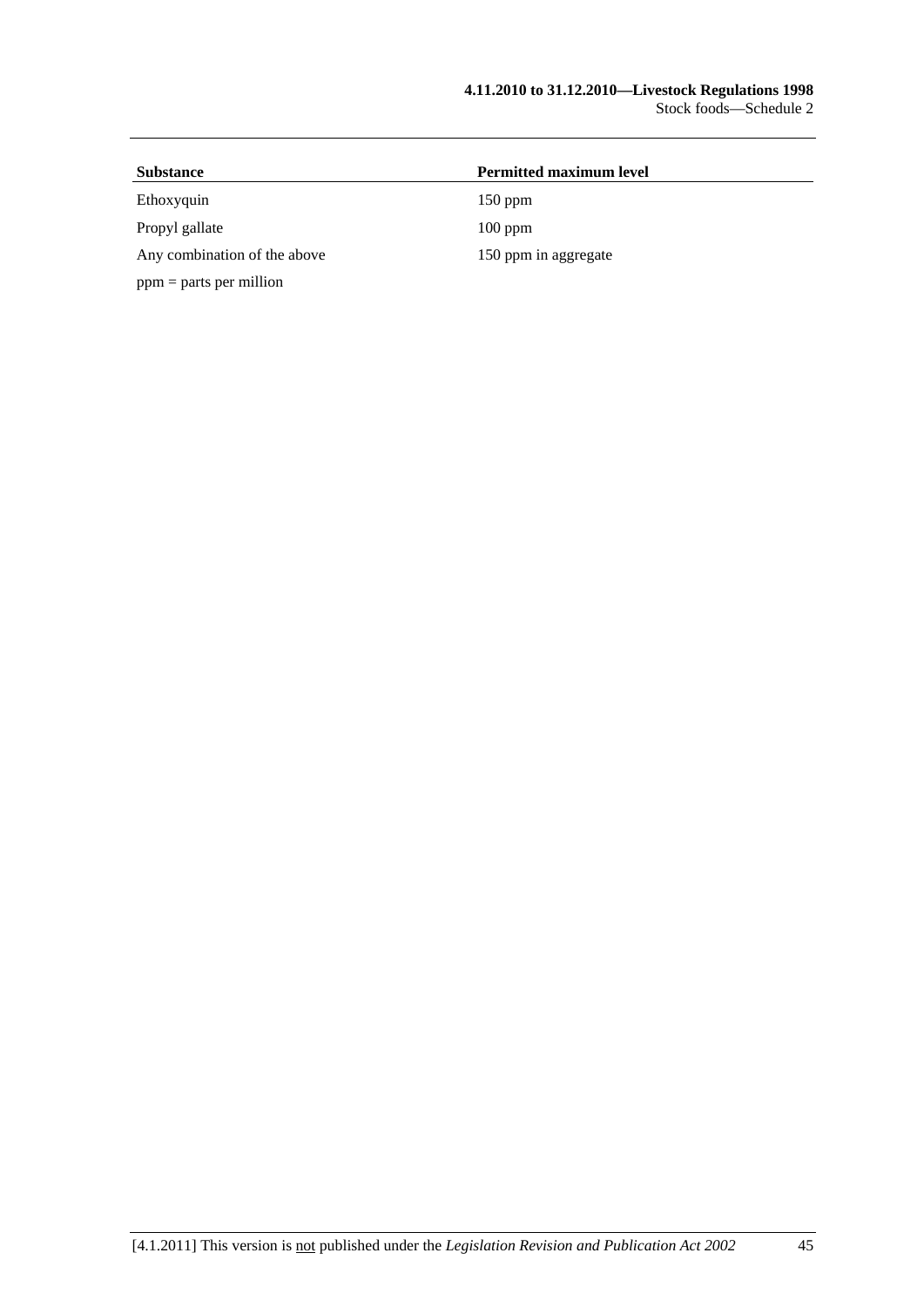| Substance | Permitted maximum level |
|---|---|
| Ethoxyquin | 150 ppm |
| Propyl gallate | 100 ppm |
| Any combination of the above | 150 ppm in aggregate |

ppm = parts per million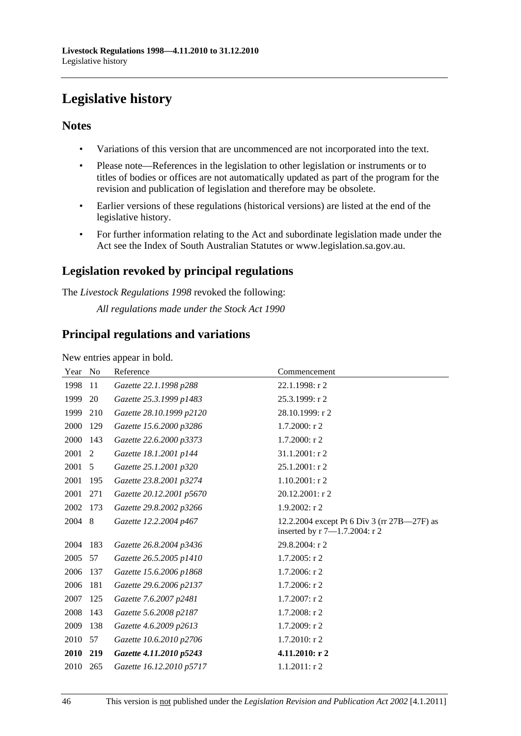# Legislative history

## Notes

- Variations of this version that are uncommenced are not incorporated into the text.
- Please note—References in the legislation to other legislation or instruments or to titles of bodies or offices are not automatically updated as part of the program for the revision and publication of legislation and therefore may be obsolete.
- Earlier versions of these regulations (historical versions) are listed at the end of the legislative history.
- For further information relating to the Act and subordinate legislation made under the Act see the Index of South Australian Statutes or www.legislation.sa.gov.au.

## Legislation revoked by principal regulations

The *Livestock Regulations 1998* revoked the following:

*All regulations made under the Stock Act 1990*

## Principal regulations and variations

New entries appear in bold.

| Year | No | Reference | Commencement |
|---|---|---|---|
| 1998 | 11 | *Gazette 22.1.1998 p288* | 22.1.1998: r 2 |
| 1999 | 20 | *Gazette 25.3.1999 p1483* | 25.3.1999: r 2 |
| 1999 | 210 | *Gazette 28.10.1999 p2120* | 28.10.1999: r 2 |
| 2000 | 129 | *Gazette 15.6.2000 p3286* | 1.7.2000: r 2 |
| 2000 | 143 | *Gazette 22.6.2000 p3373* | 1.7.2000: r 2 |
| 2001 | 2 | *Gazette 18.1.2001 p144* | 31.1.2001: r 2 |
| 2001 | 5 | *Gazette 25.1.2001 p320* | 25.1.2001: r 2 |
| 2001 | 195 | *Gazette 23.8.2001 p3274* | 1.10.2001: r 2 |
| 2001 | 271 | *Gazette 20.12.2001 p5670* | 20.12.2001: r 2 |
| 2002 | 173 | *Gazette 29.8.2002 p3266* | 1.9.2002: r 2 |
| 2004 | 8 | *Gazette 12.2.2004 p467* | 12.2.2004 except Pt 6 Div 3 (rr 27B—27F) as inserted by r 7—1.7.2004: r 2 |
| 2004 | 183 | *Gazette 26.8.2004 p3436* | 29.8.2004: r 2 |
| 2005 | 57 | *Gazette 26.5.2005 p1410* | 1.7.2005: r 2 |
| 2006 | 137 | *Gazette 15.6.2006 p1868* | 1.7.2006: r 2 |
| 2006 | 181 | *Gazette 29.6.2006 p2137* | 1.7.2006: r 2 |
| 2007 | 125 | *Gazette 7.6.2007 p2481* | 1.7.2007: r 2 |
| 2008 | 143 | *Gazette 5.6.2008 p2187* | 1.7.2008: r 2 |
| 2009 | 138 | *Gazette 4.6.2009 p2613* | 1.7.2009: r 2 |
| 2010 | 57 | *Gazette 10.6.2010 p2706* | 1.7.2010: r 2 |
| **2010** | **219** | ***Gazette 4.11.2010 p5243*** | **4.11.2010: r 2** |
| 2010 | 265 | *Gazette 16.12.2010 p5717* | 1.1.2011: r 2 |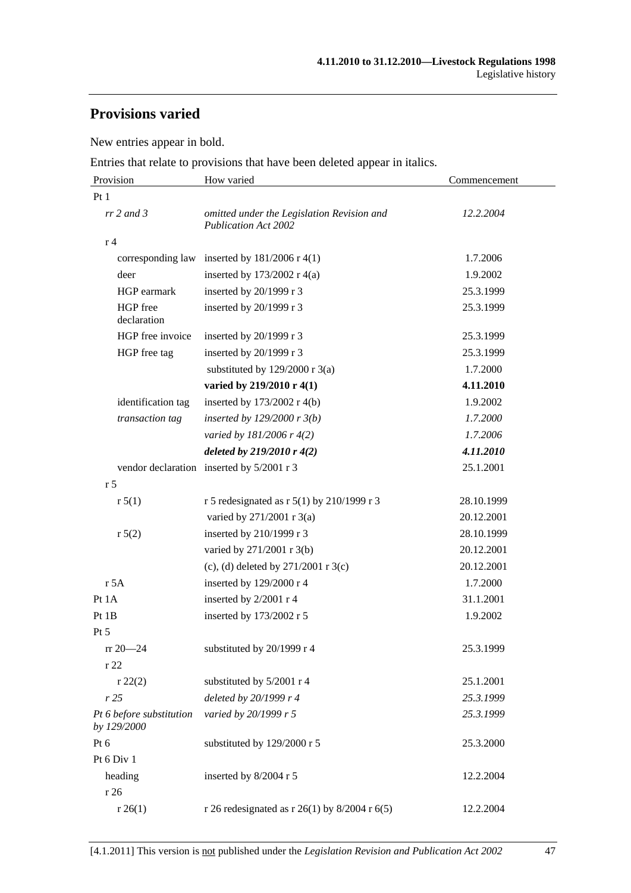## Provisions varied

New entries appear in bold.

Entries that relate to provisions that have been deleted appear in italics.

| Provision | How varied | Commencement |
|---|---|---|
| Pt 1 | | |
| *rr 2 and 3* | *omitted under the Legislation Revision and Publication Act 2002* | *12.2.2004* |
| r 4 | | |
| corresponding law | inserted by 181/2006 r 4(1) | 1.7.2006 |
| deer | inserted by 173/2002 r 4(a) | 1.9.2002 |
| HGP earmark | inserted by 20/1999 r 3 | 25.3.1999 |
| HGP free declaration | inserted by 20/1999 r 3 | 25.3.1999 |
| HGP free invoice | inserted by 20/1999 r 3 | 25.3.1999 |
| HGP free tag | inserted by 20/1999 r 3 | 25.3.1999 |
| | substituted by 129/2000 r 3(a) | 1.7.2000 |
| | **varied by 219/2010 r 4(1)** | **4.11.2010** |
| identification tag | inserted by 173/2002 r 4(b) | 1.9.2002 |
| *transaction tag* | *inserted by 129/2000 r 3(b)* | *1.7.2000* |
| | *varied by 181/2006 r 4(2)* | *1.7.2006* |
| | ***deleted by 219/2010 r 4(2)*** | ***4.11.2010*** |
| vendor declaration | inserted by 5/2001 r 3 | 25.1.2001 |
| r 5 | | |
| r 5(1) | r 5 redesignated as r 5(1) by 210/1999 r 3 | 28.10.1999 |
| | varied by 271/2001 r 3(a) | 20.12.2001 |
| r 5(2) | inserted by 210/1999 r 3 | 28.10.1999 |
| | varied by 271/2001 r 3(b) | 20.12.2001 |
| | (c), (d) deleted by 271/2001 r 3(c) | 20.12.2001 |
| r 5A | inserted by 129/2000 r 4 | 1.7.2000 |
| Pt 1A | inserted by 2/2001 r 4 | 31.1.2001 |
| Pt 1B | inserted by 173/2002 r 5 | 1.9.2002 |
| Pt 5 | | |
| rr 20—24 | substituted by 20/1999 r 4 | 25.3.1999 |
| r 22 | | |
| r 22(2) | substituted by 5/2001 r 4 | 25.1.2001 |
| *r 25* | *deleted by 20/1999 r 4* | *25.3.1999* |
| *Pt 6 before substitution by 129/2000* | *varied by 20/1999 r 5* | *25.3.1999* |
| Pt 6 | substituted by 129/2000 r 5 | 25.3.2000 |
| Pt 6 Div 1 | | |
| heading | inserted by 8/2004 r 5 | 12.2.2004 |
| r 26 | | |
| r 26(1) | r 26 redesignated as r 26(1) by 8/2004 r 6(5) | 12.2.2004 |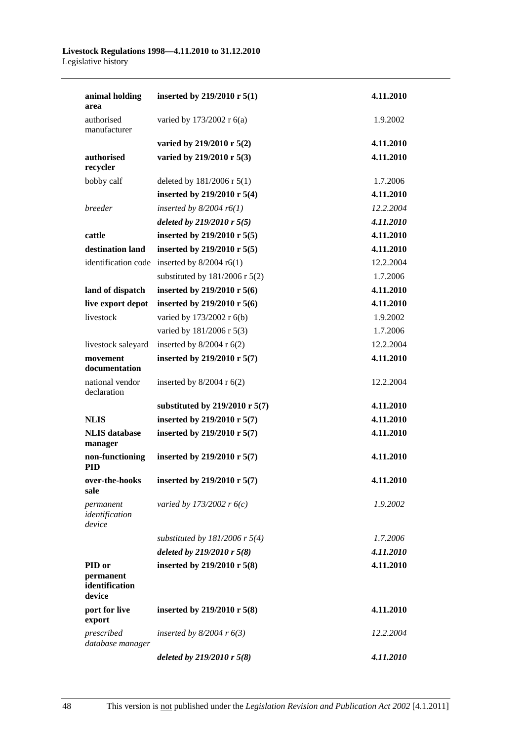| | | |
|---|---|---|
| **animal holding area** | **inserted by 219/2010 r 5(1)** | **4.11.2010** |
| authorised manufacturer | varied by 173/2002 r 6(a) | 1.9.2002 |
| | **varied by 219/2010 r 5(2)** | **4.11.2010** |
| **authorised recycler** | **varied by 219/2010 r 5(3)** | **4.11.2010** |
| bobby calf | deleted by 181/2006 r 5(1) | 1.7.2006 |
| | **inserted by 219/2010 r 5(4)** | **4.11.2010** |
| *breeder* | *inserted by 8/2004 r6(1)* | *12.2.2004* |
| | ***deleted by 219/2010 r 5(5)*** | ***4.11.2010*** |
| **cattle** | **inserted by 219/2010 r 5(5)** | **4.11.2010** |
| **destination land** | **inserted by 219/2010 r 5(5)** | **4.11.2010** |
| identification code | inserted by 8/2004 r6(1) | 12.2.2004 |
| | substituted by 181/2006 r 5(2) | 1.7.2006 |
| **land of dispatch** | **inserted by 219/2010 r 5(6)** | **4.11.2010** |
| **live export depot** | **inserted by 219/2010 r 5(6)** | **4.11.2010** |
| livestock | varied by 173/2002 r 6(b) | 1.9.2002 |
| | varied by 181/2006 r 5(3) | 1.7.2006 |
| livestock saleyard | inserted by 8/2004 r 6(2) | 12.2.2004 |
| **movement documentation** | **inserted by 219/2010 r 5(7)** | **4.11.2010** |
| national vendor declaration | inserted by 8/2004 r 6(2) | 12.2.2004 |
| | **substituted by 219/2010 r 5(7)** | **4.11.2010** |
| **NLIS** | **inserted by 219/2010 r 5(7)** | **4.11.2010** |
| **NLIS database manager** | **inserted by 219/2010 r 5(7)** | **4.11.2010** |
| **non-functioning PID** | **inserted by 219/2010 r 5(7)** | **4.11.2010** |
| **over-the-hooks sale** | **inserted by 219/2010 r 5(7)** | **4.11.2010** |
| *permanent identification device* | *varied by 173/2002 r 6(c)* | *1.9.2002* |
| | *substituted by 181/2006 r 5(4)* | *1.7.2006* |
| | ***deleted by 219/2010 r 5(8)*** | ***4.11.2010*** |
| **PID or permanent identification device** | **inserted by 219/2010 r 5(8)** | **4.11.2010** |
| **port for live export** | **inserted by 219/2010 r 5(8)** | **4.11.2010** |
| *prescribed database manager* | *inserted by 8/2004 r 6(3)* | *12.2.2004* |
| | ***deleted by 219/2010 r 5(8)*** | ***4.11.2010*** |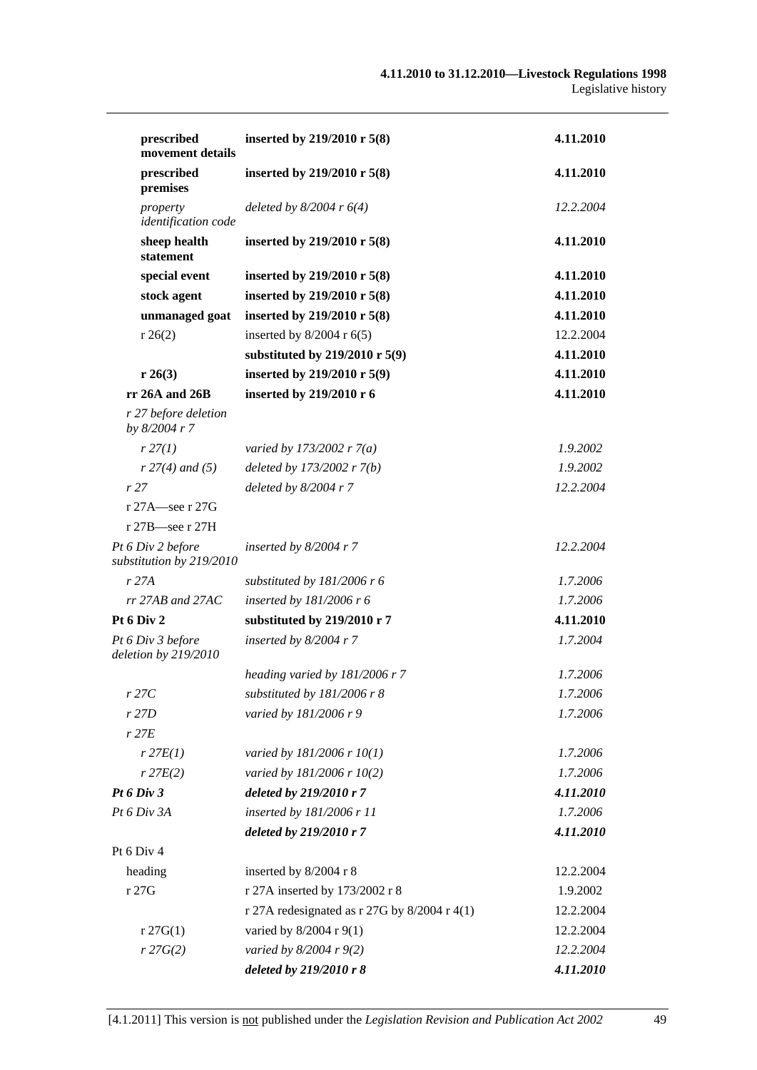| | | |
|---|---|---|
| **prescribed movement details** | **inserted by 219/2010 r 5(8)** | **4.11.2010** |
| **prescribed premises** | **inserted by 219/2010 r 5(8)** | **4.11.2010** |
| *property identification code* | *deleted by 8/2004 r 6(4)* | *12.2.2004* |
| **sheep health statement** | **inserted by 219/2010 r 5(8)** | **4.11.2010** |
| **special event** | **inserted by 219/2010 r 5(8)** | **4.11.2010** |
| **stock agent** | **inserted by 219/2010 r 5(8)** | **4.11.2010** |
| **unmanaged goat** | **inserted by 219/2010 r 5(8)** | **4.11.2010** |
| r 26(2) | inserted by 8/2004 r 6(5) | 12.2.2004 |
| | **substituted by 219/2010 r 5(9)** | **4.11.2010** |
| **r 26(3)** | **inserted by 219/2010 r 5(9)** | **4.11.2010** |
| **rr 26A and 26B** | **inserted by 219/2010 r 6** | **4.11.2010** |
| *r 27 before deletion by 8/2004 r 7* | | |
| *r 27(1)* | *varied by 173/2002 r 7(a)* | *1.9.2002* |
| *r 27(4) and (5)* | *deleted by 173/2002 r 7(b)* | *1.9.2002* |
| *r 27* | *deleted by 8/2004 r 7* | *12.2.2004* |
| r 27A—see r 27G | | |
| r 27B—see r 27H | | |
| *Pt 6 Div 2 before substitution by 219/2010* | *inserted by 8/2004 r 7* | *12.2.2004* |
| *r 27A* | *substituted by 181/2006 r 6* | *1.7.2006* |
| *rr 27AB and 27AC* | *inserted by 181/2006 r 6* | *1.7.2006* |
| **Pt 6 Div 2** | **substituted by 219/2010 r 7** | **4.11.2010** |
| *Pt 6 Div 3 before deletion by 219/2010* | *inserted by 8/2004 r 7* | *1.7.2004* |
| | *heading varied by 181/2006 r 7* | *1.7.2006* |
| *r 27C* | *substituted by 181/2006 r 8* | *1.7.2006* |
| *r 27D* | *varied by 181/2006 r 9* | *1.7.2006* |
| *r 27E* | | |
| *r 27E(1)* | *varied by 181/2006 r 10(1)* | *1.7.2006* |
| *r 27E(2)* | *varied by 181/2006 r 10(2)* | *1.7.2006* |
| ***Pt 6 Div 3*** | ***deleted by 219/2010 r 7*** | ***4.11.2010*** |
| *Pt 6 Div 3A* | *inserted by 181/2006 r 11* | *1.7.2006* |
| | ***deleted by 219/2010 r 7*** | ***4.11.2010*** |
| Pt 6 Div 4 | | |
| heading | inserted by 8/2004 r 8 | 12.2.2004 |
| r 27G | r 27A inserted by 173/2002 r 8 | 1.9.2002 |
| | r 27A redesignated as r 27G by 8/2004 r 4(1) | 12.2.2004 |
| r 27G(1) | varied by 8/2004 r 9(1) | 12.2.2004 |
| *r 27G(2)* | *varied by 8/2004 r 9(2)* | *12.2.2004* |
| | ***deleted by 219/2010 r 8*** | ***4.11.2010*** |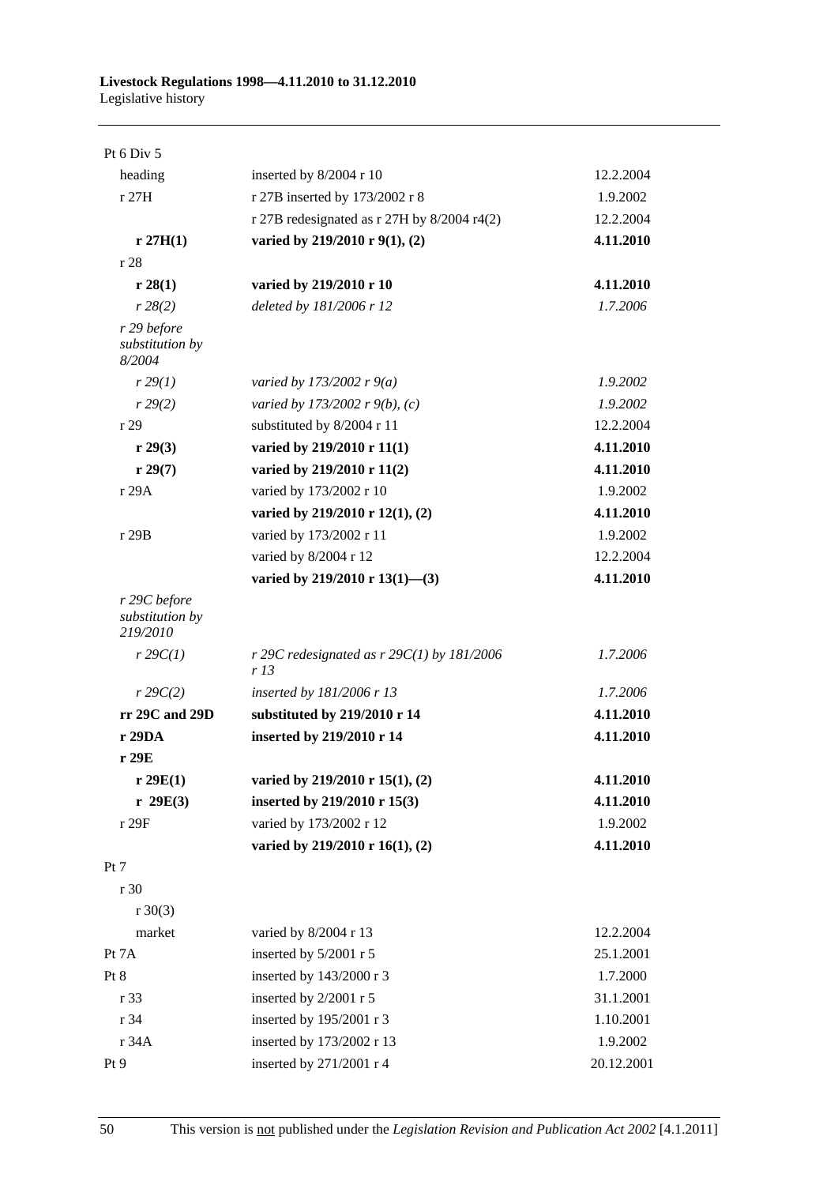| | | |
|---|---|---|
| Pt 6 Div 5 | | |
| heading | inserted by 8/2004 r 10 | 12.2.2004 |
| r 27H | r 27B inserted by 173/2002 r 8 | 1.9.2002 |
| | r 27B redesignated as r 27H by 8/2004 r4(2) | 12.2.2004 |
| **r 27H(1)** | **varied by 219/2010 r 9(1), (2)** | **4.11.2010** |
| r 28 | | |
| **r 28(1)** | **varied by 219/2010 r 10** | **4.11.2010** |
| *r 28(2)* | *deleted by 181/2006 r 12* | *1.7.2006* |
| *r 29 before substitution by 8/2004* | | |
| *r 29(1)* | *varied by 173/2002 r 9(a)* | *1.9.2002* |
| *r 29(2)* | *varied by 173/2002 r 9(b), (c)* | *1.9.2002* |
| r 29 | substituted by 8/2004 r 11 | 12.2.2004 |
| **r 29(3)** | **varied by 219/2010 r 11(1)** | **4.11.2010** |
| **r 29(7)** | **varied by 219/2010 r 11(2)** | **4.11.2010** |
| r 29A | varied by 173/2002 r 10 | 1.9.2002 |
| | **varied by 219/2010 r 12(1), (2)** | **4.11.2010** |
| r 29B | varied by 173/2002 r 11 | 1.9.2002 |
| | varied by 8/2004 r 12 | 12.2.2004 |
| | **varied by 219/2010 r 13(1)—(3)** | **4.11.2010** |
| *r 29C before substitution by 219/2010* | | |
| *r 29C(1)* | *r 29C redesignated as r 29C(1) by 181/2006 r 13* | *1.7.2006* |
| *r 29C(2)* | *inserted by 181/2006 r 13* | *1.7.2006* |
| **rr 29C and 29D** | **substituted by 219/2010 r 14** | **4.11.2010** |
| **r 29DA** | **inserted by 219/2010 r 14** | **4.11.2010** |
| **r 29E** | | |
| **r 29E(1)** | **varied by 219/2010 r 15(1), (2)** | **4.11.2010** |
| **r 29E(3)** | **inserted by 219/2010 r 15(3)** | **4.11.2010** |
| r 29F | varied by 173/2002 r 12 | 1.9.2002 |
| | **varied by 219/2010 r 16(1), (2)** | **4.11.2010** |
| Pt 7 | | |
| r 30 | | |
| r 30(3) | | |
| market | varied by 8/2004 r 13 | 12.2.2004 |
| Pt 7A | inserted by 5/2001 r 5 | 25.1.2001 |
| Pt 8 | inserted by 143/2000 r 3 | 1.7.2000 |
| r 33 | inserted by 2/2001 r 5 | 31.1.2001 |
| r 34 | inserted by 195/2001 r 3 | 1.10.2001 |
| r 34A | inserted by 173/2002 r 13 | 1.9.2002 |
| Pt 9 | inserted by 271/2001 r 4 | 20.12.2001 |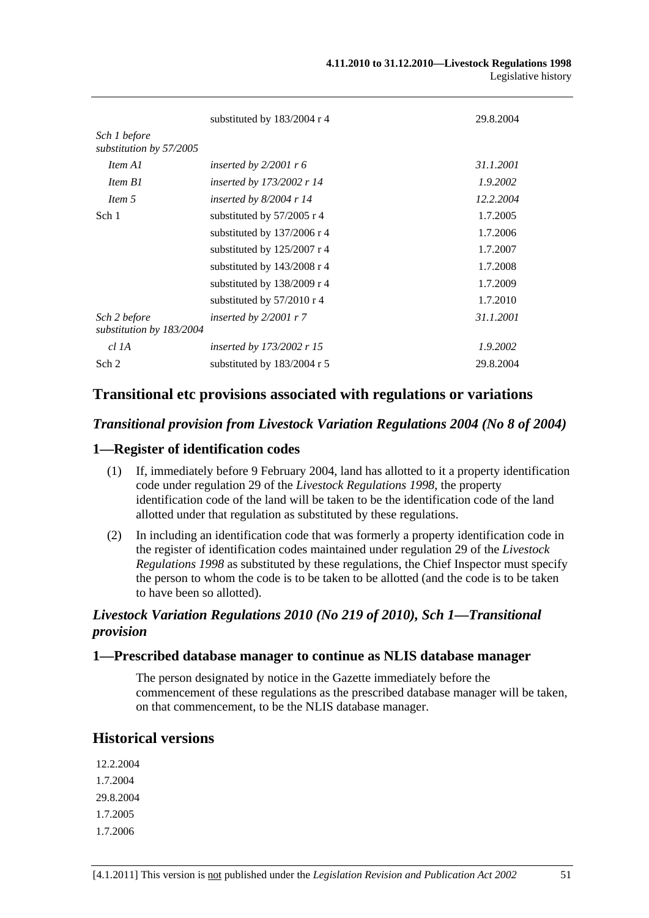| | | |
|---|---|---|
| | substituted by 183/2004 r 4 | 29.8.2004 |
| *Sch 1 before substitution by 57/2005* | | |
| *Item A1* | *inserted by 2/2001 r 6* | *31.1.2001* |
| *Item B1* | *inserted by 173/2002 r 14* | *1.9.2002* |
| *Item 5* | *inserted by 8/2004 r 14* | *12.2.2004* |
| Sch 1 | substituted by 57/2005 r 4 | 1.7.2005 |
| | substituted by 137/2006 r 4 | 1.7.2006 |
| | substituted by 125/2007 r 4 | 1.7.2007 |
| | substituted by 143/2008 r 4 | 1.7.2008 |
| | substituted by 138/2009 r 4 | 1.7.2009 |
| | substituted by 57/2010 r 4 | 1.7.2010 |
| *Sch 2 before substitution by 183/2004* | *inserted by 2/2001 r 7* | *31.1.2001* |
| *cl 1A* | *inserted by 173/2002 r 15* | *1.9.2002* |
| Sch 2 | substituted by 183/2004 r 5 | 29.8.2004 |

## Transitional etc provisions associated with regulations or variations

### *Transitional provision from Livestock Variation Regulations 2004 (No 8 of 2004)*

### 1—Register of identification codes

(1) If, immediately before 9 February 2004, land has allotted to it a property identification code under regulation 29 of the *Livestock Regulations 1998*, the property identification code of the land will be taken to be the identification code of the land allotted under that regulation as substituted by these regulations.

(2) In including an identification code that was formerly a property identification code in the register of identification codes maintained under regulation 29 of the *Livestock Regulations 1998* as substituted by these regulations, the Chief Inspector must specify the person to whom the code is to be taken to be allotted (and the code is to be taken to have been so allotted).

### *Livestock Variation Regulations 2010 (No 219 of 2010), Sch 1—Transitional provision*

### 1—Prescribed database manager to continue as NLIS database manager

The person designated by notice in the Gazette immediately before the commencement of these regulations as the prescribed database manager will be taken, on that commencement, to be the NLIS database manager.

## Historical versions

12.2.2004

1.7.2004

29.8.2004

1.7.2005

1.7.2006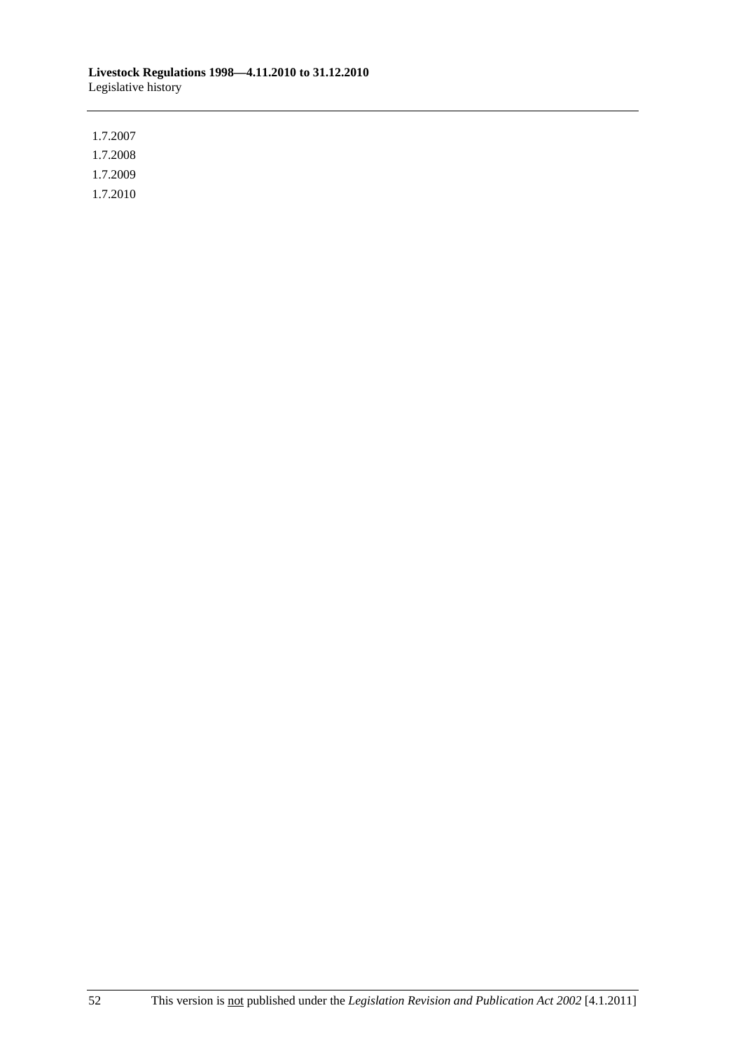1.7.2007

1.7.2008

1.7.2009

1.7.2010